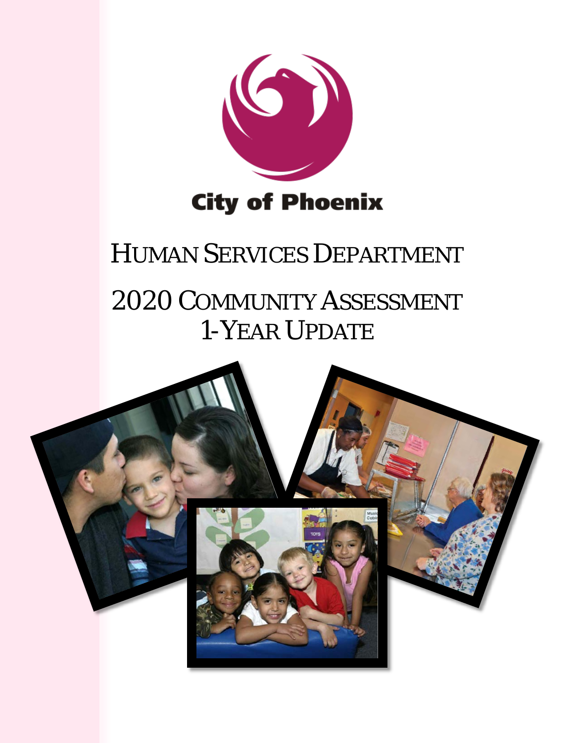City of Phoenix

# Human Services Department

# 2020 Community Assessment 1-Year Update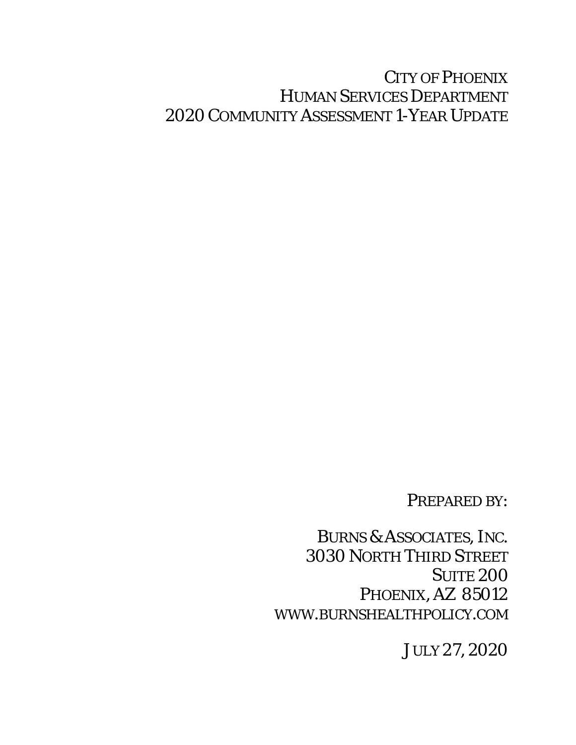# City of Phoenix
# Human Services Department
# 2020 Community Assessment 1-Year Update

Prepared by:

Burns & Associates, Inc.
3030 North Third Street
Suite 200
Phoenix, AZ 85012
www.burnshealthpolicy.com

July 27, 2020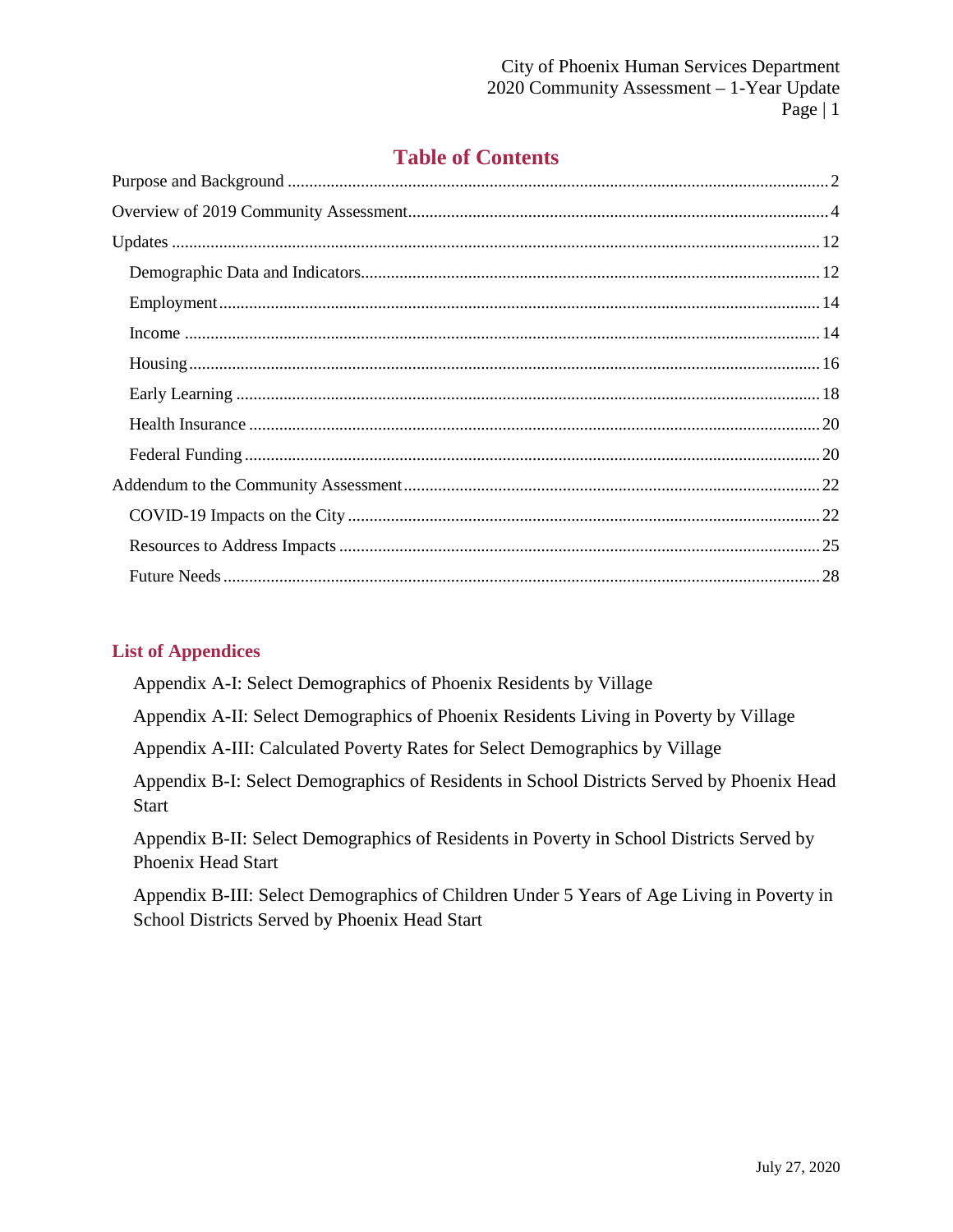## Table of Contents

Purpose and Background ..... 2

Overview of 2019 Community Assessment ..... 4

Updates ..... 12

- Demographic Data and Indicators ..... 12
- Employment ..... 14
- Income ..... 14
- Housing ..... 16
- Early Learning ..... 18
- Health Insurance ..... 20
- Federal Funding ..... 20

Addendum to the Community Assessment ..... 22

- COVID-19 Impacts on the City ..... 22
- Resources to Address Impacts ..... 25
- Future Needs ..... 28

### List of Appendices

Appendix A-I: Select Demographics of Phoenix Residents by Village

Appendix A-II: Select Demographics of Phoenix Residents Living in Poverty by Village

Appendix A-III: Calculated Poverty Rates for Select Demographics by Village

Appendix B-I: Select Demographics of Residents in School Districts Served by Phoenix Head Start

Appendix B-II: Select Demographics of Residents in Poverty in School Districts Served by Phoenix Head Start

Appendix B-III: Select Demographics of Children Under 5 Years of Age Living in Poverty in School Districts Served by Phoenix Head Start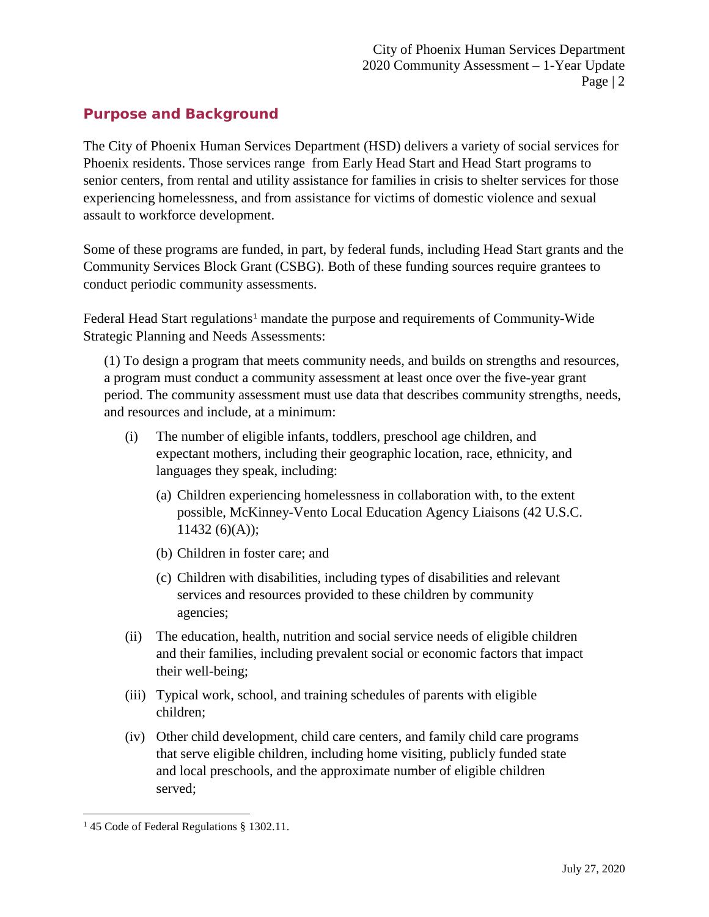## Purpose and Background

The City of Phoenix Human Services Department (HSD) delivers a variety of social services for Phoenix residents. Those services range from Early Head Start and Head Start programs to senior centers, from rental and utility assistance for families in crisis to shelter services for those experiencing homelessness, and from assistance for victims of domestic violence and sexual assault to workforce development.

Some of these programs are funded, in part, by federal funds, including Head Start grants and the Community Services Block Grant (CSBG). Both of these funding sources require grantees to conduct periodic community assessments.

Federal Head Start regulations[1] mandate the purpose and requirements of Community-Wide Strategic Planning and Needs Assessments:

> (1) To design a program that meets community needs, and builds on strengths and resources, a program must conduct a community assessment at least once over the five-year grant period. The community assessment must use data that describes community strengths, needs, and resources and include, at a minimum:
>
> (i) The number of eligible infants, toddlers, preschool age children, and expectant mothers, including their geographic location, race, ethnicity, and languages they speak, including:
>
> (a) Children experiencing homelessness in collaboration with, to the extent possible, McKinney-Vento Local Education Agency Liaisons (42 U.S.C. 11432 (6)(A));
>
> (b) Children in foster care; and
>
> (c) Children with disabilities, including types of disabilities and relevant services and resources provided to these children by community agencies;
>
> (ii) The education, health, nutrition and social service needs of eligible children and their families, including prevalent social or economic factors that impact their well-being;
>
> (iii) Typical work, school, and training schedules of parents with eligible children;
>
> (iv) Other child development, child care centers, and family child care programs that serve eligible children, including home visiting, publicly funded state and local preschools, and the approximate number of eligible children served;

[1] 45 Code of Federal Regulations § 1302.11.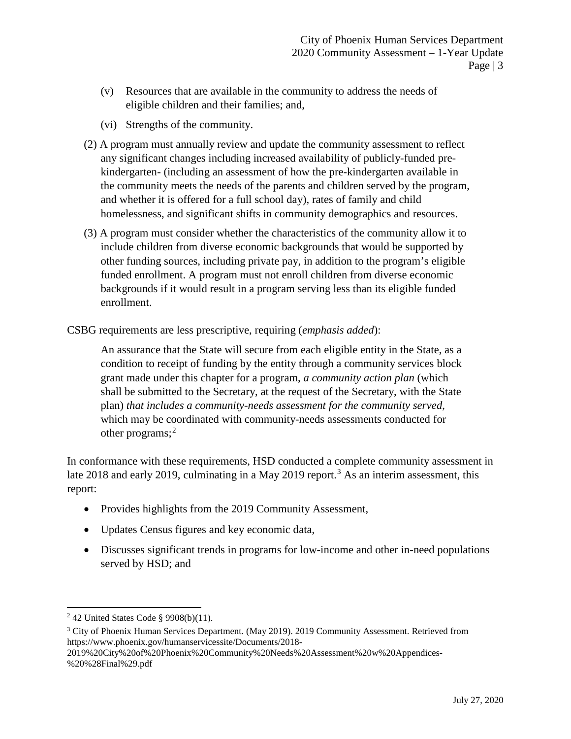(v) Resources that are available in the community to address the needs of eligible children and their families; and,

(vi) Strengths of the community.

(2) A program must annually review and update the community assessment to reflect any significant changes including increased availability of publicly-funded pre-kindergarten- (including an assessment of how the pre-kindergarten available in the community meets the needs of the parents and children served by the program, and whether it is offered for a full school day), rates of family and child homelessness, and significant shifts in community demographics and resources.

(3) A program must consider whether the characteristics of the community allow it to include children from diverse economic backgrounds that would be supported by other funding sources, including private pay, in addition to the program's eligible funded enrollment. A program must not enroll children from diverse economic backgrounds if it would result in a program serving less than its eligible funded enrollment.

CSBG requirements are less prescriptive, requiring (*emphasis added*):

> An assurance that the State will secure from each eligible entity in the State, as a condition to receipt of funding by the entity through a community services block grant made under this chapter for a program, *a community action plan* (which shall be submitted to the Secretary, at the request of the Secretary, with the State plan) *that includes a community-needs assessment for the community served*, which may be coordinated with community-needs assessments conducted for other programs;[2]

In conformance with these requirements, HSD conducted a complete community assessment in late 2018 and early 2019, culminating in a May 2019 report.[3] As an interim assessment, this report:

- Provides highlights from the 2019 Community Assessment,
- Updates Census figures and key economic data,
- Discusses significant trends in programs for low-income and other in-need populations served by HSD; and

---

[2] 42 United States Code § 9908(b)(11).

[3] City of Phoenix Human Services Department. (May 2019). 2019 Community Assessment. Retrieved from https://www.phoenix.gov/humanservicessite/Documents/2018-2019%20City%20of%20Phoenix%20Community%20Needs%20Assessment%20w%20Appendices-%20%28Final%29.pdf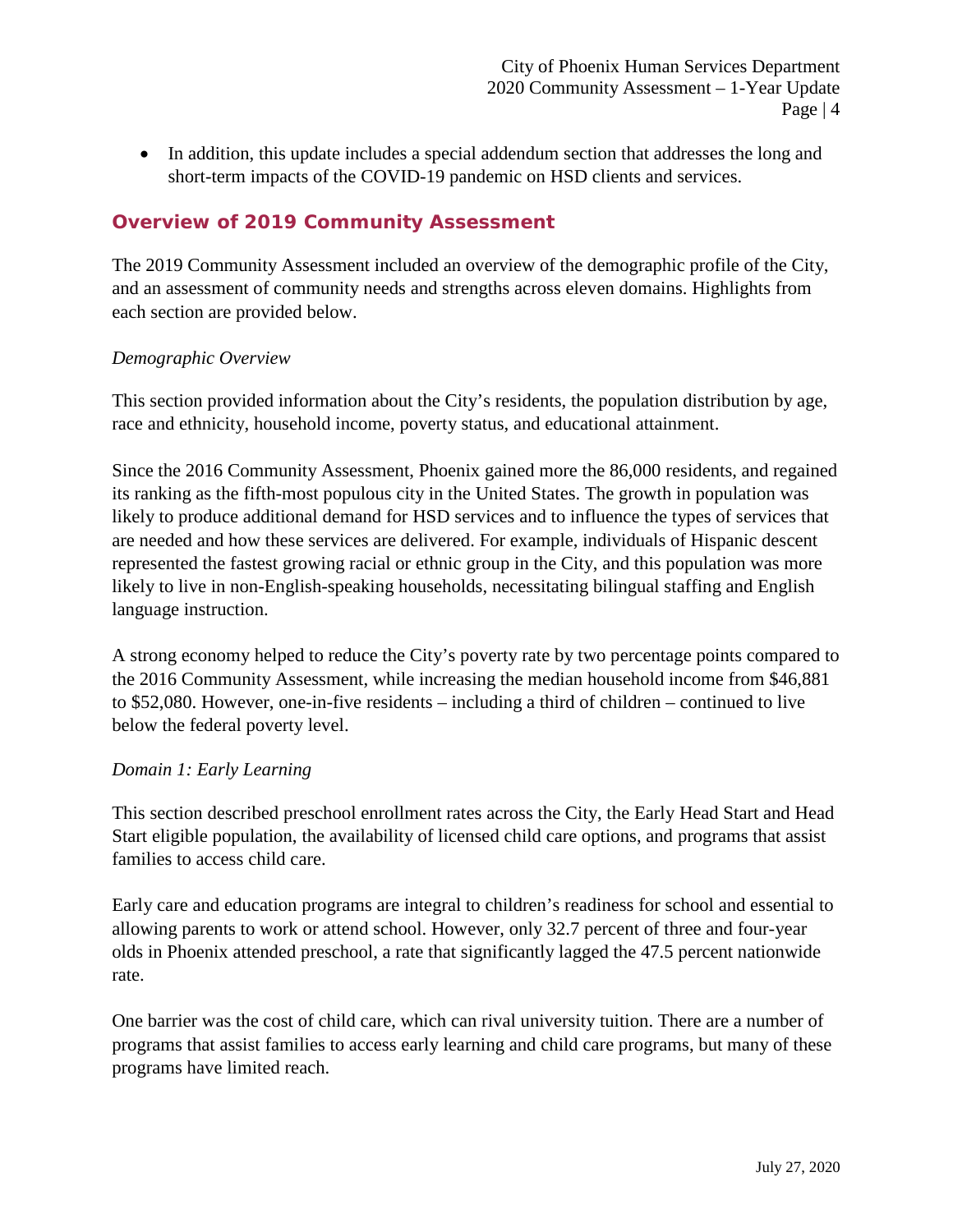- In addition, this update includes a special addendum section that addresses the long and short-term impacts of the COVID-19 pandemic on HSD clients and services.

## Overview of 2019 Community Assessment

The 2019 Community Assessment included an overview of the demographic profile of the City, and an assessment of community needs and strengths across eleven domains. Highlights from each section are provided below.

*Demographic Overview*

This section provided information about the City's residents, the population distribution by age, race and ethnicity, household income, poverty status, and educational attainment.

Since the 2016 Community Assessment, Phoenix gained more the 86,000 residents, and regained its ranking as the fifth-most populous city in the United States. The growth in population was likely to produce additional demand for HSD services and to influence the types of services that are needed and how these services are delivered. For example, individuals of Hispanic descent represented the fastest growing racial or ethnic group in the City, and this population was more likely to live in non-English-speaking households, necessitating bilingual staffing and English language instruction.

A strong economy helped to reduce the City's poverty rate by two percentage points compared to the 2016 Community Assessment, while increasing the median household income from $46,881 to $52,080. However, one-in-five residents – including a third of children – continued to live below the federal poverty level.

*Domain 1: Early Learning*

This section described preschool enrollment rates across the City, the Early Head Start and Head Start eligible population, the availability of licensed child care options, and programs that assist families to access child care.

Early care and education programs are integral to children's readiness for school and essential to allowing parents to work or attend school. However, only 32.7 percent of three and four-year olds in Phoenix attended preschool, a rate that significantly lagged the 47.5 percent nationwide rate.

One barrier was the cost of child care, which can rival university tuition. There are a number of programs that assist families to access early learning and child care programs, but many of these programs have limited reach.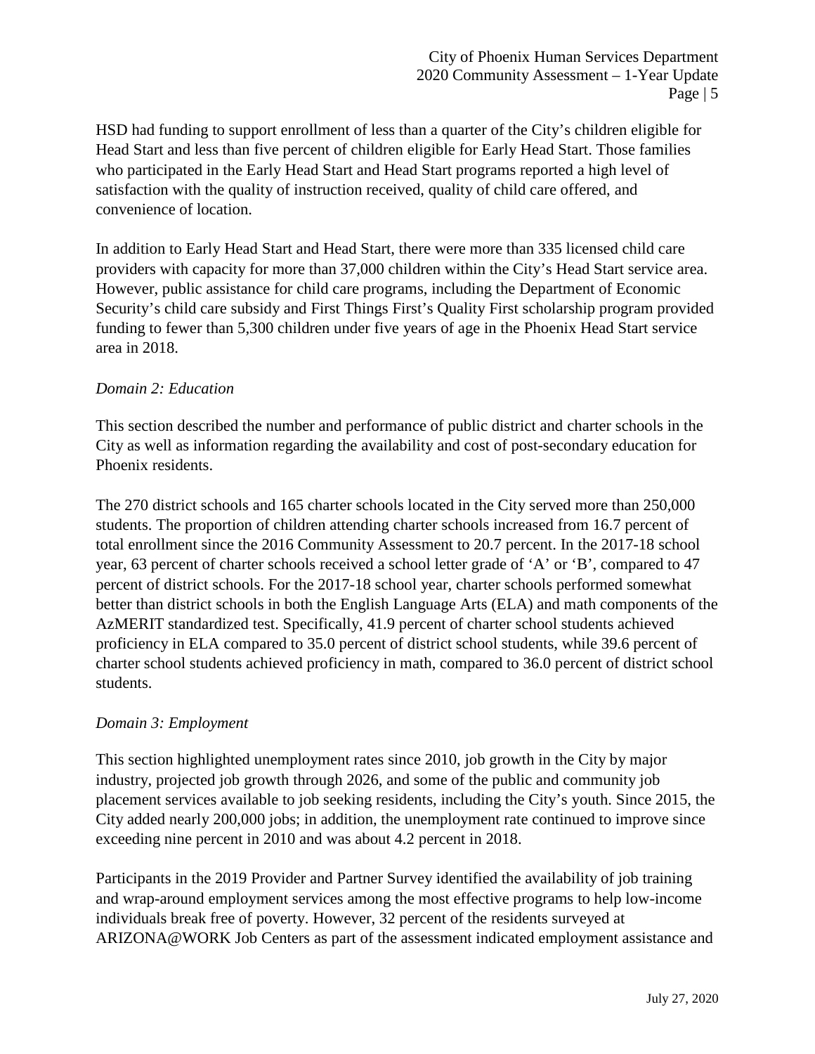HSD had funding to support enrollment of less than a quarter of the City's children eligible for Head Start and less than five percent of children eligible for Early Head Start. Those families who participated in the Early Head Start and Head Start programs reported a high level of satisfaction with the quality of instruction received, quality of child care offered, and convenience of location.

In addition to Early Head Start and Head Start, there were more than 335 licensed child care providers with capacity for more than 37,000 children within the City's Head Start service area. However, public assistance for child care programs, including the Department of Economic Security's child care subsidy and First Things First's Quality First scholarship program provided funding to fewer than 5,300 children under five years of age in the Phoenix Head Start service area in 2018.

*Domain 2: Education*

This section described the number and performance of public district and charter schools in the City as well as information regarding the availability and cost of post-secondary education for Phoenix residents.

The 270 district schools and 165 charter schools located in the City served more than 250,000 students. The proportion of children attending charter schools increased from 16.7 percent of total enrollment since the 2016 Community Assessment to 20.7 percent. In the 2017-18 school year, 63 percent of charter schools received a school letter grade of 'A' or 'B', compared to 47 percent of district schools. For the 2017-18 school year, charter schools performed somewhat better than district schools in both the English Language Arts (ELA) and math components of the AzMERIT standardized test. Specifically, 41.9 percent of charter school students achieved proficiency in ELA compared to 35.0 percent of district school students, while 39.6 percent of charter school students achieved proficiency in math, compared to 36.0 percent of district school students.

*Domain 3: Employment*

This section highlighted unemployment rates since 2010, job growth in the City by major industry, projected job growth through 2026, and some of the public and community job placement services available to job seeking residents, including the City's youth. Since 2015, the City added nearly 200,000 jobs; in addition, the unemployment rate continued to improve since exceeding nine percent in 2010 and was about 4.2 percent in 2018.

Participants in the 2019 Provider and Partner Survey identified the availability of job training and wrap-around employment services among the most effective programs to help low-income individuals break free of poverty. However, 32 percent of the residents surveyed at ARIZONA@WORK Job Centers as part of the assessment indicated employment assistance and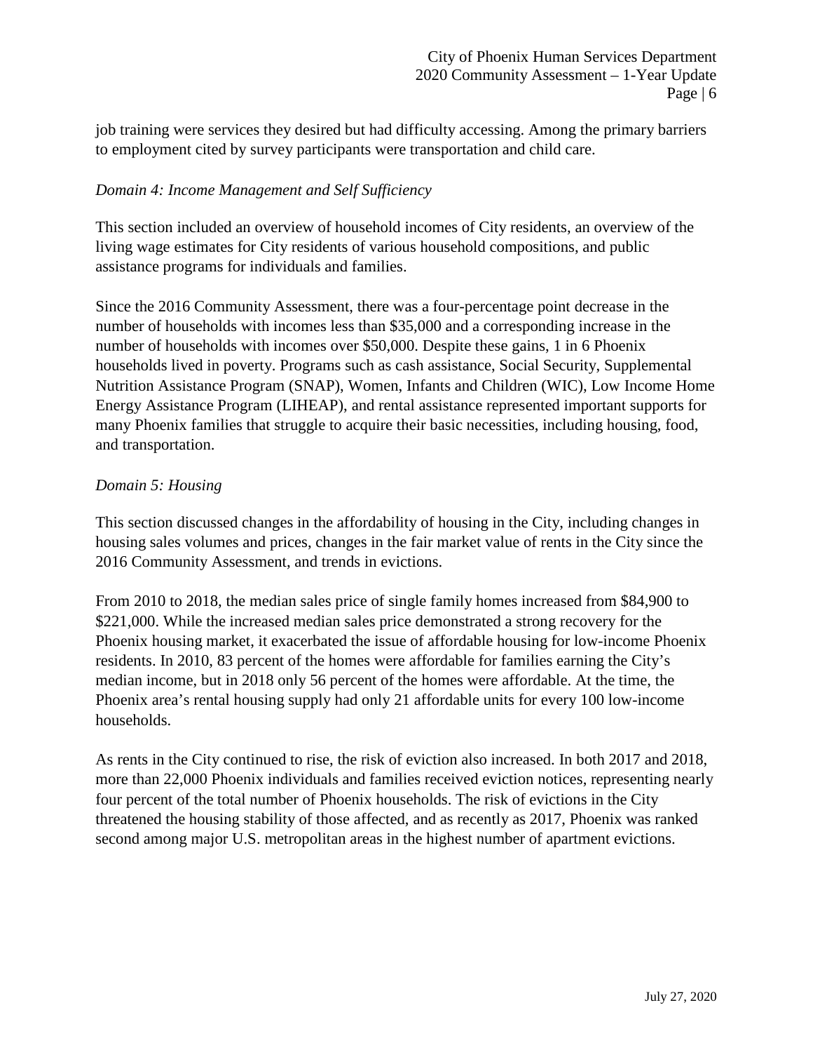job training were services they desired but had difficulty accessing. Among the primary barriers to employment cited by survey participants were transportation and child care.

*Domain 4: Income Management and Self Sufficiency*

This section included an overview of household incomes of City residents, an overview of the living wage estimates for City residents of various household compositions, and public assistance programs for individuals and families.

Since the 2016 Community Assessment, there was a four-percentage point decrease in the number of households with incomes less than $35,000 and a corresponding increase in the number of households with incomes over $50,000. Despite these gains, 1 in 6 Phoenix households lived in poverty. Programs such as cash assistance, Social Security, Supplemental Nutrition Assistance Program (SNAP), Women, Infants and Children (WIC), Low Income Home Energy Assistance Program (LIHEAP), and rental assistance represented important supports for many Phoenix families that struggle to acquire their basic necessities, including housing, food, and transportation.

*Domain 5: Housing*

This section discussed changes in the affordability of housing in the City, including changes in housing sales volumes and prices, changes in the fair market value of rents in the City since the 2016 Community Assessment, and trends in evictions.

From 2010 to 2018, the median sales price of single family homes increased from $84,900 to $221,000. While the increased median sales price demonstrated a strong recovery for the Phoenix housing market, it exacerbated the issue of affordable housing for low-income Phoenix residents. In 2010, 83 percent of the homes were affordable for families earning the City's median income, but in 2018 only 56 percent of the homes were affordable. At the time, the Phoenix area's rental housing supply had only 21 affordable units for every 100 low-income households.

As rents in the City continued to rise, the risk of eviction also increased. In both 2017 and 2018, more than 22,000 Phoenix individuals and families received eviction notices, representing nearly four percent of the total number of Phoenix households. The risk of evictions in the City threatened the housing stability of those affected, and as recently as 2017, Phoenix was ranked second among major U.S. metropolitan areas in the highest number of apartment evictions.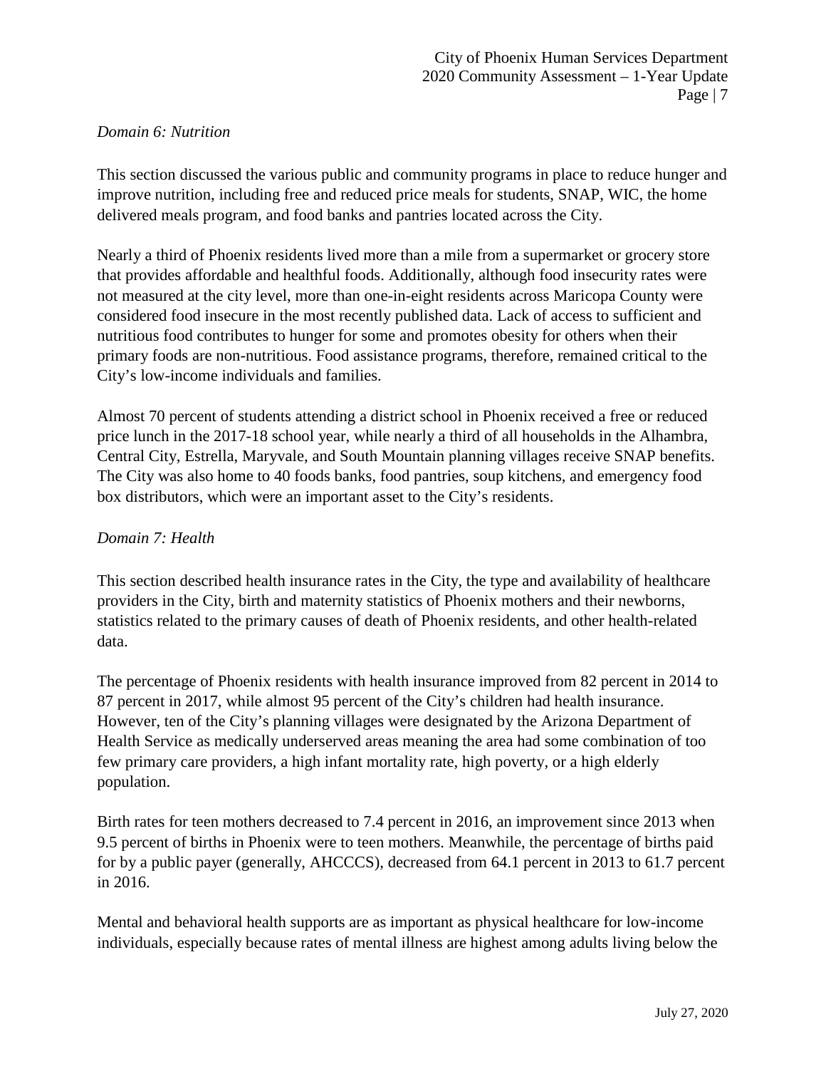*Domain 6: Nutrition*

This section discussed the various public and community programs in place to reduce hunger and improve nutrition, including free and reduced price meals for students, SNAP, WIC, the home delivered meals program, and food banks and pantries located across the City.

Nearly a third of Phoenix residents lived more than a mile from a supermarket or grocery store that provides affordable and healthful foods. Additionally, although food insecurity rates were not measured at the city level, more than one-in-eight residents across Maricopa County were considered food insecure in the most recently published data. Lack of access to sufficient and nutritious food contributes to hunger for some and promotes obesity for others when their primary foods are non-nutritious. Food assistance programs, therefore, remained critical to the City's low-income individuals and families.

Almost 70 percent of students attending a district school in Phoenix received a free or reduced price lunch in the 2017-18 school year, while nearly a third of all households in the Alhambra, Central City, Estrella, Maryvale, and South Mountain planning villages receive SNAP benefits. The City was also home to 40 foods banks, food pantries, soup kitchens, and emergency food box distributors, which were an important asset to the City's residents.

*Domain 7: Health*

This section described health insurance rates in the City, the type and availability of healthcare providers in the City, birth and maternity statistics of Phoenix mothers and their newborns, statistics related to the primary causes of death of Phoenix residents, and other health-related data.

The percentage of Phoenix residents with health insurance improved from 82 percent in 2014 to 87 percent in 2017, while almost 95 percent of the City's children had health insurance. However, ten of the City's planning villages were designated by the Arizona Department of Health Service as medically underserved areas meaning the area had some combination of too few primary care providers, a high infant mortality rate, high poverty, or a high elderly population.

Birth rates for teen mothers decreased to 7.4 percent in 2016, an improvement since 2013 when 9.5 percent of births in Phoenix were to teen mothers. Meanwhile, the percentage of births paid for by a public payer (generally, AHCCCS), decreased from 64.1 percent in 2013 to 61.7 percent in 2016.

Mental and behavioral health supports are as important as physical healthcare for low-income individuals, especially because rates of mental illness are highest among adults living below the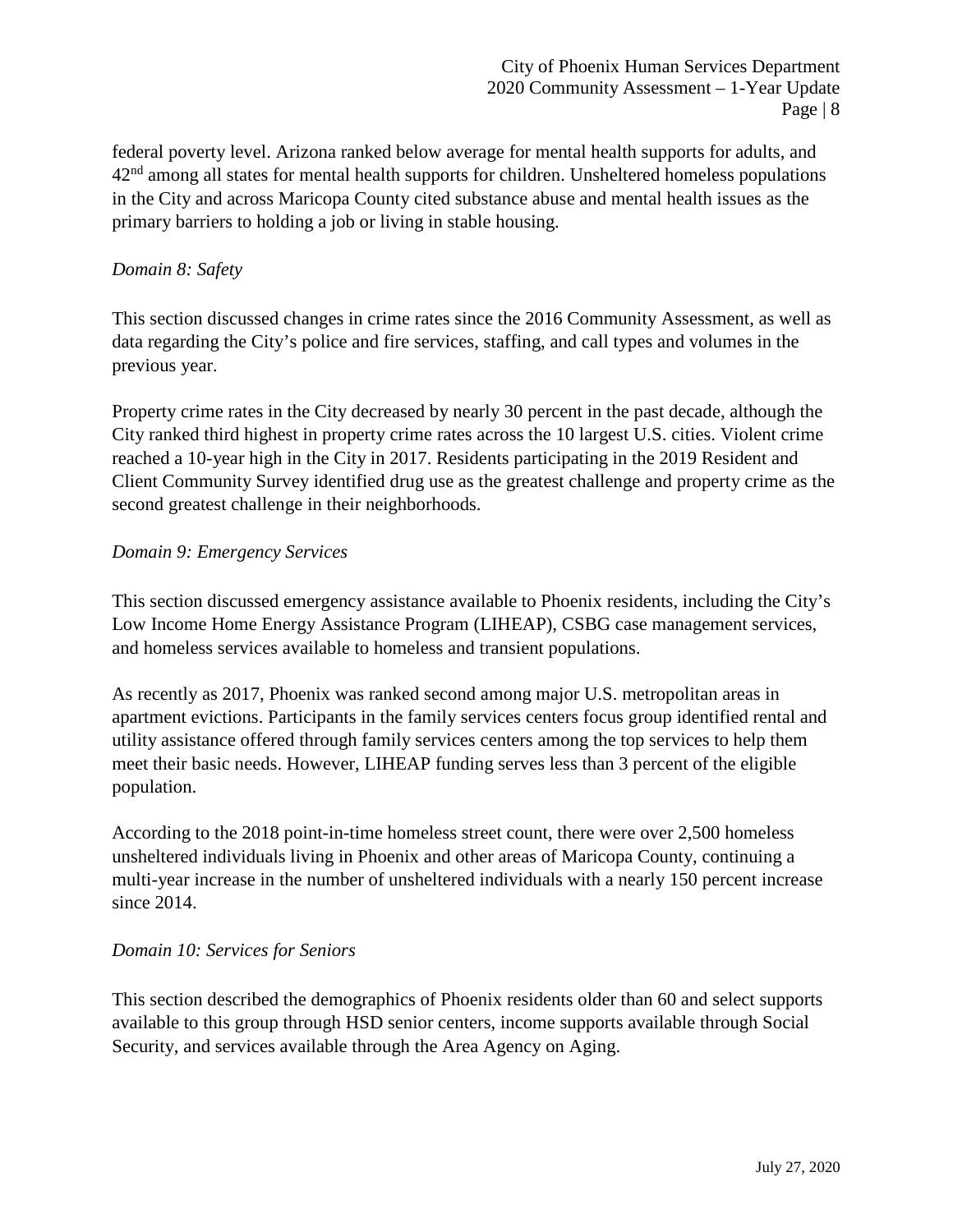federal poverty level. Arizona ranked below average for mental health supports for adults, and 42nd among all states for mental health supports for children. Unsheltered homeless populations in the City and across Maricopa County cited substance abuse and mental health issues as the primary barriers to holding a job or living in stable housing.

*Domain 8: Safety*

This section discussed changes in crime rates since the 2016 Community Assessment, as well as data regarding the City's police and fire services, staffing, and call types and volumes in the previous year.

Property crime rates in the City decreased by nearly 30 percent in the past decade, although the City ranked third highest in property crime rates across the 10 largest U.S. cities. Violent crime reached a 10-year high in the City in 2017. Residents participating in the 2019 Resident and Client Community Survey identified drug use as the greatest challenge and property crime as the second greatest challenge in their neighborhoods.

*Domain 9: Emergency Services*

This section discussed emergency assistance available to Phoenix residents, including the City's Low Income Home Energy Assistance Program (LIHEAP), CSBG case management services, and homeless services available to homeless and transient populations.

As recently as 2017, Phoenix was ranked second among major U.S. metropolitan areas in apartment evictions. Participants in the family services centers focus group identified rental and utility assistance offered through family services centers among the top services to help them meet their basic needs. However, LIHEAP funding serves less than 3 percent of the eligible population.

According to the 2018 point-in-time homeless street count, there were over 2,500 homeless unsheltered individuals living in Phoenix and other areas of Maricopa County, continuing a multi-year increase in the number of unsheltered individuals with a nearly 150 percent increase since 2014.

*Domain 10: Services for Seniors*

This section described the demographics of Phoenix residents older than 60 and select supports available to this group through HSD senior centers, income supports available through Social Security, and services available through the Area Agency on Aging.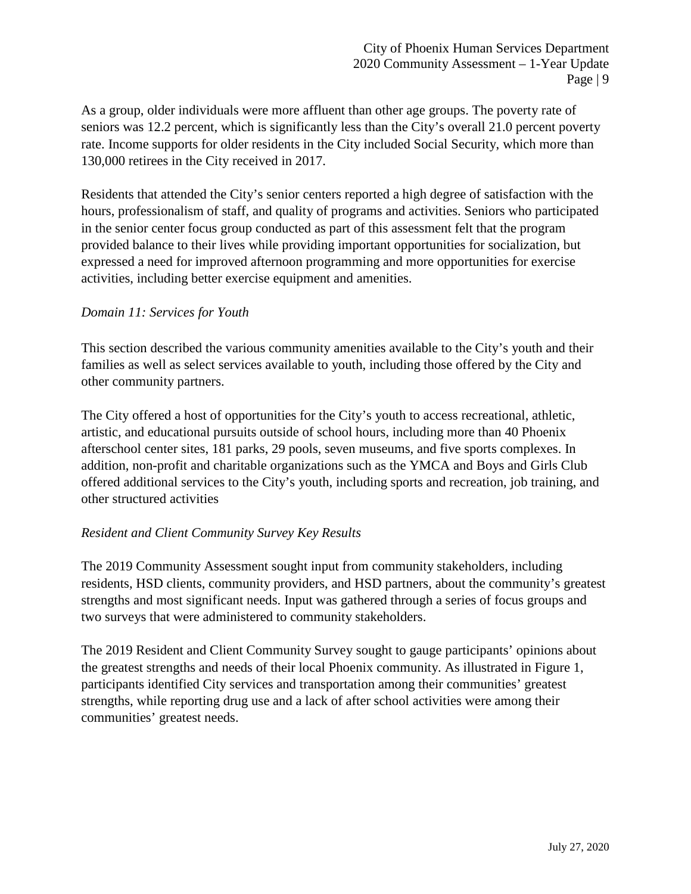As a group, older individuals were more affluent than other age groups. The poverty rate of seniors was 12.2 percent, which is significantly less than the City's overall 21.0 percent poverty rate. Income supports for older residents in the City included Social Security, which more than 130,000 retirees in the City received in 2017.

Residents that attended the City's senior centers reported a high degree of satisfaction with the hours, professionalism of staff, and quality of programs and activities. Seniors who participated in the senior center focus group conducted as part of this assessment felt that the program provided balance to their lives while providing important opportunities for socialization, but expressed a need for improved afternoon programming and more opportunities for exercise activities, including better exercise equipment and amenities.

*Domain 11: Services for Youth*

This section described the various community amenities available to the City's youth and their families as well as select services available to youth, including those offered by the City and other community partners.

The City offered a host of opportunities for the City's youth to access recreational, athletic, artistic, and educational pursuits outside of school hours, including more than 40 Phoenix afterschool center sites, 181 parks, 29 pools, seven museums, and five sports complexes. In addition, non-profit and charitable organizations such as the YMCA and Boys and Girls Club offered additional services to the City's youth, including sports and recreation, job training, and other structured activities

*Resident and Client Community Survey Key Results*

The 2019 Community Assessment sought input from community stakeholders, including residents, HSD clients, community providers, and HSD partners, about the community's greatest strengths and most significant needs. Input was gathered through a series of focus groups and two surveys that were administered to community stakeholders.

The 2019 Resident and Client Community Survey sought to gauge participants' opinions about the greatest strengths and needs of their local Phoenix community. As illustrated in Figure 1, participants identified City services and transportation among their communities' greatest strengths, while reporting drug use and a lack of after school activities were among their communities' greatest needs.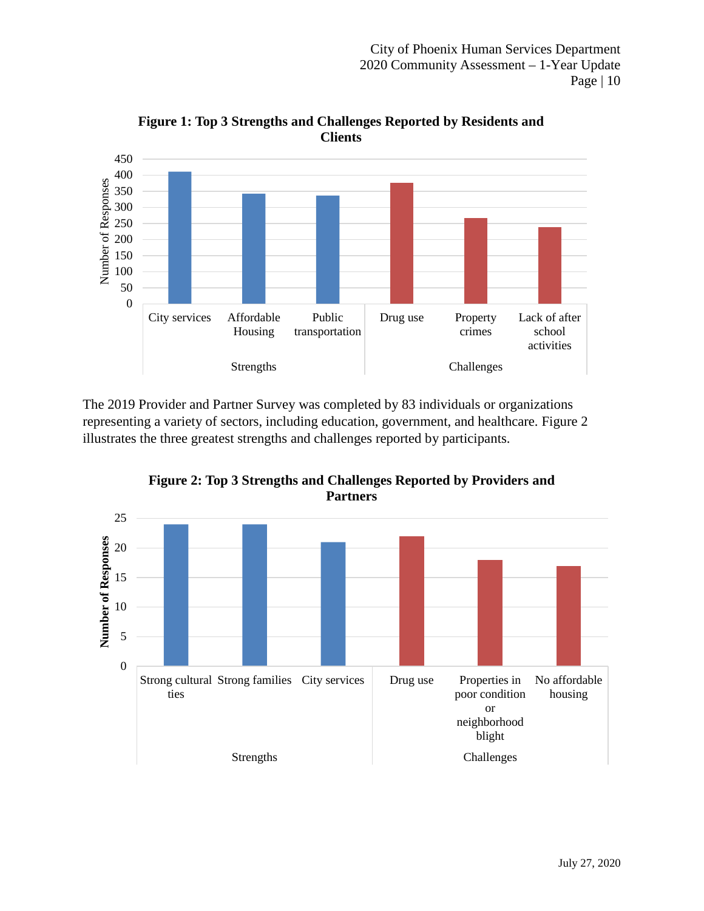**Figure 1: Top 3 Strengths and Challenges Reported by Residents and Clients**

| Category | Item | Number of Responses (approx.) |
| --- | --- | --- |
| Strengths | City services | 410 |
| Strengths | Affordable Housing | 342 |
| Strengths | Public transportation | 337 |
| Challenges | Drug use | 375 |
| Challenges | Property crimes | 266 |
| Challenges | Lack of after school activities | 238 |

The 2019 Provider and Partner Survey was completed by 83 individuals or organizations representing a variety of sectors, including education, government, and healthcare. Figure 2 illustrates the three greatest strengths and challenges reported by participants.

**Figure 2: Top 3 Strengths and Challenges Reported by Providers and Partners**

| Category | Item | Number of Responses (approx.) |
| --- | --- | --- |
| Strengths | Strong cultural ties | 24 |
| Strengths | Strong families | 24 |
| Strengths | City services | 21 |
| Challenges | Drug use | 22 |
| Challenges | Properties in poor condition or neighborhood blight | 18 |
| Challenges | No affordable housing | 17 |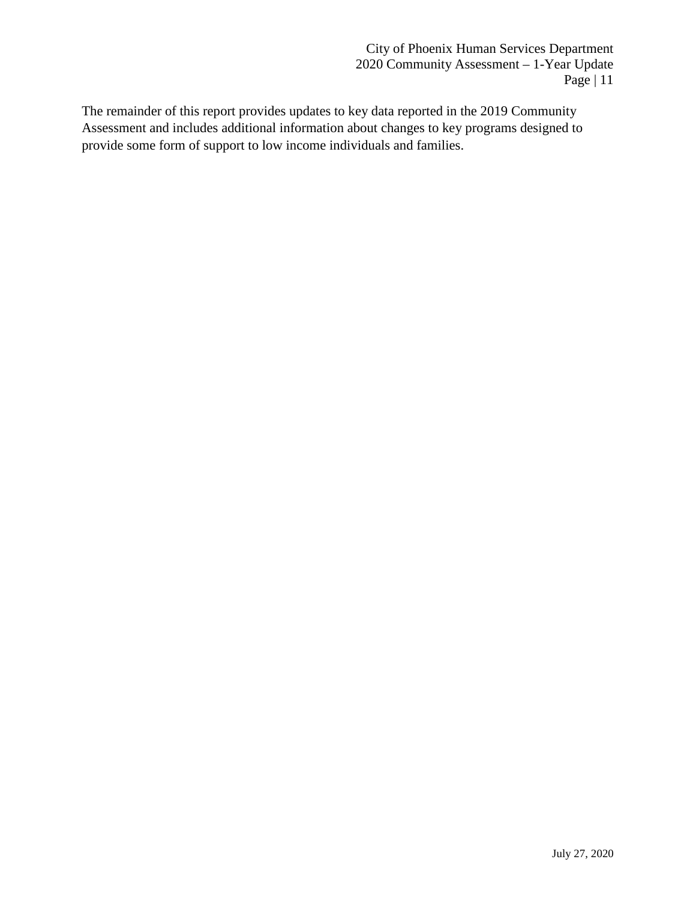The remainder of this report provides updates to key data reported in the 2019 Community Assessment and includes additional information about changes to key programs designed to provide some form of support to low income individuals and families.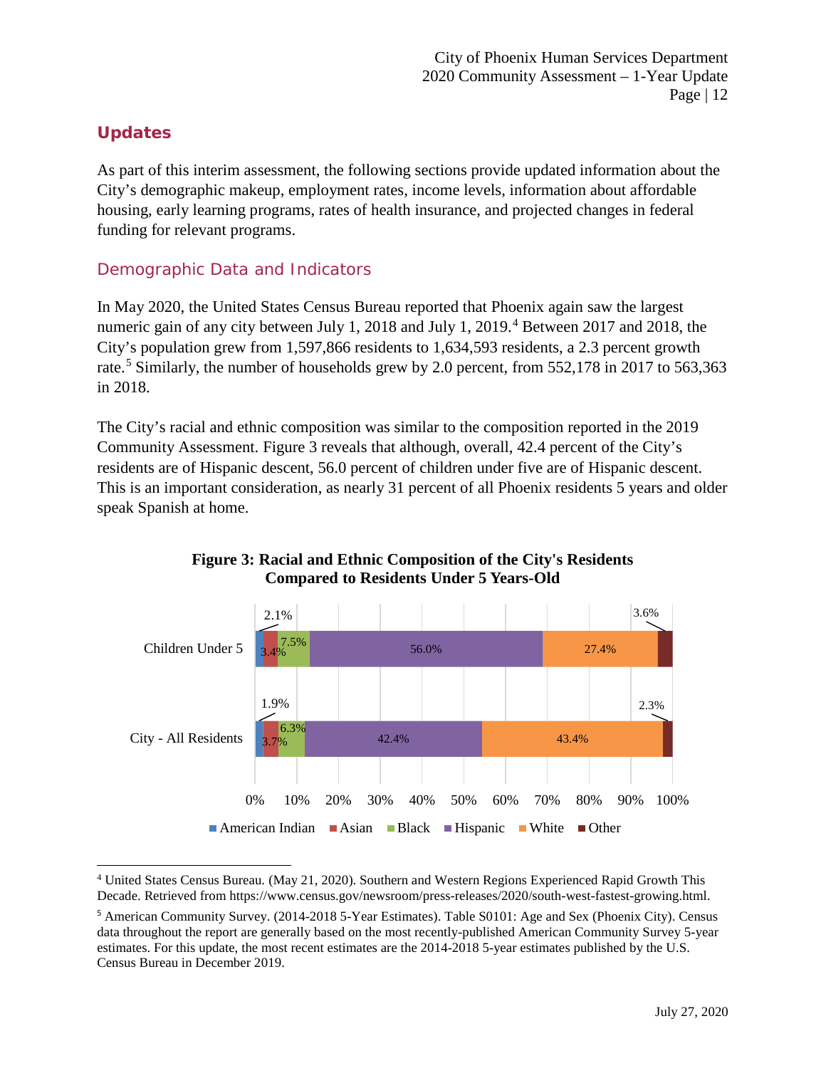## Updates

As part of this interim assessment, the following sections provide updated information about the City's demographic makeup, employment rates, income levels, information about affordable housing, early learning programs, rates of health insurance, and projected changes in federal funding for relevant programs.

### Demographic Data and Indicators

In May 2020, the United States Census Bureau reported that Phoenix again saw the largest numeric gain of any city between July 1, 2018 and July 1, 2019.[4] Between 2017 and 2018, the City's population grew from 1,597,866 residents to 1,634,593 residents, a 2.3 percent growth rate.[5] Similarly, the number of households grew by 2.0 percent, from 552,178 in 2017 to 563,363 in 2018.

The City's racial and ethnic composition was similar to the composition reported in the 2019 Community Assessment. Figure 3 reveals that although, overall, 42.4 percent of the City's residents are of Hispanic descent, 56.0 percent of children under five are of Hispanic descent. This is an important consideration, as nearly 31 percent of all Phoenix residents 5 years and older speak Spanish at home.

**Figure 3: Racial and Ethnic Composition of the City's Residents Compared to Residents Under 5 Years-Old**

| | American Indian | Asian | Black | Hispanic | White | Other |
|---|---|---|---|---|---|---|
| Children Under 5 | 2.1% | 3.4% | 7.5% | 56.0% | 27.4% | 3.6% |
| City - All Residents | 1.9% | 3.7% | 6.3% | 42.4% | 43.4% | 2.3% |

---

[4] United States Census Bureau. (May 21, 2020). Southern and Western Regions Experienced Rapid Growth This Decade. Retrieved from https://www.census.gov/newsroom/press-releases/2020/south-west-fastest-growing.html.

[5] American Community Survey. (2014-2018 5-Year Estimates). Table S0101: Age and Sex (Phoenix City). Census data throughout the report are generally based on the most recently-published American Community Survey 5-year estimates. For this update, the most recent estimates are the 2014-2018 5-year estimates published by the U.S. Census Bureau in December 2019.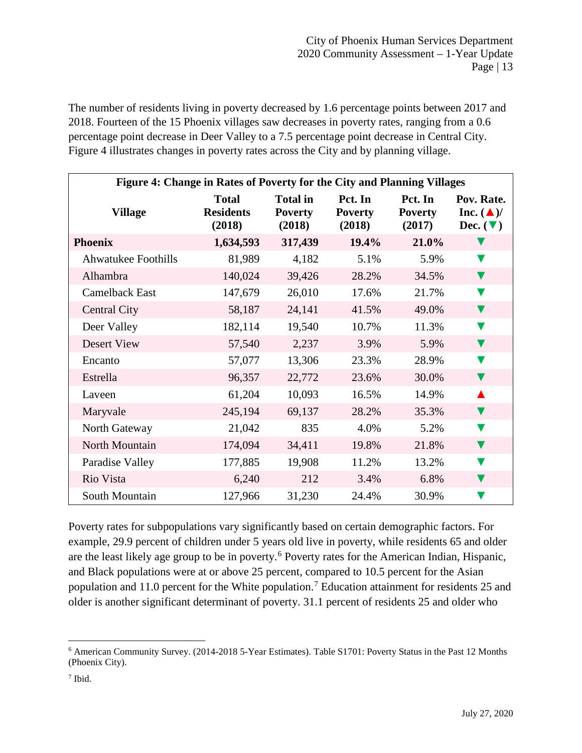The number of residents living in poverty decreased by 1.6 percentage points between 2017 and 2018. Fourteen of the 15 Phoenix villages saw decreases in poverty rates, ranging from a 0.6 percentage point decrease in Deer Valley to a 7.5 percentage point decrease in Central City. Figure 4 illustrates changes in poverty rates across the City and by planning village.

**Figure 4: Change in Rates of Poverty for the City and Planning Villages**

| Village | Total Residents (2018) | Total in Poverty (2018) | Pct. In Poverty (2018) | Pct. In Poverty (2017) | Pov. Rate. Inc. (▲)/ Dec. (▼) |
|---|---|---|---|---|---|
| **Phoenix** | **1,634,593** | **317,439** | **19.4%** | **21.0%** | ▼ |
| Ahwatukee Foothills | 81,989 | 4,182 | 5.1% | 5.9% | ▼ |
| Alhambra | 140,024 | 39,426 | 28.2% | 34.5% | ▼ |
| Camelback East | 147,679 | 26,010 | 17.6% | 21.7% | ▼ |
| Central City | 58,187 | 24,141 | 41.5% | 49.0% | ▼ |
| Deer Valley | 182,114 | 19,540 | 10.7% | 11.3% | ▼ |
| Desert View | 57,540 | 2,237 | 3.9% | 5.9% | ▼ |
| Encanto | 57,077 | 13,306 | 23.3% | 28.9% | ▼ |
| Estrella | 96,357 | 22,772 | 23.6% | 30.0% | ▼ |
| Laveen | 61,204 | 10,093 | 16.5% | 14.9% | ▲ |
| Maryvale | 245,194 | 69,137 | 28.2% | 35.3% | ▼ |
| North Gateway | 21,042 | 835 | 4.0% | 5.2% | ▼ |
| North Mountain | 174,094 | 34,411 | 19.8% | 21.8% | ▼ |
| Paradise Valley | 177,885 | 19,908 | 11.2% | 13.2% | ▼ |
| Rio Vista | 6,240 | 212 | 3.4% | 6.8% | ▼ |
| South Mountain | 127,966 | 31,230 | 24.4% | 30.9% | ▼ |

Poverty rates for subpopulations vary significantly based on certain demographic factors. For example, 29.9 percent of children under 5 years old live in poverty, while residents 65 and older are the least likely age group to be in poverty.[6] Poverty rates for the American Indian, Hispanic, and Black populations were at or above 25 percent, compared to 10.5 percent for the Asian population and 11.0 percent for the White population.[7] Education attainment for residents 25 and older is another significant determinant of poverty. 31.1 percent of residents 25 and older who

[6] American Community Survey. (2014-2018 5-Year Estimates). Table S1701: Poverty Status in the Past 12 Months (Phoenix City).

[7] Ibid.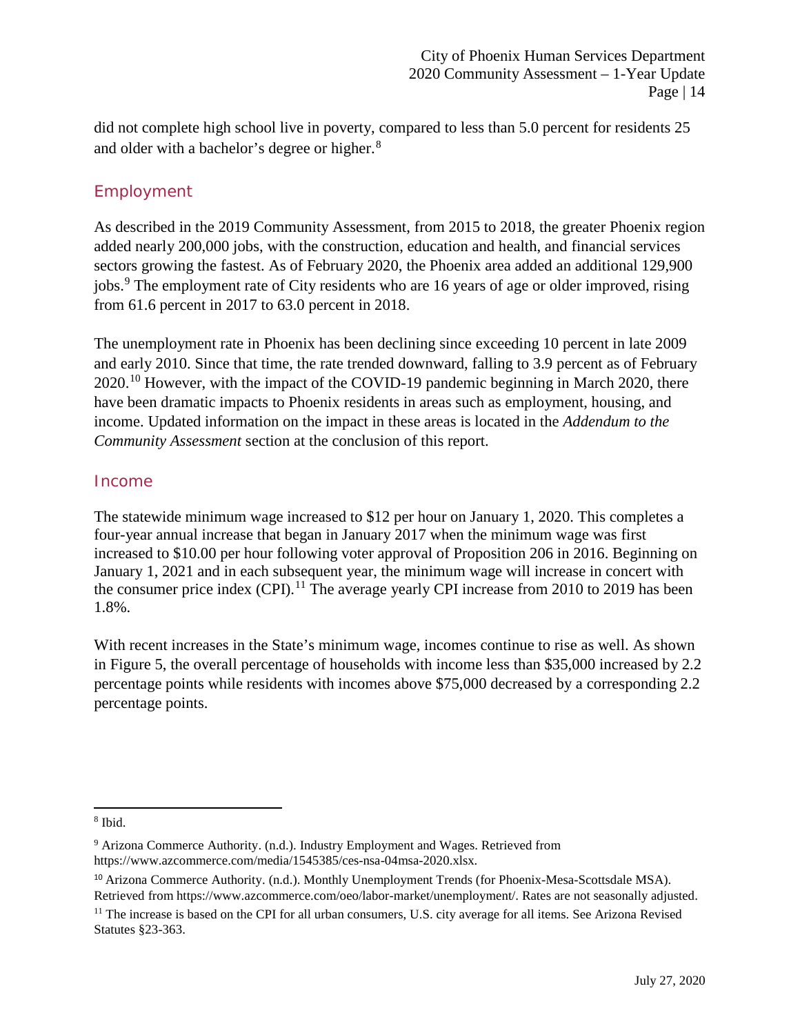did not complete high school live in poverty, compared to less than 5.0 percent for residents 25 and older with a bachelor's degree or higher.[8]

## Employment

As described in the 2019 Community Assessment, from 2015 to 2018, the greater Phoenix region added nearly 200,000 jobs, with the construction, education and health, and financial services sectors growing the fastest. As of February 2020, the Phoenix area added an additional 129,900 jobs.[9] The employment rate of City residents who are 16 years of age or older improved, rising from 61.6 percent in 2017 to 63.0 percent in 2018.

The unemployment rate in Phoenix has been declining since exceeding 10 percent in late 2009 and early 2010. Since that time, the rate trended downward, falling to 3.9 percent as of February 2020.[10] However, with the impact of the COVID-19 pandemic beginning in March 2020, there have been dramatic impacts to Phoenix residents in areas such as employment, housing, and income. Updated information on the impact in these areas is located in the *Addendum to the Community Assessment* section at the conclusion of this report.

## Income

The statewide minimum wage increased to $12 per hour on January 1, 2020. This completes a four-year annual increase that began in January 2017 when the minimum wage was first increased to $10.00 per hour following voter approval of Proposition 206 in 2016. Beginning on January 1, 2021 and in each subsequent year, the minimum wage will increase in concert with the consumer price index (CPI).[11] The average yearly CPI increase from 2010 to 2019 has been 1.8%.

With recent increases in the State's minimum wage, incomes continue to rise as well. As shown in Figure 5, the overall percentage of households with income less than $35,000 increased by 2.2 percentage points while residents with incomes above $75,000 decreased by a corresponding 2.2 percentage points.

---

[8] Ibid.

[9] Arizona Commerce Authority. (n.d.). Industry Employment and Wages. Retrieved from https://www.azcommerce.com/media/1545385/ces-nsa-04msa-2020.xlsx.

[10] Arizona Commerce Authority. (n.d.). Monthly Unemployment Trends (for Phoenix-Mesa-Scottsdale MSA). Retrieved from https://www.azcommerce.com/oeo/labor-market/unemployment/. Rates are not seasonally adjusted.

[11] The increase is based on the CPI for all urban consumers, U.S. city average for all items. See Arizona Revised Statutes §23-363.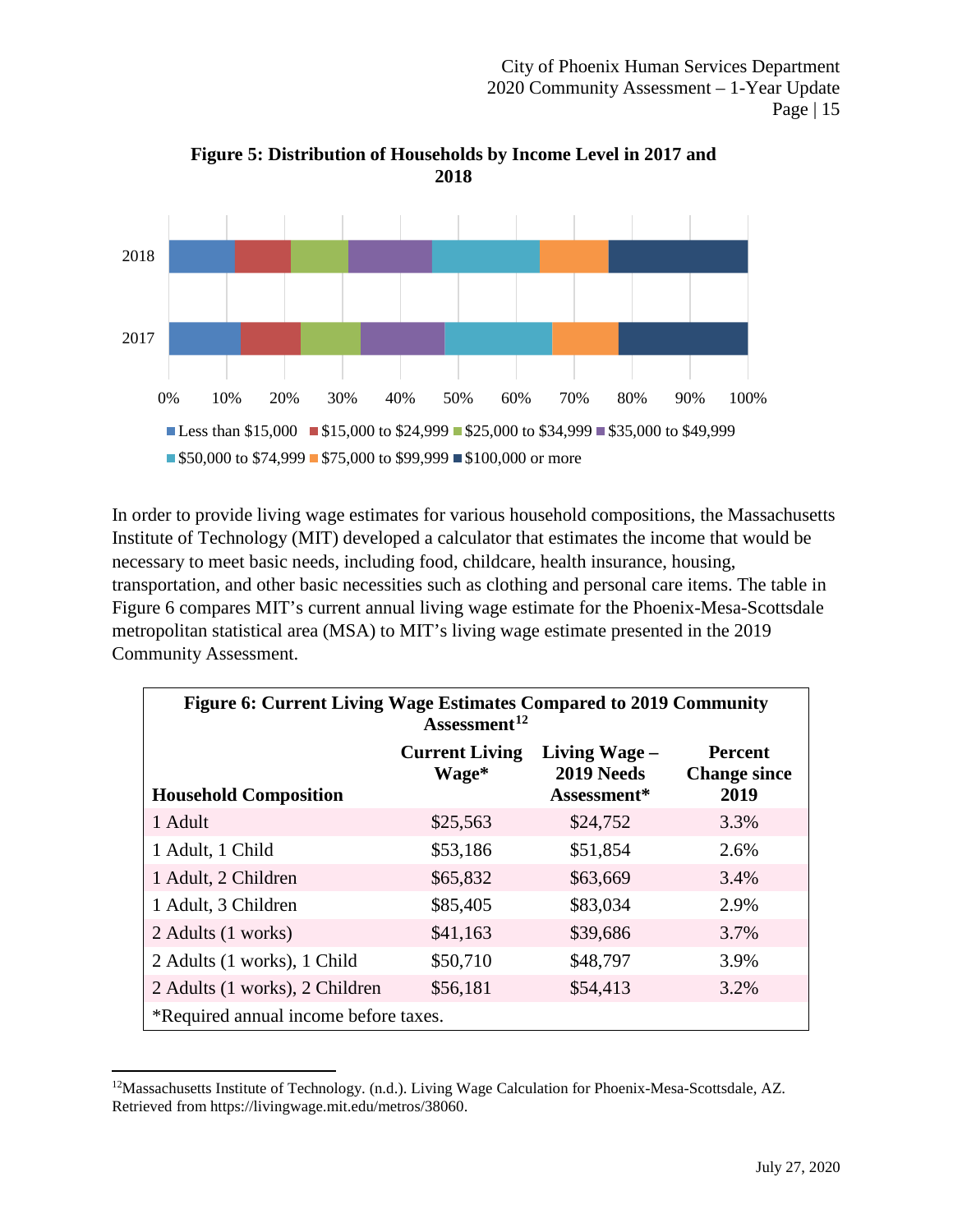**Figure 5: Distribution of Households by Income Level in 2017 and 2018**

In order to provide living wage estimates for various household compositions, the Massachusetts Institute of Technology (MIT) developed a calculator that estimates the income that would be necessary to meet basic needs, including food, childcare, health insurance, housing, transportation, and other basic necessities such as clothing and personal care items. The table in Figure 6 compares MIT's current annual living wage estimate for the Phoenix-Mesa-Scottsdale metropolitan statistical area (MSA) to MIT's living wage estimate presented in the 2019 Community Assessment.

**Figure 6: Current Living Wage Estimates Compared to 2019 Community Assessment**[12]

| Household Composition | Current Living Wage* | Living Wage – 2019 Needs Assessment* | Percent Change since 2019 |
|---|---|---|---|
| 1 Adult | $25,563 | $24,752 | 3.3% |
| 1 Adult, 1 Child | $53,186 | $51,854 | 2.6% |
| 1 Adult, 2 Children | $65,832 | $63,669 | 3.4% |
| 1 Adult, 3 Children | $85,405 | $83,034 | 2.9% |
| 2 Adults (1 works) | $41,163 | $39,686 | 3.7% |
| 2 Adults (1 works), 1 Child | $50,710 | $48,797 | 3.9% |
| 2 Adults (1 works), 2 Children | $56,181 | $54,413 | 3.2% |

*Required annual income before taxes.

[12] Massachusetts Institute of Technology. (n.d.). Living Wage Calculation for Phoenix-Mesa-Scottsdale, AZ. Retrieved from https://livingwage.mit.edu/metros/38060.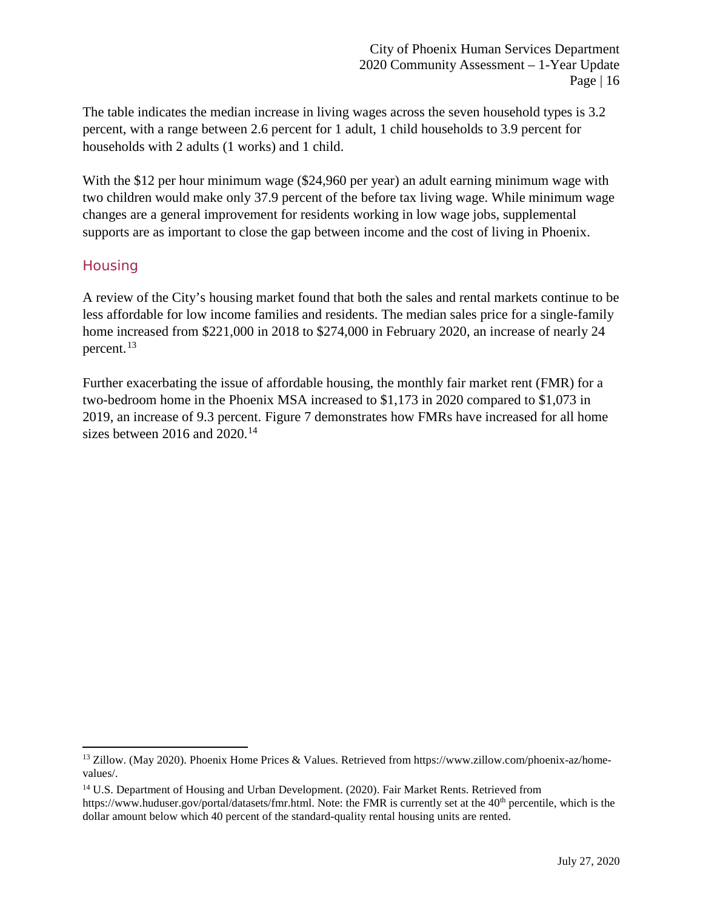The table indicates the median increase in living wages across the seven household types is 3.2 percent, with a range between 2.6 percent for 1 adult, 1 child households to 3.9 percent for households with 2 adults (1 works) and 1 child.

With the $12 per hour minimum wage ($24,960 per year) an adult earning minimum wage with two children would make only 37.9 percent of the before tax living wage. While minimum wage changes are a general improvement for residents working in low wage jobs, supplemental supports are as important to close the gap between income and the cost of living in Phoenix.

## Housing

A review of the City's housing market found that both the sales and rental markets continue to be less affordable for low income families and residents. The median sales price for a single-family home increased from $221,000 in 2018 to $274,000 in February 2020, an increase of nearly 24 percent.[13]

Further exacerbating the issue of affordable housing, the monthly fair market rent (FMR) for a two-bedroom home in the Phoenix MSA increased to $1,173 in 2020 compared to $1,073 in 2019, an increase of 9.3 percent. Figure 7 demonstrates how FMRs have increased for all home sizes between 2016 and 2020.[14]

---

[13] Zillow. (May 2020). Phoenix Home Prices & Values. Retrieved from https://www.zillow.com/phoenix-az/home-values/.

[14] U.S. Department of Housing and Urban Development. (2020). Fair Market Rents. Retrieved from https://www.huduser.gov/portal/datasets/fmr.html. Note: the FMR is currently set at the 40th percentile, which is the dollar amount below which 40 percent of the standard-quality rental housing units are rented.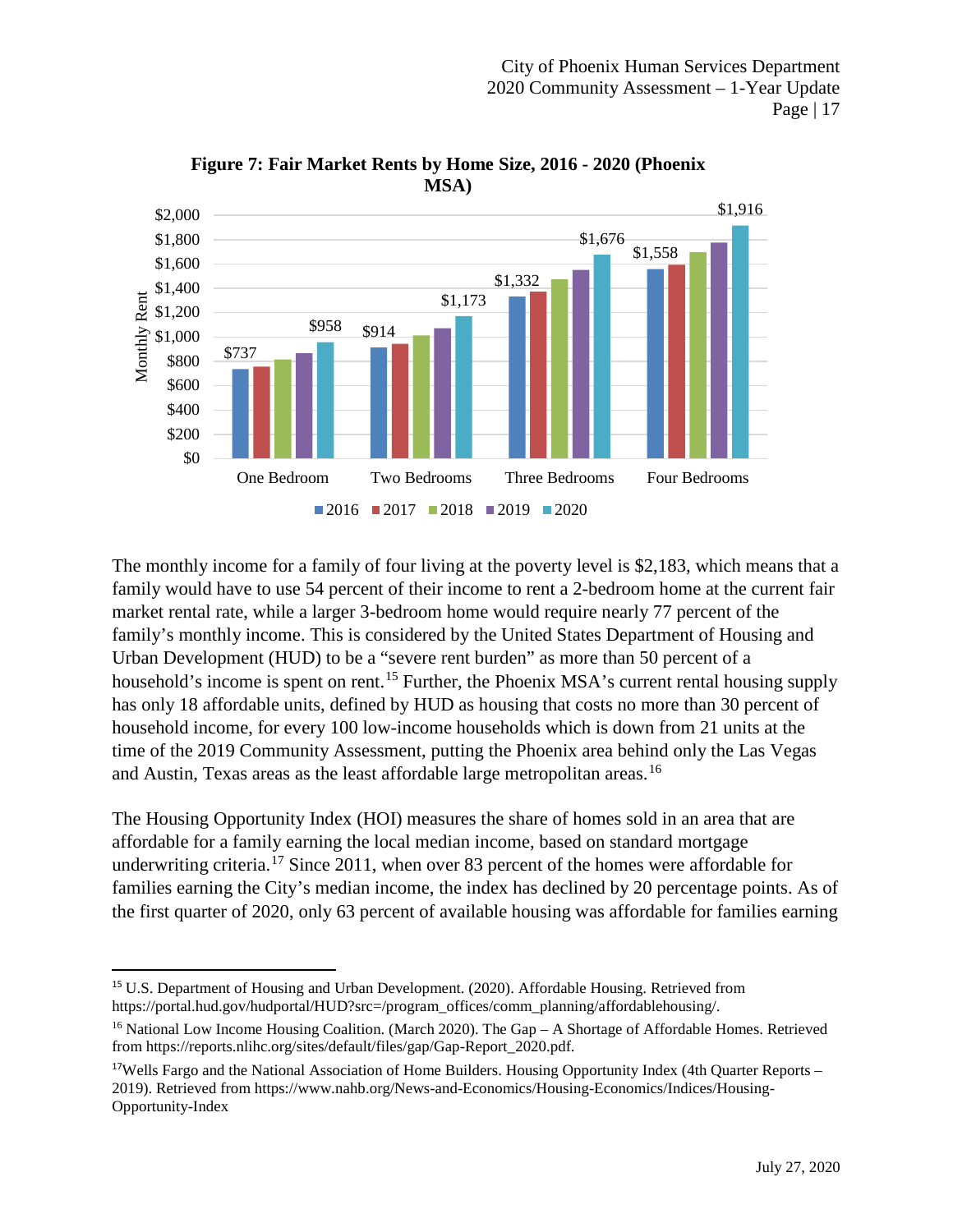**Figure 7: Fair Market Rents by Home Size, 2016 - 2020 (Phoenix MSA)**

| | 2016 | 2017 | 2018 | 2019 | 2020 |
|---|---|---|---|---|---|
| One Bedroom | $737 | | | | $958 |
| Two Bedrooms | $914 | | | | $1,173 |
| Three Bedrooms | $1,332 | | | | $1,676 |
| Four Bedrooms | $1,558 | | | | $1,916 |

The monthly income for a family of four living at the poverty level is $2,183, which means that a family would have to use 54 percent of their income to rent a 2-bedroom home at the current fair market rental rate, while a larger 3-bedroom home would require nearly 77 percent of the family's monthly income. This is considered by the United States Department of Housing and Urban Development (HUD) to be a "severe rent burden" as more than 50 percent of a household's income is spent on rent.[15] Further, the Phoenix MSA's current rental housing supply has only 18 affordable units, defined by HUD as housing that costs no more than 30 percent of household income, for every 100 low-income households which is down from 21 units at the time of the 2019 Community Assessment, putting the Phoenix area behind only the Las Vegas and Austin, Texas areas as the least affordable large metropolitan areas.[16]

The Housing Opportunity Index (HOI) measures the share of homes sold in an area that are affordable for a family earning the local median income, based on standard mortgage underwriting criteria.[17] Since 2011, when over 83 percent of the homes were affordable for families earning the City's median income, the index has declined by 20 percentage points. As of the first quarter of 2020, only 63 percent of available housing was affordable for families earning

---

[15] U.S. Department of Housing and Urban Development. (2020). Affordable Housing. Retrieved from https://portal.hud.gov/hudportal/HUD?src=/program_offices/comm_planning/affordablehousing/.

[16] National Low Income Housing Coalition. (March 2020). The Gap – A Shortage of Affordable Homes. Retrieved from https://reports.nlihc.org/sites/default/files/gap/Gap-Report_2020.pdf.

[17] Wells Fargo and the National Association of Home Builders. Housing Opportunity Index (4th Quarter Reports – 2019). Retrieved from https://www.nahb.org/News-and-Economics/Housing-Economics/Indices/Housing-Opportunity-Index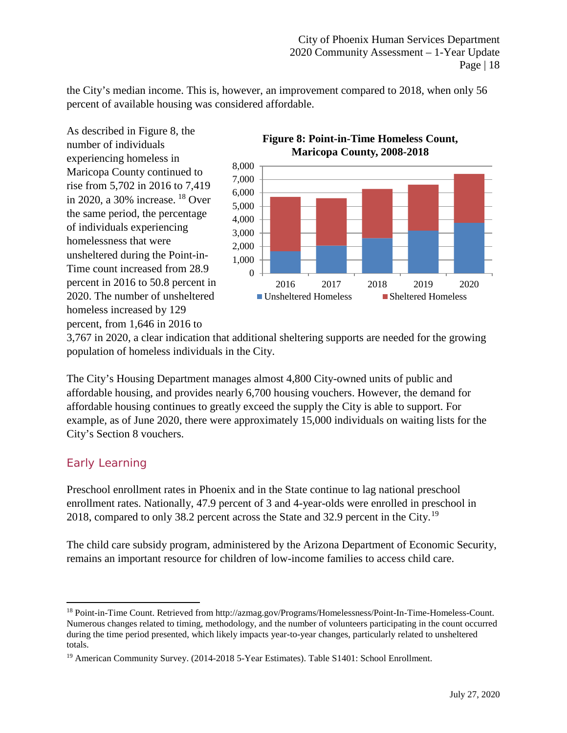the City's median income. This is, however, an improvement compared to 2018, when only 56 percent of available housing was considered affordable.

As described in Figure 8, the number of individuals experiencing homeless in Maricopa County continued to rise from 5,702 in 2016 to 7,419 in 2020, a 30% increase.[18] Over the same period, the percentage of individuals experiencing homelessness that were unsheltered during the Point-in-Time count increased from 28.9 percent in 2016 to 50.8 percent in 2020. The number of unsheltered homeless increased by 129 percent, from 1,646 in 2016 to 3,767 in 2020, a clear indication that additional sheltering supports are needed for the growing population of homeless individuals in the City.

**Figure 8: Point-in-Time Homeless Count, Maricopa County, 2008-2018**

The City's Housing Department manages almost 4,800 City-owned units of public and affordable housing, and provides nearly 6,700 housing vouchers. However, the demand for affordable housing continues to greatly exceed the supply the City is able to support. For example, as of June 2020, there were approximately 15,000 individuals on waiting lists for the City's Section 8 vouchers.

## Early Learning

Preschool enrollment rates in Phoenix and in the State continue to lag national preschool enrollment rates. Nationally, 47.9 percent of 3 and 4-year-olds were enrolled in preschool in 2018, compared to only 38.2 percent across the State and 32.9 percent in the City.[19]

The child care subsidy program, administered by the Arizona Department of Economic Security, remains an important resource for children of low-income families to access child care.

---

[18] Point-in-Time Count. Retrieved from http://azmag.gov/Programs/Homelessness/Point-In-Time-Homeless-Count. Numerous changes related to timing, methodology, and the number of volunteers participating in the count occurred during the time period presented, which likely impacts year-to-year changes, particularly related to unsheltered totals.

[19] American Community Survey. (2014-2018 5-Year Estimates). Table S1401: School Enrollment.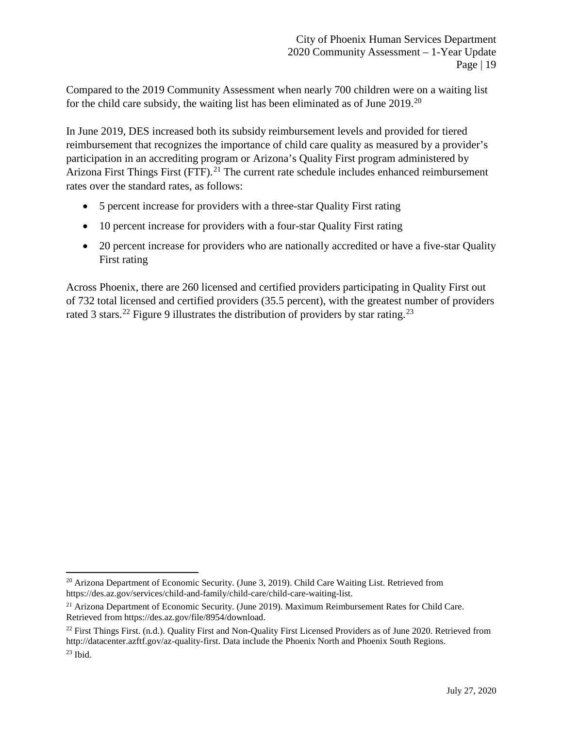Compared to the 2019 Community Assessment when nearly 700 children were on a waiting list for the child care subsidy, the waiting list has been eliminated as of June 2019.[20]

In June 2019, DES increased both its subsidy reimbursement levels and provided for tiered reimbursement that recognizes the importance of child care quality as measured by a provider's participation in an accrediting program or Arizona's Quality First program administered by Arizona First Things First (FTF).[21] The current rate schedule includes enhanced reimbursement rates over the standard rates, as follows:

- 5 percent increase for providers with a three-star Quality First rating
- 10 percent increase for providers with a four-star Quality First rating
- 20 percent increase for providers who are nationally accredited or have a five-star Quality First rating

Across Phoenix, there are 260 licensed and certified providers participating in Quality First out of 732 total licensed and certified providers (35.5 percent), with the greatest number of providers rated 3 stars.[22] Figure 9 illustrates the distribution of providers by star rating.[23]

---

[20] Arizona Department of Economic Security. (June 3, 2019). Child Care Waiting List. Retrieved from https://des.az.gov/services/child-and-family/child-care/child-care-waiting-list.

[21] Arizona Department of Economic Security. (June 2019). Maximum Reimbursement Rates for Child Care. Retrieved from https://des.az.gov/file/8954/download.

[22] First Things First. (n.d.). Quality First and Non-Quality First Licensed Providers as of June 2020. Retrieved from http://datacenter.azftf.gov/az-quality-first. Data include the Phoenix North and Phoenix South Regions.

[23] Ibid.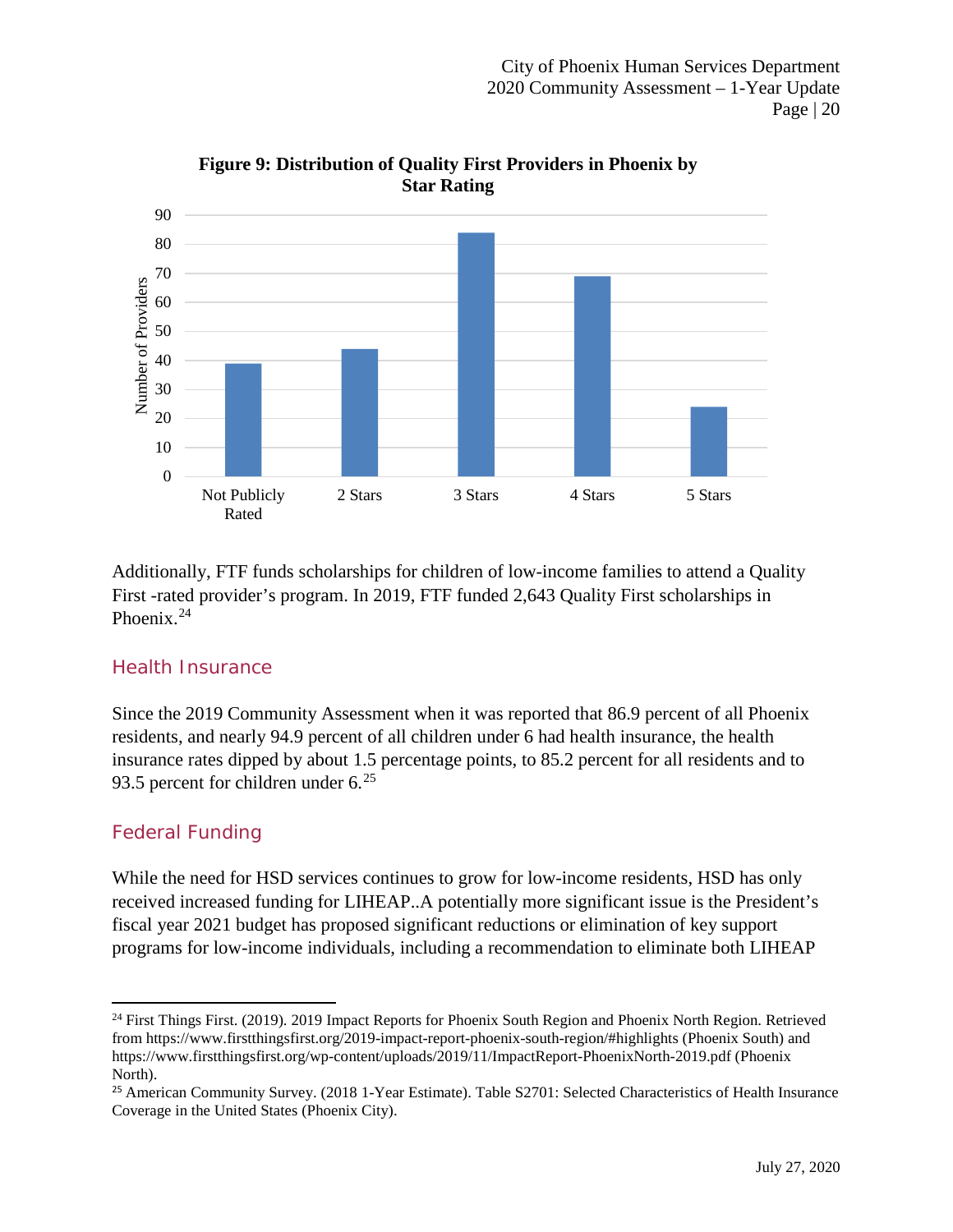**Figure 9: Distribution of Quality First Providers in Phoenix by Star Rating**

Additionally, FTF funds scholarships for children of low-income families to attend a Quality First -rated provider's program. In 2019, FTF funded 2,643 Quality First scholarships in Phoenix.[24]

## Health Insurance

Since the 2019 Community Assessment when it was reported that 86.9 percent of all Phoenix residents, and nearly 94.9 percent of all children under 6 had health insurance, the health insurance rates dipped by about 1.5 percentage points, to 85.2 percent for all residents and to 93.5 percent for children under 6.[25]

## Federal Funding

While the need for HSD services continues to grow for low-income residents, HSD has only received increased funding for LIHEAP..A potentially more significant issue is the President's fiscal year 2021 budget has proposed significant reductions or elimination of key support programs for low-income individuals, including a recommendation to eliminate both LIHEAP

---

[24] First Things First. (2019). 2019 Impact Reports for Phoenix South Region and Phoenix North Region. Retrieved from https://www.firstthingsfirst.org/2019-impact-report-phoenix-south-region/#highlights (Phoenix South) and https://www.firstthingsfirst.org/wp-content/uploads/2019/11/ImpactReport-PhoenixNorth-2019.pdf (Phoenix North).

[25] American Community Survey. (2018 1-Year Estimate). Table S2701: Selected Characteristics of Health Insurance Coverage in the United States (Phoenix City).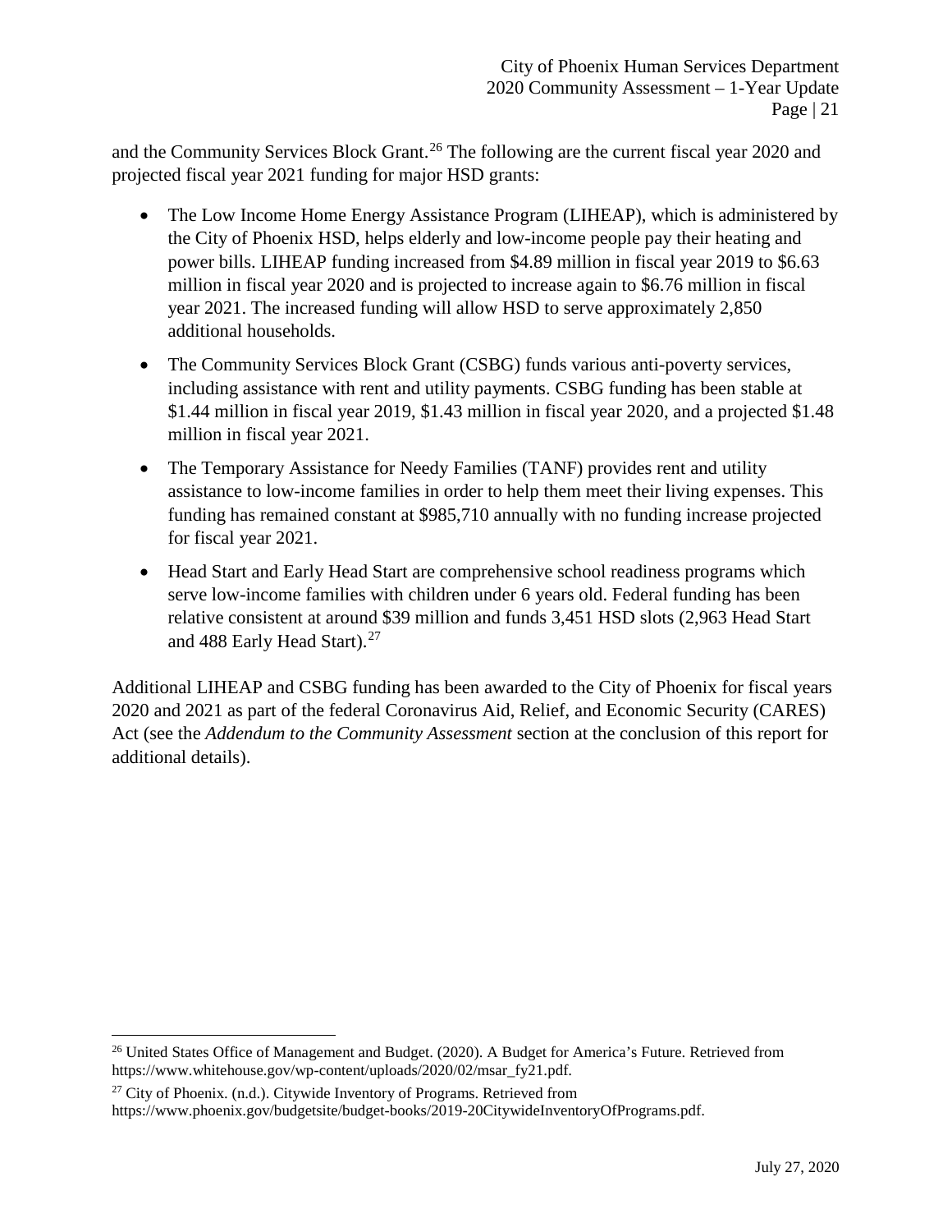and the Community Services Block Grant.[26] The following are the current fiscal year 2020 and projected fiscal year 2021 funding for major HSD grants:

- The Low Income Home Energy Assistance Program (LIHEAP), which is administered by the City of Phoenix HSD, helps elderly and low-income people pay their heating and power bills. LIHEAP funding increased from $4.89 million in fiscal year 2019 to $6.63 million in fiscal year 2020 and is projected to increase again to $6.76 million in fiscal year 2021. The increased funding will allow HSD to serve approximately 2,850 additional households.
- The Community Services Block Grant (CSBG) funds various anti-poverty services, including assistance with rent and utility payments. CSBG funding has been stable at $1.44 million in fiscal year 2019, $1.43 million in fiscal year 2020, and a projected $1.48 million in fiscal year 2021.
- The Temporary Assistance for Needy Families (TANF) provides rent and utility assistance to low-income families in order to help them meet their living expenses. This funding has remained constant at $985,710 annually with no funding increase projected for fiscal year 2021.
- Head Start and Early Head Start are comprehensive school readiness programs which serve low-income families with children under 6 years old. Federal funding has been relative consistent at around $39 million and funds 3,451 HSD slots (2,963 Head Start and 488 Early Head Start).[27]

Additional LIHEAP and CSBG funding has been awarded to the City of Phoenix for fiscal years 2020 and 2021 as part of the federal Coronavirus Aid, Relief, and Economic Security (CARES) Act (see the *Addendum to the Community Assessment* section at the conclusion of this report for additional details).

---

[26] United States Office of Management and Budget. (2020). A Budget for America's Future. Retrieved from https://www.whitehouse.gov/wp-content/uploads/2020/02/msar_fy21.pdf.

[27] City of Phoenix. (n.d.). Citywide Inventory of Programs. Retrieved from https://www.phoenix.gov/budgetsite/budget-books/2019-20CitywideInventoryOfPrograms.pdf.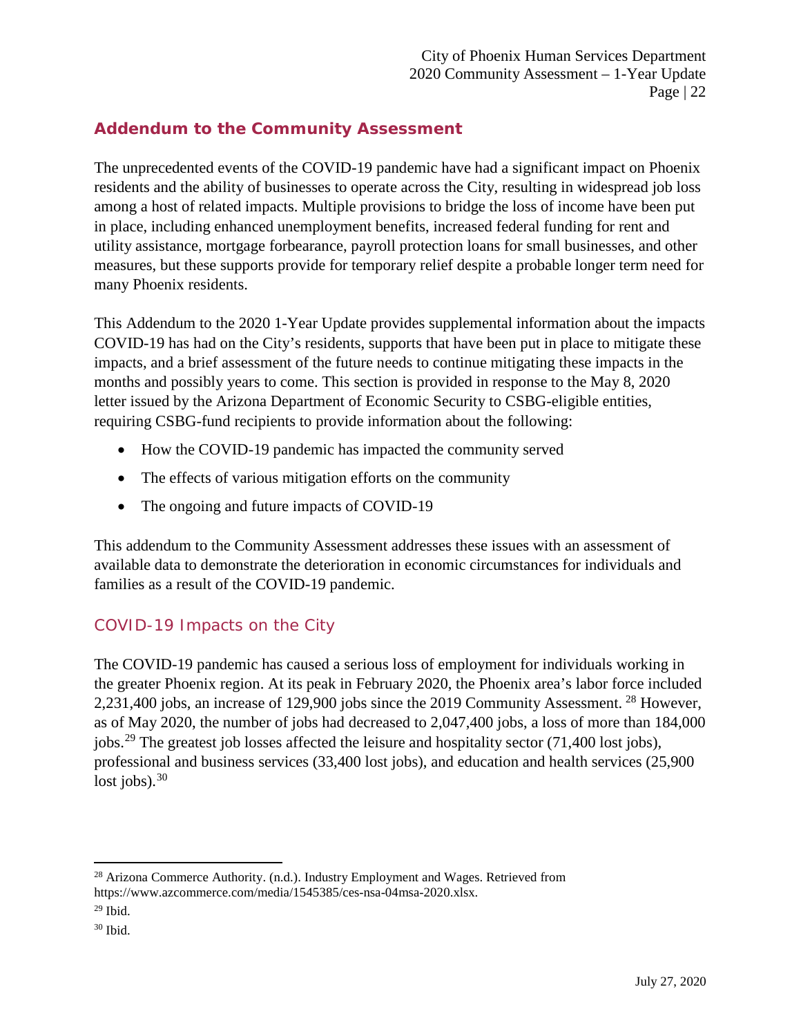## Addendum to the Community Assessment

The unprecedented events of the COVID-19 pandemic have had a significant impact on Phoenix residents and the ability of businesses to operate across the City, resulting in widespread job loss among a host of related impacts. Multiple provisions to bridge the loss of income have been put in place, including enhanced unemployment benefits, increased federal funding for rent and utility assistance, mortgage forbearance, payroll protection loans for small businesses, and other measures, but these supports provide for temporary relief despite a probable longer term need for many Phoenix residents.

This Addendum to the 2020 1-Year Update provides supplemental information about the impacts COVID-19 has had on the City's residents, supports that have been put in place to mitigate these impacts, and a brief assessment of the future needs to continue mitigating these impacts in the months and possibly years to come. This section is provided in response to the May 8, 2020 letter issued by the Arizona Department of Economic Security to CSBG-eligible entities, requiring CSBG-fund recipients to provide information about the following:

- How the COVID-19 pandemic has impacted the community served
- The effects of various mitigation efforts on the community
- The ongoing and future impacts of COVID-19

This addendum to the Community Assessment addresses these issues with an assessment of available data to demonstrate the deterioration in economic circumstances for individuals and families as a result of the COVID-19 pandemic.

### COVID-19 Impacts on the City

The COVID-19 pandemic has caused a serious loss of employment for individuals working in the greater Phoenix region. At its peak in February 2020, the Phoenix area's labor force included 2,231,400 jobs, an increase of 129,900 jobs since the 2019 Community Assessment. [28] However, as of May 2020, the number of jobs had decreased to 2,047,400 jobs, a loss of more than 184,000 jobs.[29] The greatest job losses affected the leisure and hospitality sector (71,400 lost jobs), professional and business services (33,400 lost jobs), and education and health services (25,900 lost jobs).[30]

---

[28] Arizona Commerce Authority. (n.d.). Industry Employment and Wages. Retrieved from https://www.azcommerce.com/media/1545385/ces-nsa-04msa-2020.xlsx.

[29] Ibid.

[30] Ibid.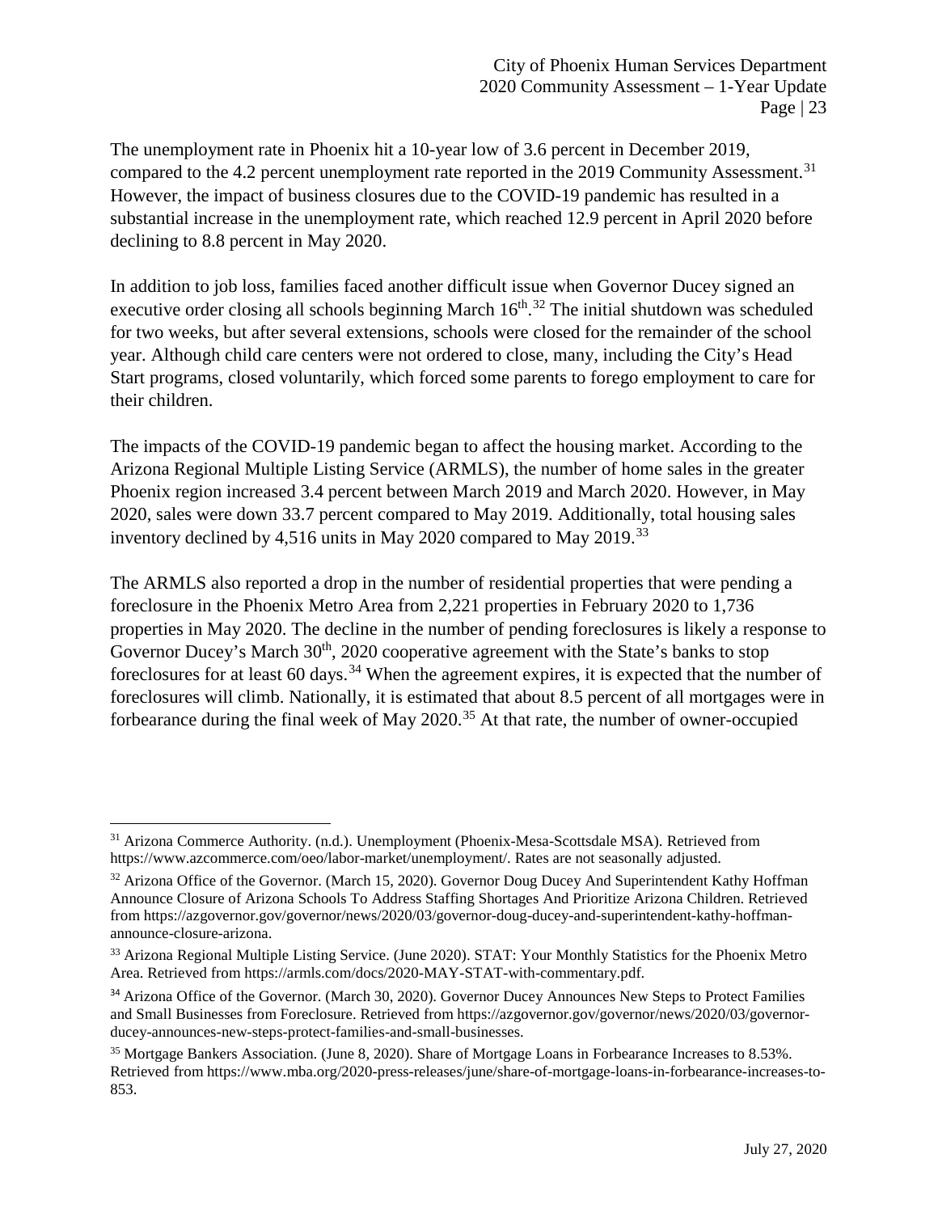The unemployment rate in Phoenix hit a 10-year low of 3.6 percent in December 2019, compared to the 4.2 percent unemployment rate reported in the 2019 Community Assessment.[31] However, the impact of business closures due to the COVID-19 pandemic has resulted in a substantial increase in the unemployment rate, which reached 12.9 percent in April 2020 before declining to 8.8 percent in May 2020.

In addition to job loss, families faced another difficult issue when Governor Ducey signed an executive order closing all schools beginning March 16th.[32] The initial shutdown was scheduled for two weeks, but after several extensions, schools were closed for the remainder of the school year. Although child care centers were not ordered to close, many, including the City's Head Start programs, closed voluntarily, which forced some parents to forego employment to care for their children.

The impacts of the COVID-19 pandemic began to affect the housing market. According to the Arizona Regional Multiple Listing Service (ARMLS), the number of home sales in the greater Phoenix region increased 3.4 percent between March 2019 and March 2020. However, in May 2020, sales were down 33.7 percent compared to May 2019. Additionally, total housing sales inventory declined by 4,516 units in May 2020 compared to May 2019.[33]

The ARMLS also reported a drop in the number of residential properties that were pending a foreclosure in the Phoenix Metro Area from 2,221 properties in February 2020 to 1,736 properties in May 2020. The decline in the number of pending foreclosures is likely a response to Governor Ducey's March 30th, 2020 cooperative agreement with the State's banks to stop foreclosures for at least 60 days.[34] When the agreement expires, it is expected that the number of foreclosures will climb. Nationally, it is estimated that about 8.5 percent of all mortgages were in forbearance during the final week of May 2020.[35] At that rate, the number of owner-occupied

---

[31] Arizona Commerce Authority. (n.d.). Unemployment (Phoenix-Mesa-Scottsdale MSA). Retrieved from https://www.azcommerce.com/oeo/labor-market/unemployment/. Rates are not seasonally adjusted.

[32] Arizona Office of the Governor. (March 15, 2020). Governor Doug Ducey And Superintendent Kathy Hoffman Announce Closure of Arizona Schools To Address Staffing Shortages And Prioritize Arizona Children. Retrieved from https://azgovernor.gov/governor/news/2020/03/governor-doug-ducey-and-superintendent-kathy-hoffman-announce-closure-arizona.

[33] Arizona Regional Multiple Listing Service. (June 2020). STAT: Your Monthly Statistics for the Phoenix Metro Area. Retrieved from https://armls.com/docs/2020-MAY-STAT-with-commentary.pdf.

[34] Arizona Office of the Governor. (March 30, 2020). Governor Ducey Announces New Steps to Protect Families and Small Businesses from Foreclosure. Retrieved from https://azgovernor.gov/governor/news/2020/03/governor-ducey-announces-new-steps-protect-families-and-small-businesses.

[35] Mortgage Bankers Association. (June 8, 2020). Share of Mortgage Loans in Forbearance Increases to 8.53%. Retrieved from https://www.mba.org/2020-press-releases/june/share-of-mortgage-loans-in-forbearance-increases-to-853.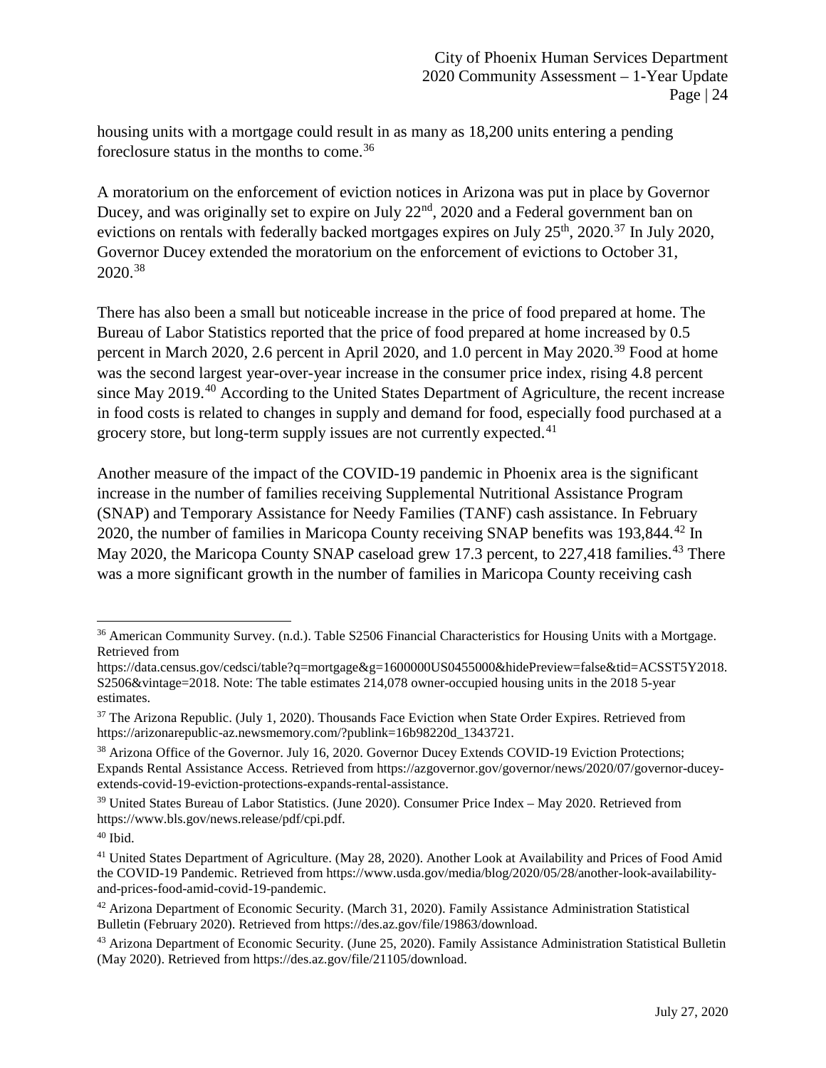housing units with a mortgage could result in as many as 18,200 units entering a pending foreclosure status in the months to come.[36]

A moratorium on the enforcement of eviction notices in Arizona was put in place by Governor Ducey, and was originally set to expire on July 22nd, 2020 and a Federal government ban on evictions on rentals with federally backed mortgages expires on July 25th, 2020.[37] In July 2020, Governor Ducey extended the moratorium on the enforcement of evictions to October 31, 2020.[38]

There has also been a small but noticeable increase in the price of food prepared at home. The Bureau of Labor Statistics reported that the price of food prepared at home increased by 0.5 percent in March 2020, 2.6 percent in April 2020, and 1.0 percent in May 2020.[39] Food at home was the second largest year-over-year increase in the consumer price index, rising 4.8 percent since May 2019.[40] According to the United States Department of Agriculture, the recent increase in food costs is related to changes in supply and demand for food, especially food purchased at a grocery store, but long-term supply issues are not currently expected.[41]

Another measure of the impact of the COVID-19 pandemic in Phoenix area is the significant increase in the number of families receiving Supplemental Nutritional Assistance Program (SNAP) and Temporary Assistance for Needy Families (TANF) cash assistance. In February 2020, the number of families in Maricopa County receiving SNAP benefits was 193,844.[42] In May 2020, the Maricopa County SNAP caseload grew 17.3 percent, to 227,418 families.[43] There was a more significant growth in the number of families in Maricopa County receiving cash

---

[36] American Community Survey. (n.d.). Table S2506 Financial Characteristics for Housing Units with a Mortgage. Retrieved from https://data.census.gov/cedsci/table?q=mortgage&g=1600000US0455000&hidePreview=false&tid=ACSST5Y2018.S2506&vintage=2018. Note: The table estimates 214,078 owner-occupied housing units in the 2018 5-year estimates.

[37] The Arizona Republic. (July 1, 2020). Thousands Face Eviction when State Order Expires. Retrieved from https://arizonarepublic-az.newsmemory.com/?publink=16b98220d_1343721.

[38] Arizona Office of the Governor. July 16, 2020. Governor Ducey Extends COVID-19 Eviction Protections; Expands Rental Assistance Access. Retrieved from https://azgovernor.gov/governor/news/2020/07/governor-ducey-extends-covid-19-eviction-protections-expands-rental-assistance.

[39] United States Bureau of Labor Statistics. (June 2020). Consumer Price Index – May 2020. Retrieved from https://www.bls.gov/news.release/pdf/cpi.pdf.

[40] Ibid.

[41] United States Department of Agriculture. (May 28, 2020). Another Look at Availability and Prices of Food Amid the COVID-19 Pandemic. Retrieved from https://www.usda.gov/media/blog/2020/05/28/another-look-availability-and-prices-food-amid-covid-19-pandemic.

[42] Arizona Department of Economic Security. (March 31, 2020). Family Assistance Administration Statistical Bulletin (February 2020). Retrieved from https://des.az.gov/file/19863/download.

[43] Arizona Department of Economic Security. (June 25, 2020). Family Assistance Administration Statistical Bulletin (May 2020). Retrieved from https://des.az.gov/file/21105/download.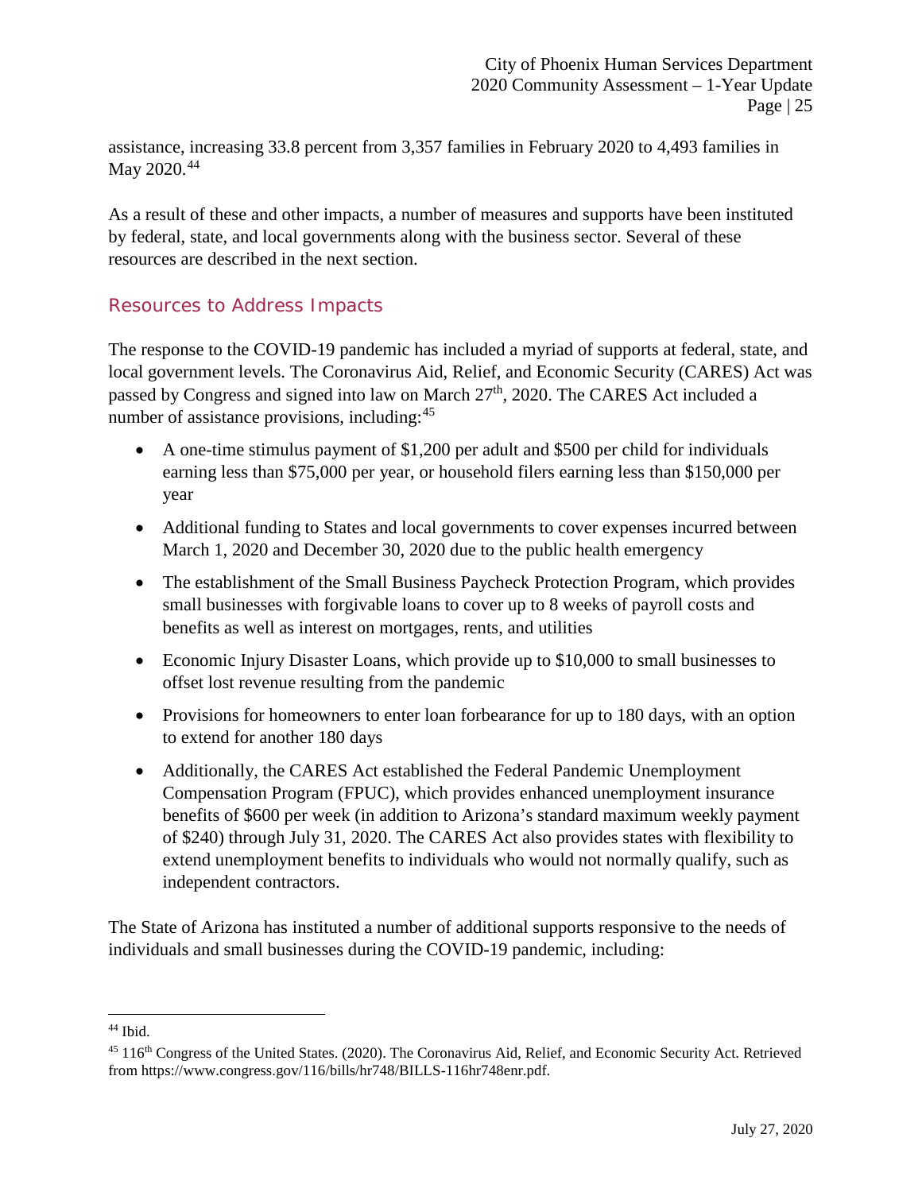assistance, increasing 33.8 percent from 3,357 families in February 2020 to 4,493 families in May 2020.[44]

As a result of these and other impacts, a number of measures and supports have been instituted by federal, state, and local governments along with the business sector. Several of these resources are described in the next section.

## Resources to Address Impacts

The response to the COVID-19 pandemic has included a myriad of supports at federal, state, and local government levels. The Coronavirus Aid, Relief, and Economic Security (CARES) Act was passed by Congress and signed into law on March 27th, 2020. The CARES Act included a number of assistance provisions, including:[45]

- A one-time stimulus payment of $1,200 per adult and $500 per child for individuals earning less than $75,000 per year, or household filers earning less than $150,000 per year
- Additional funding to States and local governments to cover expenses incurred between March 1, 2020 and December 30, 2020 due to the public health emergency
- The establishment of the Small Business Paycheck Protection Program, which provides small businesses with forgivable loans to cover up to 8 weeks of payroll costs and benefits as well as interest on mortgages, rents, and utilities
- Economic Injury Disaster Loans, which provide up to $10,000 to small businesses to offset lost revenue resulting from the pandemic
- Provisions for homeowners to enter loan forbearance for up to 180 days, with an option to extend for another 180 days
- Additionally, the CARES Act established the Federal Pandemic Unemployment Compensation Program (FPUC), which provides enhanced unemployment insurance benefits of $600 per week (in addition to Arizona's standard maximum weekly payment of $240) through July 31, 2020. The CARES Act also provides states with flexibility to extend unemployment benefits to individuals who would not normally qualify, such as independent contractors.

The State of Arizona has instituted a number of additional supports responsive to the needs of individuals and small businesses during the COVID-19 pandemic, including:

---

[44] Ibid.

[45] 116th Congress of the United States. (2020). The Coronavirus Aid, Relief, and Economic Security Act. Retrieved from https://www.congress.gov/116/bills/hr748/BILLS-116hr748enr.pdf.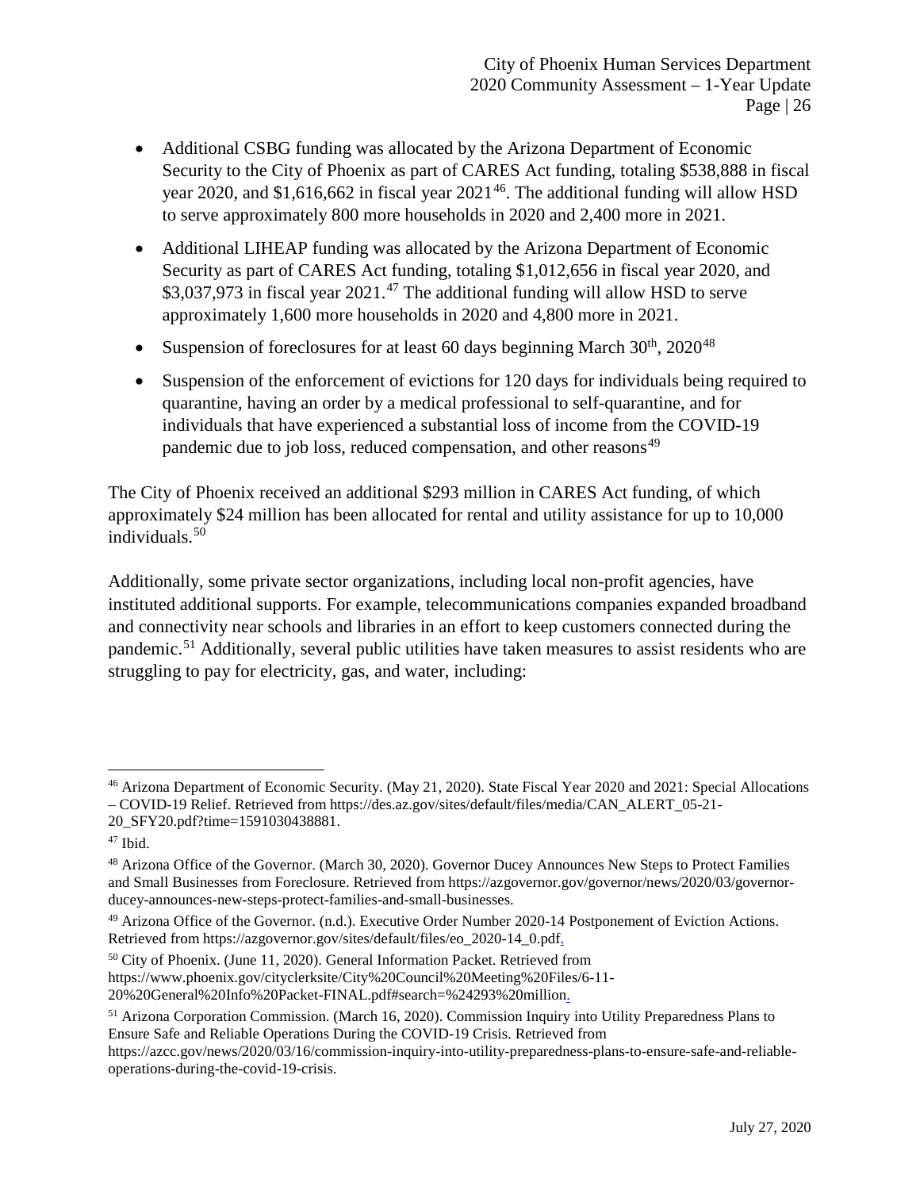- Additional CSBG funding was allocated by the Arizona Department of Economic Security to the City of Phoenix as part of CARES Act funding, totaling $538,888 in fiscal year 2020, and $1,616,662 in fiscal year 2021[46]. The additional funding will allow HSD to serve approximately 800 more households in 2020 and 2,400 more in 2021.
- Additional LIHEAP funding was allocated by the Arizona Department of Economic Security as part of CARES Act funding, totaling $1,012,656 in fiscal year 2020, and $3,037,973 in fiscal year 2021.[47] The additional funding will allow HSD to serve approximately 1,600 more households in 2020 and 4,800 more in 2021.
- Suspension of foreclosures for at least 60 days beginning March 30th, 2020[48]
- Suspension of the enforcement of evictions for 120 days for individuals being required to quarantine, having an order by a medical professional to self-quarantine, and for individuals that have experienced a substantial loss of income from the COVID-19 pandemic due to job loss, reduced compensation, and other reasons[49]

The City of Phoenix received an additional $293 million in CARES Act funding, of which approximately $24 million has been allocated for rental and utility assistance for up to 10,000 individuals.[50]

Additionally, some private sector organizations, including local non-profit agencies, have instituted additional supports. For example, telecommunications companies expanded broadband and connectivity near schools and libraries in an effort to keep customers connected during the pandemic.[51] Additionally, several public utilities have taken measures to assist residents who are struggling to pay for electricity, gas, and water, including:

---

[46] Arizona Department of Economic Security. (May 21, 2020). State Fiscal Year 2020 and 2021: Special Allocations – COVID-19 Relief. Retrieved from https://des.az.gov/sites/default/files/media/CAN_ALERT_05-21-20_SFY20.pdf?time=1591030438881.

[47] Ibid.

[48] Arizona Office of the Governor. (March 30, 2020). Governor Ducey Announces New Steps to Protect Families and Small Businesses from Foreclosure. Retrieved from https://azgovernor.gov/governor/news/2020/03/governor-ducey-announces-new-steps-protect-families-and-small-businesses.

[49] Arizona Office of the Governor. (n.d.). Executive Order Number 2020-14 Postponement of Eviction Actions. Retrieved from https://azgovernor.gov/sites/default/files/eo_2020-14_0.pdf.

[50] City of Phoenix. (June 11, 2020). General Information Packet. Retrieved from https://www.phoenix.gov/cityclerksite/City%20Council%20Meeting%20Files/6-11-20%20General%20Info%20Packet-FINAL.pdf#search=%24293%20million.

[51] Arizona Corporation Commission. (March 16, 2020). Commission Inquiry into Utility Preparedness Plans to Ensure Safe and Reliable Operations During the COVID-19 Crisis. Retrieved from https://azcc.gov/news/2020/03/16/commission-inquiry-into-utility-preparedness-plans-to-ensure-safe-and-reliable-operations-during-the-covid-19-crisis.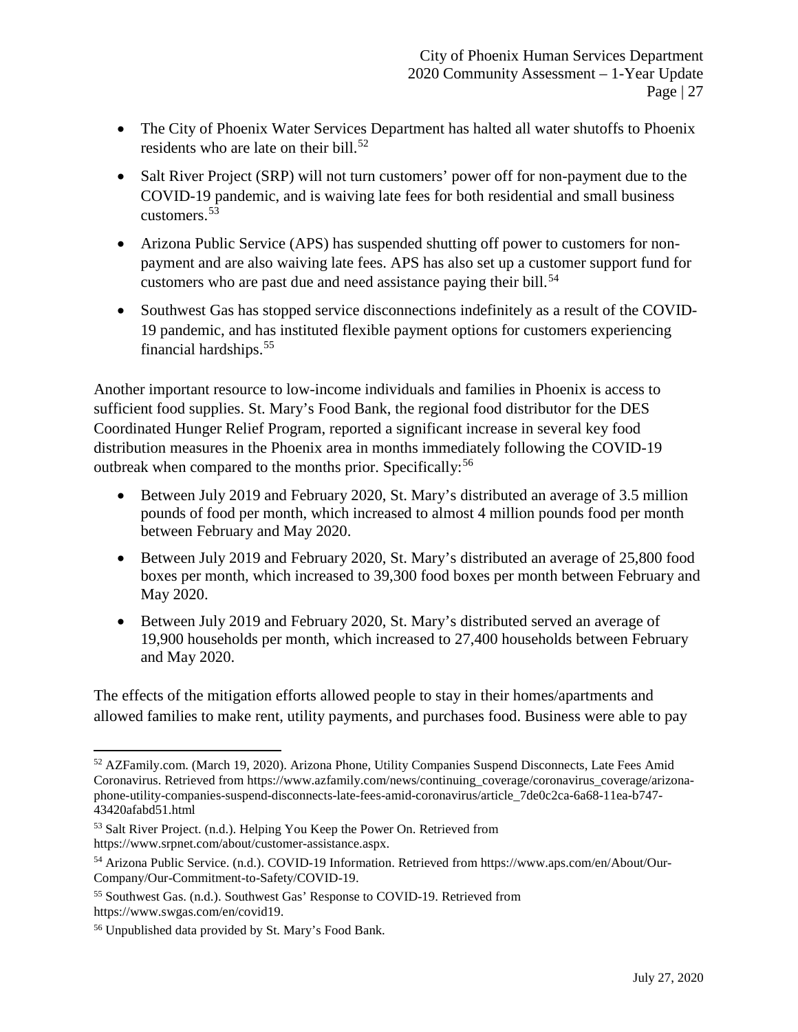- The City of Phoenix Water Services Department has halted all water shutoffs to Phoenix residents who are late on their bill.[52]
- Salt River Project (SRP) will not turn customers' power off for non-payment due to the COVID-19 pandemic, and is waiving late fees for both residential and small business customers.[53]
- Arizona Public Service (APS) has suspended shutting off power to customers for non-payment and are also waiving late fees. APS has also set up a customer support fund for customers who are past due and need assistance paying their bill.[54]
- Southwest Gas has stopped service disconnections indefinitely as a result of the COVID-19 pandemic, and has instituted flexible payment options for customers experiencing financial hardships.[55]

Another important resource to low-income individuals and families in Phoenix is access to sufficient food supplies. St. Mary's Food Bank, the regional food distributor for the DES Coordinated Hunger Relief Program, reported a significant increase in several key food distribution measures in the Phoenix area in months immediately following the COVID-19 outbreak when compared to the months prior. Specifically:[56]

- Between July 2019 and February 2020, St. Mary's distributed an average of 3.5 million pounds of food per month, which increased to almost 4 million pounds food per month between February and May 2020.
- Between July 2019 and February 2020, St. Mary's distributed an average of 25,800 food boxes per month, which increased to 39,300 food boxes per month between February and May 2020.
- Between July 2019 and February 2020, St. Mary's distributed served an average of 19,900 households per month, which increased to 27,400 households between February and May 2020.

The effects of the mitigation efforts allowed people to stay in their homes/apartments and allowed families to make rent, utility payments, and purchases food. Business were able to pay

---

[52] AZFamily.com. (March 19, 2020). Arizona Phone, Utility Companies Suspend Disconnects, Late Fees Amid Coronavirus. Retrieved from https://www.azfamily.com/news/continuing_coverage/coronavirus_coverage/arizona-phone-utility-companies-suspend-disconnects-late-fees-amid-coronavirus/article_7de0c2ca-6a68-11ea-b747-43420afabd51.html

[53] Salt River Project. (n.d.). Helping You Keep the Power On. Retrieved from https://www.srpnet.com/about/customer-assistance.aspx.

[54] Arizona Public Service. (n.d.). COVID-19 Information. Retrieved from https://www.aps.com/en/About/Our-Company/Our-Commitment-to-Safety/COVID-19.

[55] Southwest Gas. (n.d.). Southwest Gas' Response to COVID-19. Retrieved from https://www.swgas.com/en/covid19.

[56] Unpublished data provided by St. Mary's Food Bank.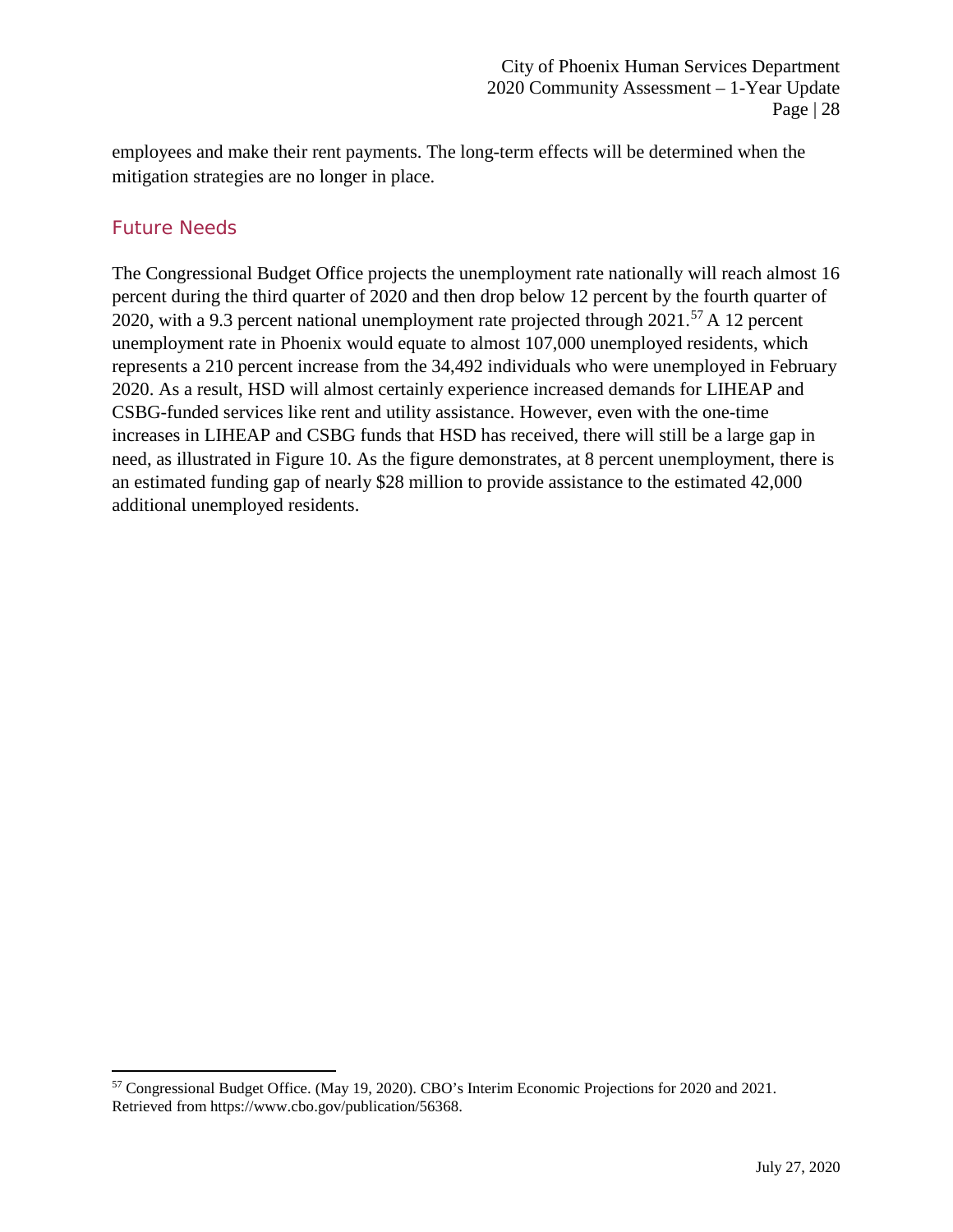employees and make their rent payments. The long-term effects will be determined when the mitigation strategies are no longer in place.

## Future Needs

The Congressional Budget Office projects the unemployment rate nationally will reach almost 16 percent during the third quarter of 2020 and then drop below 12 percent by the fourth quarter of 2020, with a 9.3 percent national unemployment rate projected through 2021.[57] A 12 percent unemployment rate in Phoenix would equate to almost 107,000 unemployed residents, which represents a 210 percent increase from the 34,492 individuals who were unemployed in February 2020. As a result, HSD will almost certainly experience increased demands for LIHEAP and CSBG-funded services like rent and utility assistance. However, even with the one-time increases in LIHEAP and CSBG funds that HSD has received, there will still be a large gap in need, as illustrated in Figure 10. As the figure demonstrates, at 8 percent unemployment, there is an estimated funding gap of nearly $28 million to provide assistance to the estimated 42,000 additional unemployed residents.

---

[57] Congressional Budget Office. (May 19, 2020). CBO's Interim Economic Projections for 2020 and 2021. Retrieved from https://www.cbo.gov/publication/56368.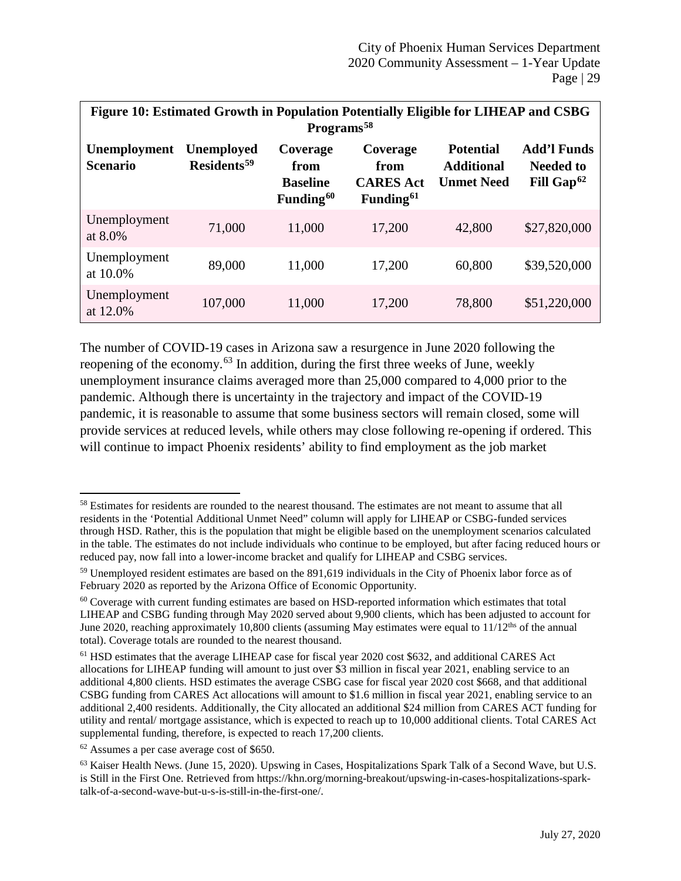| **Figure 10: Estimated Growth in Population Potentially Eligible for LIHEAP and CSBG Programs**[58] | | | | | |
|---|---|---|---|---|---|
| **Unemployment Scenario** | **Unemployed Residents**[59] | **Coverage from Baseline Funding**[60] | **Coverage from CARES Act Funding**[61] | **Potential Additional Unmet Need** | **Add'l Funds Needed to Fill Gap**[62] |
| Unemployment at 8.0% | 71,000 | 11,000 | 17,200 | 42,800 | $27,820,000 |
| Unemployment at 10.0% | 89,000 | 11,000 | 17,200 | 60,800 | $39,520,000 |
| Unemployment at 12.0% | 107,000 | 11,000 | 17,200 | 78,800 | $51,220,000 |

The number of COVID-19 cases in Arizona saw a resurgence in June 2020 following the reopening of the economy.[63] In addition, during the first three weeks of June, weekly unemployment insurance claims averaged more than 25,000 compared to 4,000 prior to the pandemic. Although there is uncertainty in the trajectory and impact of the COVID-19 pandemic, it is reasonable to assume that some business sectors will remain closed, some will provide services at reduced levels, while others may close following re-opening if ordered. This will continue to impact Phoenix residents' ability to find employment as the job market

---

[58] Estimates for residents are rounded to the nearest thousand. The estimates are not meant to assume that all residents in the 'Potential Additional Unmet Need" column will apply for LIHEAP or CSBG-funded services through HSD. Rather, this is the population that might be eligible based on the unemployment scenarios calculated in the table. The estimates do not include individuals who continue to be employed, but after facing reduced hours or reduced pay, now fall into a lower-income bracket and qualify for LIHEAP and CSBG services.

[59] Unemployed resident estimates are based on the 891,619 individuals in the City of Phoenix labor force as of February 2020 as reported by the Arizona Office of Economic Opportunity.

[60] Coverage with current funding estimates are based on HSD-reported information which estimates that total LIHEAP and CSBG funding through May 2020 served about 9,900 clients, which has been adjusted to account for June 2020, reaching approximately 10,800 clients (assuming May estimates were equal to 11/12ths of the annual total). Coverage totals are rounded to the nearest thousand.

[61] HSD estimates that the average LIHEAP case for fiscal year 2020 cost $632, and additional CARES Act allocations for LIHEAP funding will amount to just over $3 million in fiscal year 2021, enabling service to an additional 4,800 clients. HSD estimates the average CSBG case for fiscal year 2020 cost $668, and that additional CSBG funding from CARES Act allocations will amount to $1.6 million in fiscal year 2021, enabling service to an additional 2,400 residents. Additionally, the City allocated an additional $24 million from CARES ACT funding for utility and rental/ mortgage assistance, which is expected to reach up to 10,000 additional clients. Total CARES Act supplemental funding, therefore, is expected to reach 17,200 clients.

[62] Assumes a per case average cost of $650.

[63] Kaiser Health News. (June 15, 2020). Upswing in Cases, Hospitalizations Spark Talk of a Second Wave, but U.S. is Still in the First One. Retrieved from https://khn.org/morning-breakout/upswing-in-cases-hospitalizations-spark-talk-of-a-second-wave-but-u-s-is-still-in-the-first-one/.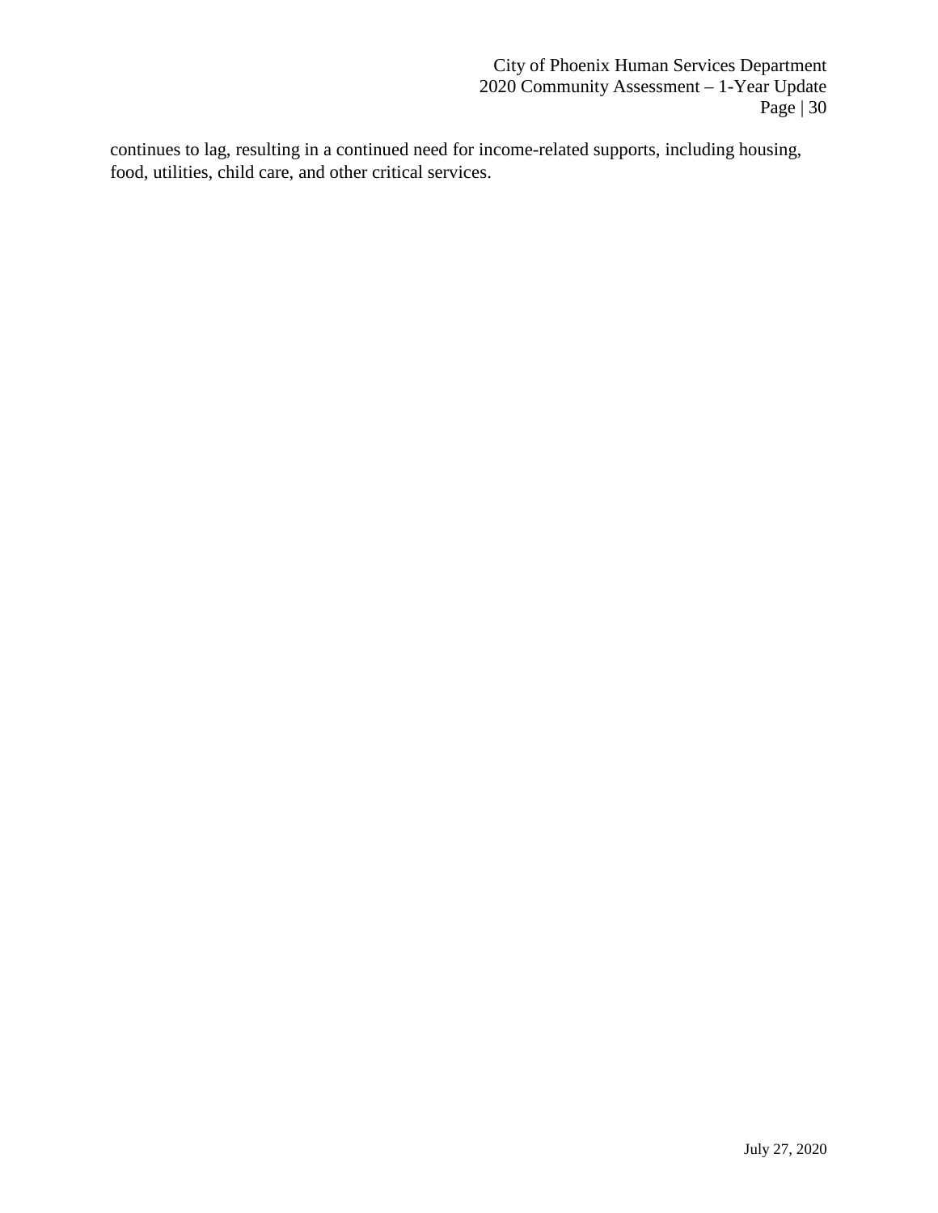continues to lag, resulting in a continued need for income-related supports, including housing, food, utilities, child care, and other critical services.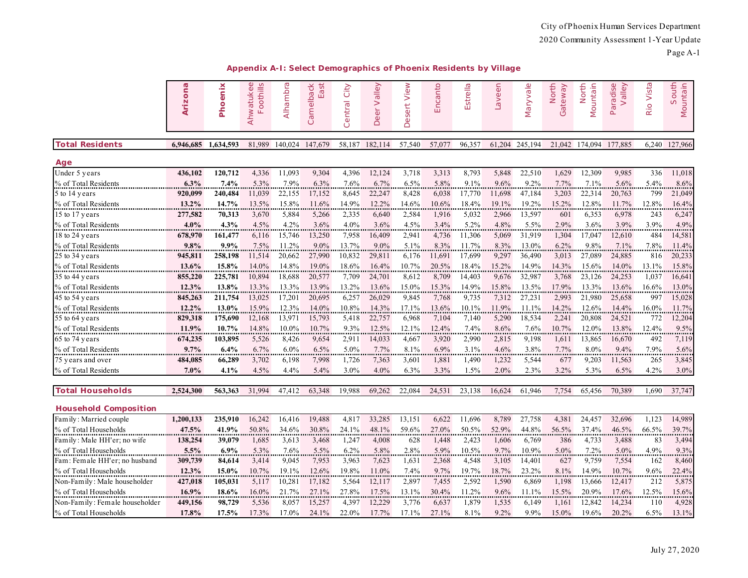## Appendix A-I: Select Demographics of Phoenix Residents by Village

| | Arizona | Phoenix | Ahwatukee Foothills | Alhambra | Camelback East | Central City | Deer Valley | Desert View | Encanto | Estrella | Laveen | Maryvale | North Gateway | North Mountain | Paradise Valley | Rio Vista | South Mountain |
|---|---|---|---|---|---|---|---|---|---|---|---|---|---|---|---|---|---|
| **Total Residents** | **6,946,685** | **1,634,593** | 81,989 | 140,024 | 147,679 | 58,187 | 182,114 | 57,540 | 57,077 | 96,357 | 61,204 | 245,194 | 21,042 | 174,094 | 177,885 | 6,240 | 127,966 |
| **Age** | | | | | | | | | | | | | | | | | |
| Under 5 years | **436,102** | **120,712** | 4,336 | 11,093 | 9,304 | 4,396 | 12,124 | 3,718 | 3,313 | 8,793 | 5,848 | 22,510 | 1,629 | 12,309 | 9,985 | 336 | 11,018 |
| % of Total Residents | **6.3%** | **7.4%** | 5.3% | 7.9% | 6.3% | 7.6% | 6.7% | 6.5% | 5.8% | 9.1% | 9.6% | 9.2% | 7.7% | 7.1% | 5.6% | 5.4% | 8.6% |
| 5 to 14 years | **920,099** | **240,484** | 11,039 | 22,155 | 17,152 | 8,645 | 22,247 | 8,428 | 6,038 | 17,770 | 11,698 | 47,184 | 3,203 | 22,314 | 20,763 | 799 | 21,049 |
| % of Total Residents | **13.2%** | **14.7%** | 13.5% | 15.8% | 11.6% | 14.9% | 12.2% | 14.6% | 10.6% | 18.4% | 19.1% | 19.2% | 15.2% | 12.8% | 11.7% | 12.8% | 16.4% |
| 15 to 17 years | **277,582** | **70,313** | 3,670 | 5,884 | 5,266 | 2,335 | 6,640 | 2,584 | 1,916 | 5,032 | 2,966 | 13,597 | 601 | 6,353 | 6,978 | 243 | 6,247 |
| % of Total Residents | **4.0%** | **4.3%** | 4.5% | 4.2% | 3.6% | 4.0% | 3.6% | 4.5% | 3.4% | 5.2% | 4.8% | 5.5% | 2.9% | 3.6% | 3.9% | 3.9% | 4.9% |
| 18 to 24 years | **678,970** | **161,477** | 6,116 | 15,746 | 13,250 | 7,958 | 16,409 | 2,941 | 4,736 | 11,306 | 5,069 | 31,919 | 1,304 | 17,047 | 12,610 | 484 | 14,581 |
| % of Total Residents | **9.8%** | **9.9%** | 7.5% | 11.2% | 9.0% | 13.7% | 9.0% | 5.1% | 8.3% | 11.7% | 8.3% | 13.0% | 6.2% | 9.8% | 7.1% | 7.8% | 11.4% |
| 25 to 34 years | **945,811** | **258,198** | 11,514 | 20,662 | 27,990 | 10,832 | 29,811 | 6,176 | 11,691 | 17,699 | 9,297 | 36,490 | 3,013 | 27,089 | 24,885 | 816 | 20,233 |
| % of Total Residents | **13.6%** | **15.8%** | 14.0% | 14.8% | 19.0% | 18.6% | 16.4% | 10.7% | 20.5% | 18.4% | 15.2% | 14.9% | 14.3% | 15.6% | 14.0% | 13.1% | 15.8% |
| 35 to 44 years | **855,220** | **225,781** | 10,894 | 18,688 | 20,577 | 7,709 | 24,701 | 8,612 | 8,709 | 14,403 | 9,676 | 32,987 | 3,768 | 23,126 | 24,253 | 1,037 | 16,641 |
| % of Total Residents | **12.3%** | **13.8%** | 13.3% | 13.3% | 13.9% | 13.2% | 13.6% | 15.0% | 15.3% | 14.9% | 15.8% | 13.5% | 17.9% | 13.3% | 13.6% | 16.6% | 13.0% |
| 45 to 54 years | **845,263** | **211,754** | 13,025 | 17,201 | 20,695 | 6,257 | 26,029 | 9,845 | 7,768 | 9,735 | 7,312 | 27,231 | 2,993 | 21,980 | 25,658 | 997 | 15,028 |
| % of Total Residents | **12.2%** | **13.0%** | 15.9% | 12.3% | 14.0% | 10.8% | 14.3% | 17.1% | 13.6% | 10.1% | 11.9% | 11.1% | 14.2% | 12.6% | 14.4% | 16.0% | 11.7% |
| 55 to 64 years | **829,318** | **175,690** | 12,168 | 13,971 | 15,793 | 5,418 | 22,757 | 6,968 | 7,104 | 7,140 | 5,290 | 18,534 | 2,241 | 20,808 | 24,521 | 772 | 12,204 |
| % of Total Residents | **11.9%** | **10.7%** | 14.8% | 10.0% | 10.7% | 9.3% | 12.5% | 12.1% | 12.4% | 7.4% | 8.6% | 7.6% | 10.7% | 12.0% | 13.8% | 12.4% | 9.5% |
| 65 to 74 years | **674,235** | **103,895** | 5,526 | 8,426 | 9,654 | 2,911 | 14,033 | 4,667 | 3,920 | 2,990 | 2,815 | 9,198 | 1,611 | 13,865 | 16,670 | 492 | 7,119 |
| % of Total Residents | **9.7%** | **6.4%** | 6.7% | 6.0% | 6.5% | 5.0% | 7.7% | 8.1% | 6.9% | 3.1% | 4.6% | 3.8% | 7.7% | 8.0% | 9.4% | 7.9% | 5.6% |
| 75 years and over | **484,085** | **66,289** | 3,702 | 6,198 | 7,998 | 1,726 | 7,363 | 3,601 | 1,881 | 1,490 | 1,232 | 5,544 | 677 | 9,203 | 11,563 | 265 | 3,845 |
| % of Total Residents | **7.0%** | **4.1%** | 4.5% | 4.4% | 5.4% | 3.0% | 4.0% | 6.3% | 3.3% | 1.5% | 2.0% | 2.3% | 3.2% | 5.3% | 6.5% | 4.2% | 3.0% |
| **Total Households** | **2,524,300** | **563,363** | 31,994 | 47,412 | 63,348 | 19,988 | 69,262 | 22,084 | 24,531 | 23,138 | 16,624 | 61,946 | 7,754 | 65,456 | 70,389 | 1,690 | 37,747 |
| **Household Composition** | | | | | | | | | | | | | | | | | |
| Family: Married couple | **1,200,133** | **235,910** | 16,242 | 16,416 | 19,488 | 4,817 | 33,285 | 13,151 | 6,622 | 11,696 | 8,789 | 27,758 | 4,381 | 24,457 | 32,696 | 1,123 | 14,989 |
| % of Total Households | **47.5%** | **41.9%** | 50.8% | 34.6% | 30.8% | 24.1% | 48.1% | 59.6% | 27.0% | 50.5% | 52.9% | 44.8% | 56.5% | 37.4% | 46.5% | 66.5% | 39.7% |
| Family: Male HH'er; no wife | **138,254** | **39,079** | 1,685 | 3,613 | 3,468 | 1,247 | 4,008 | 628 | 1,448 | 2,423 | 1,606 | 6,769 | 386 | 4,733 | 3,488 | 83 | 3,494 |
| % of Total Households | **5.5%** | **6.9%** | 5.3% | 7.6% | 5.5% | 6.2% | 5.8% | 2.8% | 5.9% | 10.5% | 9.7% | 10.9% | 5.0% | 7.2% | 5.0% | 4.9% | 9.3% |
| Fam: Female HH'er; no husband | **309,739** | **84,614** | 3,414 | 9,045 | 7,953 | 3,963 | 7,623 | 1,631 | 2,368 | 4,548 | 3,105 | 14,401 | 627 | 9,759 | 7,554 | 162 | 8,460 |
| % of Total Households | **12.3%** | **15.0%** | 10.7% | 19.1% | 12.6% | 19.8% | 11.0% | 7.4% | 9.7% | 19.7% | 18.7% | 23.2% | 8.1% | 14.9% | 10.7% | 9.6% | 22.4% |
| Non-Family: Male householder | **427,018** | **105,031** | 5,117 | 10,281 | 17,182 | 5,564 | 12,117 | 2,897 | 7,455 | 2,592 | 1,590 | 6,869 | 1,198 | 13,666 | 12,417 | 212 | 5,875 |
| % of Total Households | **16.9%** | **18.6%** | 16.0% | 21.7% | 27.1% | 27.8% | 17.5% | 13.1% | 30.4% | 11.2% | 9.6% | 11.1% | 15.5% | 20.9% | 17.6% | 12.5% | 15.6% |
| Non-Family: Female householder | **449,156** | **98,729** | 5,536 | 8,057 | 15,257 | 4,397 | 12,229 | 3,776 | 6,637 | 1,879 | 1,535 | 6,149 | 1,161 | 12,842 | 14,234 | 110 | 4,928 |
| % of Total Households | **17.8%** | **17.5%** | 17.3% | 17.0% | 24.1% | 22.0% | 17.7% | 17.1% | 27.1% | 8.1% | 9.2% | 9.9% | 15.0% | 19.6% | 20.2% | 6.5% | 13.1% |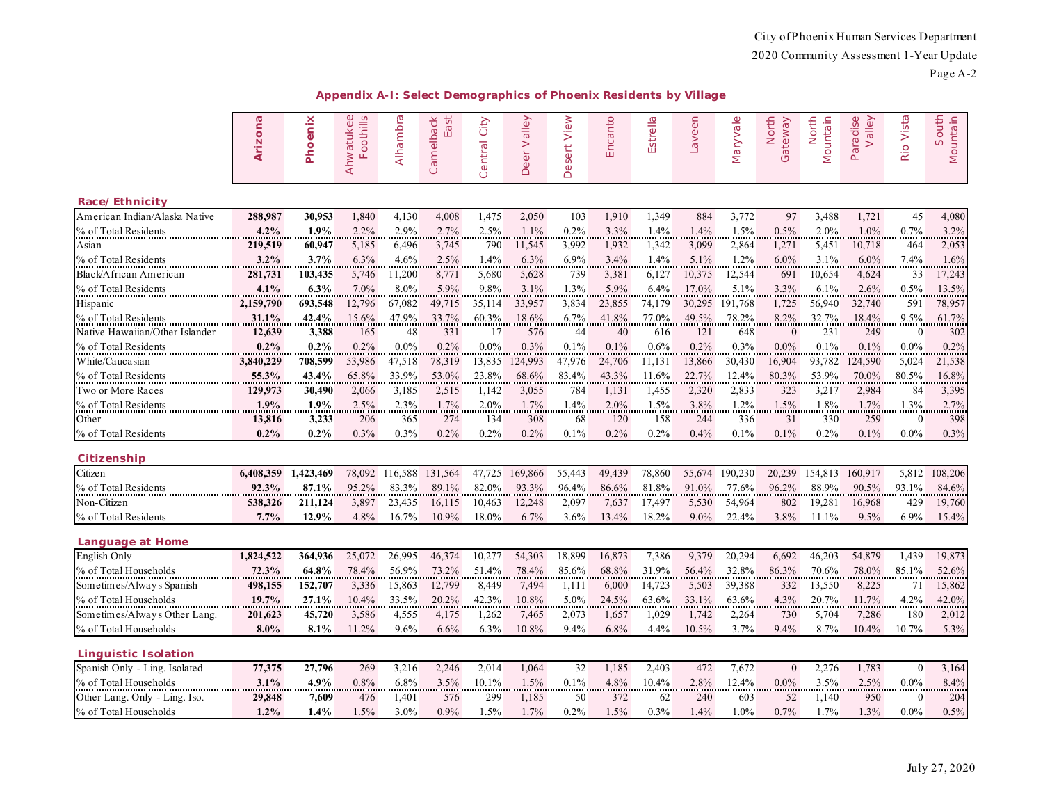## Appendix A-I: Select Demographics of Phoenix Residents by Village

| | Arizona | Phoenix | Ahwatukee Foothills | Alhambra | Camelback East | Central City | Deer Valley | Desert View | Encanto | Estrella | Laveen | Maryvale | North Gateway | North Mountain | Paradise Valley | Rio Vista | South Mountain |
|---|---|---|---|---|---|---|---|---|---|---|---|---|---|---|---|---|---|
| **Race/ Ethnicity** | | | | | | | | | | | | | | | | | |
| American Indian/Alaska Native | **288,987** | **30,953** | 1,840 | 4,130 | 4,008 | 1,475 | 2,050 | 103 | 1,910 | 1,349 | 884 | 3,772 | 97 | 3,488 | 1,721 | 45 | 4,080 |
| % of Total Residents | **4.2%** | **1.9%** | 2.2% | 2.9% | 2.7% | 2.5% | 1.1% | 0.2% | 3.3% | 1.4% | 1.4% | 1.5% | 0.5% | 2.0% | 1.0% | 0.7% | 3.2% |
| Asian | **219,519** | **60,947** | 5,185 | 6,496 | 3,745 | 790 | 11,545 | 3,992 | 1,932 | 1,342 | 3,099 | 2,864 | 1,271 | 5,451 | 10,718 | 464 | 2,053 |
| % of Total Residents | **3.2%** | **3.7%** | 6.3% | 4.6% | 2.5% | 1.4% | 6.3% | 6.9% | 3.4% | 1.4% | 5.1% | 1.2% | 6.0% | 3.1% | 6.0% | 7.4% | 1.6% |
| Black/African American | **281,731** | **103,435** | 5,746 | 11,200 | 8,771 | 5,680 | 5,628 | 739 | 3,381 | 6,127 | 10,375 | 12,544 | 691 | 10,654 | 4,624 | 33 | 17,243 |
| % of Total Residents | **4.1%** | **6.3%** | 7.0% | 8.0% | 5.9% | 9.8% | 3.1% | 1.3% | 5.9% | 6.4% | 17.0% | 5.1% | 3.3% | 6.1% | 2.6% | 0.5% | 13.5% |
| Hispanic | **2,159,790** | **693,548** | 12,796 | 67,082 | 49,715 | 35,114 | 33,957 | 3,834 | 23,855 | 74,179 | 30,295 | 191,768 | 1,725 | 56,940 | 32,740 | 591 | 78,957 |
| % of Total Residents | **31.1%** | **42.4%** | 15.6% | 47.9% | 33.7% | 60.3% | 18.6% | 6.7% | 41.8% | 77.0% | 49.5% | 78.2% | 8.2% | 32.7% | 18.4% | 9.5% | 61.7% |
| Native Hawaiian/Other Islander | **12,639** | **3,388** | 165 | 48 | 331 | 17 | 576 | 44 | 40 | 616 | 121 | 648 | 0 | 231 | 249 | 0 | 302 |
| % of Total Residents | **0.2%** | **0.2%** | 0.2% | 0.0% | 0.2% | 0.0% | 0.3% | 0.1% | 0.1% | 0.6% | 0.2% | 0.3% | 0.0% | 0.1% | 0.1% | 0.0% | 0.2% |
| White/Caucasian | **3,840,229** | **708,599** | 53,986 | 47,518 | 78,319 | 13,835 | 124,993 | 47,976 | 24,706 | 11,131 | 13,866 | 30,430 | 16,904 | 93,782 | 124,590 | 5,024 | 21,538 |
| % of Total Residents | **55.3%** | **43.4%** | 65.8% | 33.9% | 53.0% | 23.8% | 68.6% | 83.4% | 43.3% | 11.6% | 22.7% | 12.4% | 80.3% | 53.9% | 70.0% | 80.5% | 16.8% |
| Two or More Races | **129,973** | **30,490** | 2,066 | 3,185 | 2,515 | 1,142 | 3,055 | 784 | 1,131 | 1,455 | 2,320 | 2,833 | 323 | 3,217 | 2,984 | 84 | 3,395 |
| % of Total Residents | **1.9%** | **1.9%** | 2.5% | 2.3% | 1.7% | 2.0% | 1.7% | 1.4% | 2.0% | 1.5% | 3.8% | 1.2% | 1.5% | 1.8% | 1.7% | 1.3% | 2.7% |
| Other | **13,816** | **3,233** | 206 | 365 | 274 | 134 | 308 | 68 | 120 | 158 | 244 | 336 | 31 | 330 | 259 | 0 | 398 |
| % of Total Residents | **0.2%** | **0.2%** | 0.3% | 0.3% | 0.2% | 0.2% | 0.2% | 0.1% | 0.2% | 0.2% | 0.4% | 0.1% | 0.1% | 0.2% | 0.1% | 0.0% | 0.3% |
| **Citizenship** | | | | | | | | | | | | | | | | | |
| Citizen | **6,408,359** | **1,423,469** | 78,092 | 116,588 | 131,564 | 47,725 | 169,866 | 55,443 | 49,439 | 78,860 | 55,674 | 190,230 | 20,239 | 154,813 | 160,917 | 5,812 | 108,206 |
| % of Total Residents | **92.3%** | **87.1%** | 95.2% | 83.3% | 89.1% | 82.0% | 93.3% | 96.4% | 86.6% | 81.8% | 91.0% | 77.6% | 96.2% | 88.9% | 90.5% | 93.1% | 84.6% |
| Non-Citizen | **538,326** | **211,124** | 3,897 | 23,435 | 16,115 | 10,463 | 12,248 | 2,097 | 7,637 | 17,497 | 5,530 | 54,964 | 802 | 19,281 | 16,968 | 429 | 19,760 |
| % of Total Residents | **7.7%** | **12.9%** | 4.8% | 16.7% | 10.9% | 18.0% | 6.7% | 3.6% | 13.4% | 18.2% | 9.0% | 22.4% | 3.8% | 11.1% | 9.5% | 6.9% | 15.4% |
| **Language at Home** | | | | | | | | | | | | | | | | | |
| English Only | **1,824,522** | **364,936** | 25,072 | 26,995 | 46,374 | 10,277 | 54,303 | 18,899 | 16,873 | 7,386 | 9,379 | 20,294 | 6,692 | 46,203 | 54,879 | 1,439 | 19,873 |
| % of Total Households | **72.3%** | **64.8%** | 78.4% | 56.9% | 73.2% | 51.4% | 78.4% | 85.6% | 68.8% | 31.9% | 56.4% | 32.8% | 86.3% | 70.6% | 78.0% | 85.1% | 52.6% |
| Sometimes/Always Spanish | **498,155** | **152,707** | 3,336 | 15,863 | 12,799 | 8,449 | 7,494 | 1,111 | 6,000 | 14,723 | 5,503 | 39,388 | 332 | 13,550 | 8,225 | 71 | 15,862 |
| % of Total Households | **19.7%** | **27.1%** | 10.4% | 33.5% | 20.2% | 42.3% | 10.8% | 5.0% | 24.5% | 63.6% | 33.1% | 63.6% | 4.3% | 20.7% | 11.7% | 4.2% | 42.0% |
| Sometimes/Always Other Lang. | **201,623** | **45,720** | 3,586 | 4,555 | 4,175 | 1,262 | 7,465 | 2,073 | 1,657 | 1,029 | 1,742 | 2,264 | 730 | 5,704 | 7,286 | 180 | 2,012 |
| % of Total Households | **8.0%** | **8.1%** | 11.2% | 9.6% | 6.6% | 6.3% | 10.8% | 9.4% | 6.8% | 4.4% | 10.5% | 3.7% | 9.4% | 8.7% | 10.4% | 10.7% | 5.3% |
| **Linguistic Isolation** | | | | | | | | | | | | | | | | | |
| Spanish Only - Ling. Isolated | **77,375** | **27,796** | 269 | 3,216 | 2,246 | 2,014 | 1,064 | 32 | 1,185 | 2,403 | 472 | 7,672 | 0 | 2,276 | 1,783 | 0 | 3,164 |
| % of Total Households | **3.1%** | **4.9%** | 0.8% | 6.8% | 3.5% | 10.1% | 1.5% | 0.1% | 4.8% | 10.4% | 2.8% | 12.4% | 0.0% | 3.5% | 2.5% | 0.0% | 8.4% |
| Other Lang. Only - Ling. Iso. | **29,848** | **7,609** | 476 | 1,401 | 576 | 299 | 1,185 | 50 | 372 | 62 | 240 | 603 | 52 | 1,140 | 950 | 0 | 204 |
| % of Total Households | **1.2%** | **1.4%** | 1.5% | 3.0% | 0.9% | 1.5% | 1.7% | 0.2% | 1.5% | 0.3% | 1.4% | 1.0% | 0.7% | 1.7% | 1.3% | 0.0% | 0.5% |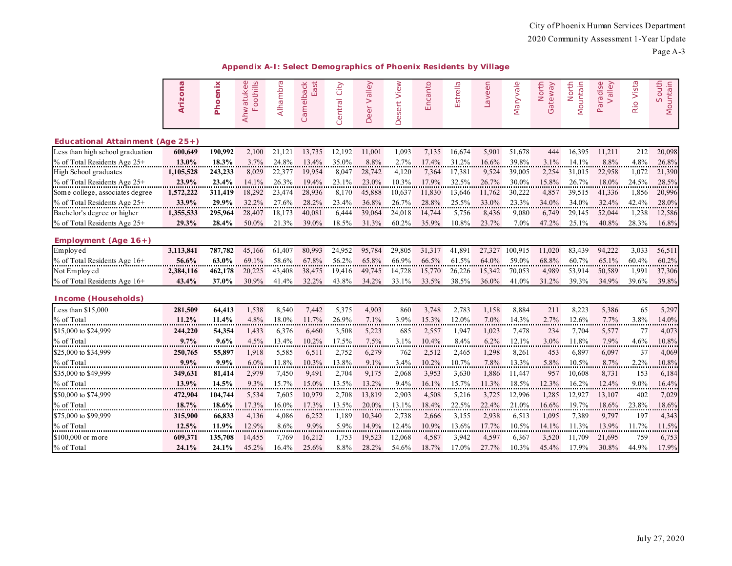## Appendix A-I: Select Demographics of Phoenix Residents by Village

| | Arizona | Phoenix | Ahwatukee Foothills | Alhambra | Camelback East | Central City | Deer Valley | Desert View | Encanto | Estrella | Laveen | Maryvale | North Gateway | North Mountain | Paradise Valley | Rio Vista | South Mountain |
|---|---|---|---|---|---|---|---|---|---|---|---|---|---|---|---|---|---|
| **Educational Attainment (Age 25+)** | | | | | | | | | | | | | | | | | |
| Less than high school graduation | **600,649** | **190,992** | 2,100 | 21,121 | 13,735 | 12,192 | 11,001 | 1,093 | 7,135 | 16,674 | 5,901 | 51,678 | 444 | 16,395 | 11,211 | 212 | 20,098 |
| % of Total Residents Age 25+ | **13.0%** | **18.3%** | 3.7% | 24.8% | 13.4% | 35.0% | 8.8% | 2.7% | 17.4% | 31.2% | 16.6% | 39.8% | 3.1% | 14.1% | 8.8% | 4.8% | 26.8% |
| High School graduates | **1,105,528** | **243,233** | 8,029 | 22,377 | 19,954 | 8,047 | 28,742 | 4,120 | 7,364 | 17,381 | 9,524 | 39,005 | 2,254 | 31,015 | 22,958 | 1,072 | 21,390 |
| % of Total Residents Age 25+ | **23.9%** | **23.4%** | 14.1% | 26.3% | 19.4% | 23.1% | 23.0% | 10.3% | 17.9% | 32.5% | 26.7% | 30.0% | 15.8% | 26.7% | 18.0% | 24.5% | 28.5% |
| Some college, associates degree | **1,572,222** | **311,419** | 18,292 | 23,474 | 28,936 | 8,170 | 45,888 | 10,637 | 11,830 | 13,646 | 11,762 | 30,222 | 4,857 | 39,515 | 41,336 | 1,856 | 20,996 |
| % of Total Residents Age 25+ | **33.9%** | **29.9%** | 32.2% | 27.6% | 28.2% | 23.4% | 36.8% | 26.7% | 28.8% | 25.5% | 33.0% | 23.3% | 34.0% | 34.0% | 32.4% | 42.4% | 28.0% |
| Bachelor's degree or higher | **1,355,533** | **295,964** | 28,407 | 18,173 | 40,081 | 6,444 | 39,064 | 24,018 | 14,744 | 5,756 | 8,436 | 9,080 | 6,749 | 29,145 | 52,044 | 1,238 | 12,586 |
| % of Total Residents Age 25+ | **29.3%** | **28.4%** | 50.0% | 21.3% | 39.0% | 18.5% | 31.3% | 60.2% | 35.9% | 10.8% | 23.7% | 7.0% | 47.2% | 25.1% | 40.8% | 28.3% | 16.8% |
| **Employment (Age 16+)** | | | | | | | | | | | | | | | | | |
| Employed | **3,113,841** | **787,782** | 45,166 | 61,407 | 80,993 | 24,952 | 95,784 | 29,805 | 31,317 | 41,891 | 27,327 | 100,915 | 11,020 | 83,439 | 94,222 | 3,033 | 56,511 |
| % of Total Residents Age 16+ | **56.6%** | **63.0%** | 69.1% | 58.6% | 67.8% | 56.2% | 65.8% | 66.9% | 66.5% | 61.5% | 64.0% | 59.0% | 68.8% | 60.7% | 65.1% | 60.4% | 60.2% |
| Not Employed | **2,384,116** | **462,178** | 20,225 | 43,408 | 38,475 | 19,416 | 49,745 | 14,728 | 15,770 | 26,226 | 15,342 | 70,053 | 4,989 | 53,914 | 50,589 | 1,991 | 37,306 |
| % of Total Residents Age 16+ | **43.4%** | **37.0%** | 30.9% | 41.4% | 32.2% | 43.8% | 34.2% | 33.1% | 33.5% | 38.5% | 36.0% | 41.0% | 31.2% | 39.3% | 34.9% | 39.6% | 39.8% |
| **Income (Households)** | | | | | | | | | | | | | | | | | |
| Less than $15,000 | **281,509** | **64,413** | 1,538 | 8,540 | 7,442 | 5,375 | 4,903 | 860 | 3,748 | 2,783 | 1,158 | 8,884 | 211 | 8,223 | 5,386 | 65 | 5,297 |
| % of Total | **11.2%** | **11.4%** | 4.8% | 18.0% | 11.7% | 26.9% | 7.1% | 3.9% | 15.3% | 12.0% | 7.0% | 14.3% | 2.7% | 12.6% | 7.7% | 3.8% | 14.0% |
| $15,000 to $24,999 | **244,220** | **54,354** | 1,433 | 6,376 | 6,460 | 3,508 | 5,223 | 685 | 2,557 | 1,947 | 1,023 | 7,478 | 234 | 7,704 | 5,577 | 77 | 4,073 |
| % of Total | **9.7%** | **9.6%** | 4.5% | 13.4% | 10.2% | 17.5% | 7.5% | 3.1% | 10.4% | 8.4% | 6.2% | 12.1% | 3.0% | 11.8% | 7.9% | 4.6% | 10.8% |
| $25,000 to $34,999 | **250,765** | **55,897** | 1,918 | 5,585 | 6,511 | 2,752 | 6,279 | 762 | 2,512 | 2,465 | 1,298 | 8,261 | 453 | 6,897 | 6,097 | 37 | 4,069 |
| % of Total | **9.9%** | **9.9%** | 6.0% | 11.8% | 10.3% | 13.8% | 9.1% | 3.4% | 10.2% | 10.7% | 7.8% | 13.3% | 5.8% | 10.5% | 8.7% | 2.2% | 10.8% |
| $35,000 to $49,999 | **349,631** | **81,414** | 2,979 | 7,450 | 9,491 | 2,704 | 9,175 | 2,068 | 3,953 | 3,630 | 1,886 | 11,447 | 957 | 10,608 | 8,731 | 153 | 6,184 |
| % of Total | **13.9%** | **14.5%** | 9.3% | 15.7% | 15.0% | 13.5% | 13.2% | 9.4% | 16.1% | 15.7% | 11.3% | 18.5% | 12.3% | 16.2% | 12.4% | 9.0% | 16.4% |
| $50,000 to $74,999 | **472,904** | **104,744** | 5,534 | 7,605 | 10,979 | 2,708 | 13,819 | 2,903 | 4,508 | 5,216 | 3,725 | 12,996 | 1,285 | 12,927 | 13,107 | 402 | 7,029 |
| % of Total | **18.7%** | **18.6%** | 17.3% | 16.0% | 17.3% | 13.5% | 20.0% | 13.1% | 18.4% | 22.5% | 22.4% | 21.0% | 16.6% | 19.7% | 18.6% | 23.8% | 18.6% |
| $75,000 to $99,999 | **315,900** | **66,833** | 4,136 | 4,086 | 6,252 | 1,189 | 10,340 | 2,738 | 2,666 | 3,155 | 2,938 | 6,513 | 1,095 | 7,389 | 9,797 | 197 | 4,343 |
| % of Total | **12.5%** | **11.9%** | 12.9% | 8.6% | 9.9% | 5.9% | 14.9% | 12.4% | 10.9% | 13.6% | 17.7% | 10.5% | 14.1% | 11.3% | 13.9% | 11.7% | 11.5% |
| $100,000 or more | **609,371** | **135,708** | 14,455 | 7,769 | 16,212 | 1,753 | 19,523 | 12,068 | 4,587 | 3,942 | 4,597 | 6,367 | 3,520 | 11,709 | 21,695 | 759 | 6,753 |
| % of Total | **24.1%** | **24.1%** | 45.2% | 16.4% | 25.6% | 8.8% | 28.2% | 54.6% | 18.7% | 17.0% | 27.7% | 10.3% | 45.4% | 17.9% | 30.8% | 44.9% | 17.9% |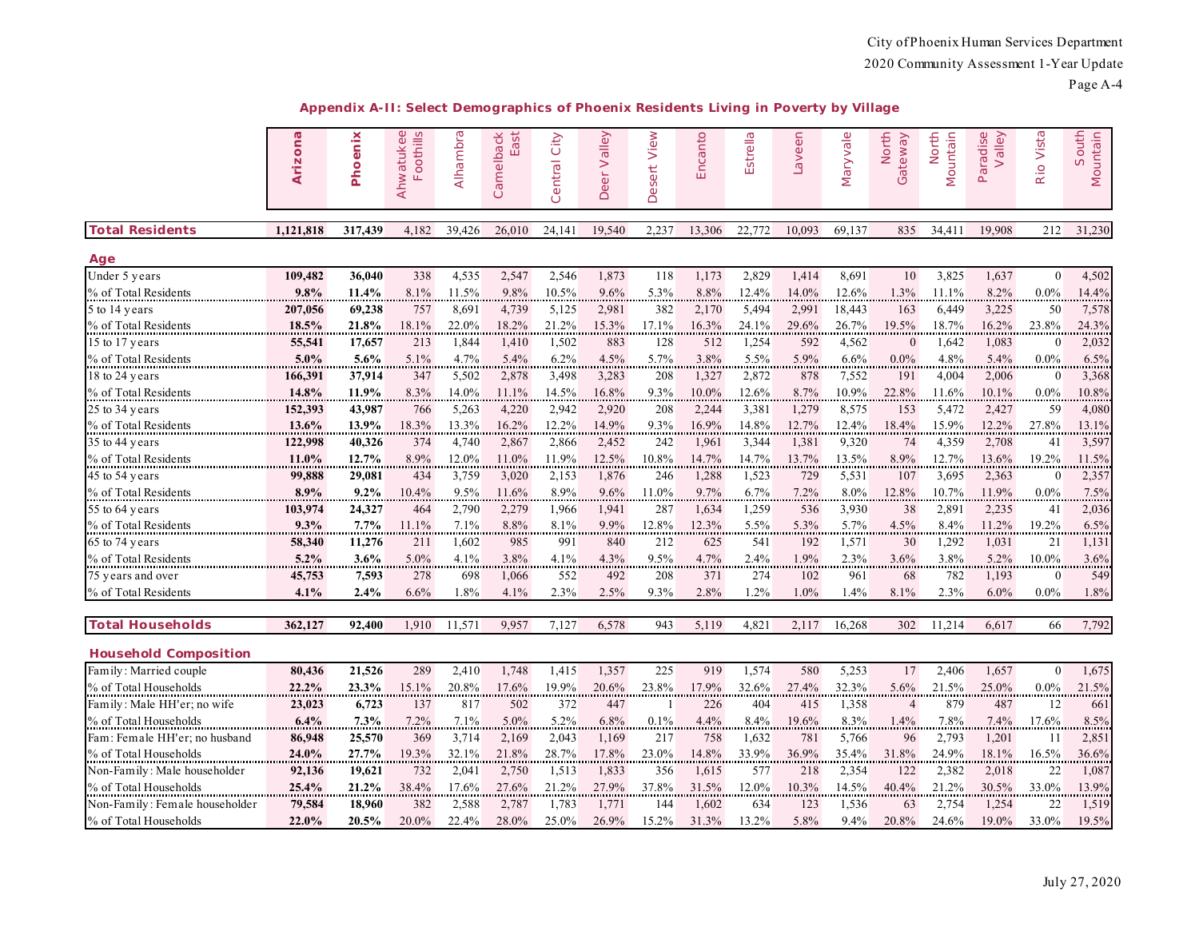## Appendix A-II: Select Demographics of Phoenix Residents Living in Poverty by Village

| | Arizona | Phoenix | Ahwatukee Foothills | Alhambra | Camelback East | Central City | Deer Valley | Desert View | Encanto | Estrella | Laveen | Maryvale | North Gateway | North Mountain | Paradise Valley | Rio Vista | South Mountain |
|---|---|---|---|---|---|---|---|---|---|---|---|---|---|---|---|---|---|
| **Total Residents** | **1,121,818** | **317,439** | 4,182 | 39,426 | 26,010 | 24,141 | 19,540 | 2,237 | 13,306 | 22,772 | 10,093 | 69,137 | 835 | 34,411 | 19,908 | 212 | 31,230 |
| **Age** | | | | | | | | | | | | | | | | | |
| Under 5 years | **109,482** | **36,040** | 338 | 4,535 | 2,547 | 2,546 | 1,873 | 118 | 1,173 | 2,829 | 1,414 | 8,691 | 10 | 3,825 | 1,637 | 0 | 4,502 |
| % of Total Residents | **9.8%** | **11.4%** | 8.1% | 11.5% | 9.8% | 10.5% | 9.6% | 5.3% | 8.8% | 12.4% | 14.0% | 12.6% | 1.3% | 11.1% | 8.2% | 0.0% | 14.4% |
| 5 to 14 years | **207,056** | **69,238** | 757 | 8,691 | 4,739 | 5,125 | 2,981 | 382 | 2,170 | 5,494 | 2,991 | 18,443 | 163 | 6,449 | 3,225 | 50 | 7,578 |
| % of Total Residents | **18.5%** | **21.8%** | 18.1% | 22.0% | 18.2% | 21.2% | 15.3% | 17.1% | 16.3% | 24.1% | 29.6% | 26.7% | 19.5% | 18.7% | 16.2% | 23.8% | 24.3% |
| 15 to 17 years | **55,541** | **17,657** | 213 | 1,844 | 1,410 | 1,502 | 883 | 128 | 512 | 1,254 | 592 | 4,562 | 0 | 1,642 | 1,083 | 0 | 2,032 |
| % of Total Residents | **5.0%** | **5.6%** | 5.1% | 4.7% | 5.4% | 6.2% | 4.5% | 5.7% | 3.8% | 5.5% | 5.9% | 6.6% | 0.0% | 4.8% | 5.4% | 0.0% | 6.5% |
| 18 to 24 years | **166,391** | **37,914** | 347 | 5,502 | 2,878 | 3,498 | 3,283 | 208 | 1,327 | 2,872 | 878 | 7,552 | 191 | 4,004 | 2,006 | 0 | 3,368 |
| % of Total Residents | **14.8%** | **11.9%** | 8.3% | 14.0% | 11.1% | 14.5% | 16.8% | 9.3% | 10.0% | 12.6% | 8.7% | 10.9% | 22.8% | 11.6% | 10.1% | 0.0% | 10.8% |
| 25 to 34 years | **152,393** | **43,987** | 766 | 5,263 | 4,220 | 2,942 | 2,920 | 208 | 2,244 | 3,381 | 1,279 | 8,575 | 153 | 5,472 | 2,427 | 59 | 4,080 |
| % of Total Residents | **13.6%** | **13.9%** | 18.3% | 13.3% | 16.2% | 12.2% | 14.9% | 9.3% | 16.9% | 14.8% | 12.7% | 12.4% | 18.4% | 15.9% | 12.2% | 27.8% | 13.1% |
| 35 to 44 years | **122,998** | **40,326** | 374 | 4,740 | 2,867 | 2,866 | 2,452 | 242 | 1,961 | 3,344 | 1,381 | 9,320 | 74 | 4,359 | 2,708 | 41 | 3,597 |
| % of Total Residents | **11.0%** | **12.7%** | 8.9% | 12.0% | 11.0% | 11.9% | 12.5% | 10.8% | 14.7% | 14.7% | 13.7% | 13.5% | 8.9% | 12.7% | 13.6% | 19.2% | 11.5% |
| 45 to 54 years | **99,888** | **29,081** | 434 | 3,759 | 3,020 | 2,153 | 1,876 | 246 | 1,288 | 1,523 | 729 | 5,531 | 107 | 3,695 | 2,363 | 0 | 2,357 |
| % of Total Residents | **8.9%** | **9.2%** | 10.4% | 9.5% | 11.6% | 8.9% | 9.6% | 11.0% | 9.7% | 6.7% | 7.2% | 8.0% | 12.8% | 10.7% | 11.9% | 0.0% | 7.5% |
| 55 to 64 years | **103,974** | **24,327** | 464 | 2,790 | 2,279 | 1,966 | 1,941 | 287 | 1,634 | 1,259 | 536 | 3,930 | 38 | 2,891 | 2,235 | 41 | 2,036 |
| % of Total Residents | **9.3%** | **7.7%** | 11.1% | 7.1% | 8.8% | 8.1% | 9.9% | 12.8% | 12.3% | 5.5% | 5.3% | 5.7% | 4.5% | 8.4% | 11.2% | 19.2% | 6.5% |
| 65 to 74 years | **58,340** | **11,276** | 211 | 1,602 | 985 | 991 | 840 | 212 | 625 | 541 | 192 | 1,571 | 30 | 1,292 | 1,031 | 21 | 1,131 |
| % of Total Residents | **5.2%** | **3.6%** | 5.0% | 4.1% | 3.8% | 4.1% | 4.3% | 9.5% | 4.7% | 2.4% | 1.9% | 2.3% | 3.6% | 3.8% | 5.2% | 10.0% | 3.6% |
| 75 years and over | **45,753** | **7,593** | 278 | 698 | 1,066 | 552 | 492 | 208 | 371 | 274 | 102 | 961 | 68 | 782 | 1,193 | 0 | 549 |
| % of Total Residents | **4.1%** | **2.4%** | 6.6% | 1.8% | 4.1% | 2.3% | 2.5% | 9.3% | 2.8% | 1.2% | 1.0% | 1.4% | 8.1% | 2.3% | 6.0% | 0.0% | 1.8% |
| **Total Households** | **362,127** | **92,400** | 1,910 | 11,571 | 9,957 | 7,127 | 6,578 | 943 | 5,119 | 4,821 | 2,117 | 16,268 | 302 | 11,214 | 6,617 | 66 | 7,792 |
| **Household Composition** | | | | | | | | | | | | | | | | | |
| Family: Married couple | **80,436** | **21,526** | 289 | 2,410 | 1,748 | 1,415 | 1,357 | 225 | 919 | 1,574 | 580 | 5,253 | 17 | 2,406 | 1,657 | 0 | 1,675 |
| % of Total Households | **22.2%** | **23.3%** | 15.1% | 20.8% | 17.6% | 19.9% | 20.6% | 23.8% | 17.9% | 32.6% | 27.4% | 32.3% | 5.6% | 21.5% | 25.0% | 0.0% | 21.5% |
| Family: Male HH'er; no wife | **23,023** | **6,723** | 137 | 817 | 502 | 372 | 447 | 1 | 226 | 404 | 415 | 1,358 | 4 | 879 | 487 | 12 | 661 |
| % of Total Households | **6.4%** | **7.3%** | 7.2% | 7.1% | 5.0% | 5.2% | 6.8% | 0.1% | 4.4% | 8.4% | 19.6% | 8.3% | 1.4% | 7.8% | 7.4% | 17.6% | 8.5% |
| Fam: Female HH'er; no husband | **86,948** | **25,570** | 369 | 3,714 | 2,169 | 2,043 | 1,169 | 217 | 758 | 1,632 | 781 | 5,766 | 96 | 2,793 | 1,201 | 11 | 2,851 |
| % of Total Households | **24.0%** | **27.7%** | 19.3% | 32.1% | 21.8% | 28.7% | 17.8% | 23.0% | 14.8% | 33.9% | 36.9% | 35.4% | 31.8% | 24.9% | 18.1% | 16.5% | 36.6% |
| Non-Family: Male householder | **92,136** | **19,621** | 732 | 2,041 | 2,750 | 1,513 | 1,833 | 356 | 1,615 | 577 | 218 | 2,354 | 122 | 2,382 | 2,018 | 22 | 1,087 |
| % of Total Households | **25.4%** | **21.2%** | 38.4% | 17.6% | 27.6% | 21.2% | 27.9% | 37.8% | 31.5% | 12.0% | 10.3% | 14.5% | 40.4% | 21.2% | 30.5% | 33.0% | 13.9% |
| Non-Family: Female householder | **79,584** | **18,960** | 382 | 2,588 | 2,787 | 1,783 | 1,771 | 144 | 1,602 | 634 | 123 | 1,536 | 63 | 2,754 | 1,254 | 22 | 1,519 |
| % of Total Households | **22.0%** | **20.5%** | 20.0% | 22.4% | 28.0% | 25.0% | 26.9% | 15.2% | 31.3% | 13.2% | 5.8% | 9.4% | 20.8% | 24.6% | 19.0% | 33.0% | 19.5% |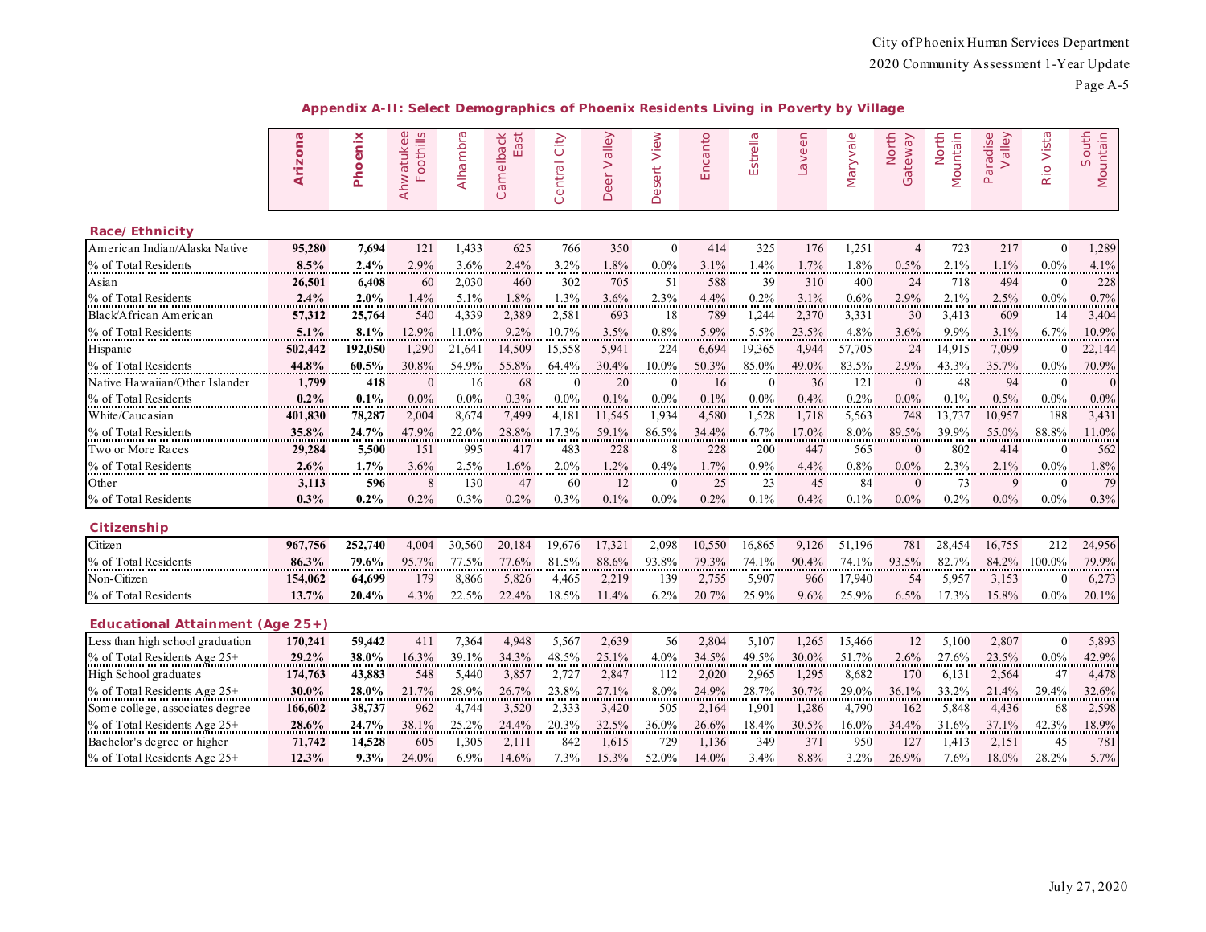## Appendix A-II: Select Demographics of Phoenix Residents Living in Poverty by Village

| | Arizona | Phoenix | Ahwatukee Foothills | Alhambra | Camelback East | Central City | Deer Valley | Desert View | Encanto | Estrella | Laveen | Maryvale | North Gateway | North Mountain | Paradise Valley | Rio Vista | South Mountain |
|---|---|---|---|---|---|---|---|---|---|---|---|---|---|---|---|---|---|
| **Race/ Ethnicity** | | | | | | | | | | | | | | | | | |
| American Indian/Alaska Native | **95,280** | **7,694** | 121 | 1,433 | 625 | 766 | 350 | 0 | 414 | 325 | 176 | 1,251 | 4 | 723 | 217 | 0 | 1,289 |
| % of Total Residents | **8.5%** | **2.4%** | 2.9% | 3.6% | 2.4% | 3.2% | 1.8% | 0.0% | 3.1% | 1.4% | 1.7% | 1.8% | 0.5% | 2.1% | 1.1% | 0.0% | 4.1% |
| Asian | **26,501** | **6,408** | 60 | 2,030 | 460 | 302 | 705 | 51 | 588 | 39 | 310 | 400 | 24 | 718 | 494 | 0 | 228 |
| % of Total Residents | **2.4%** | **2.0%** | 1.4% | 5.1% | 1.8% | 1.3% | 3.6% | 2.3% | 4.4% | 0.2% | 3.1% | 0.6% | 2.9% | 2.1% | 2.5% | 0.0% | 0.7% |
| Black/African American | **57,312** | **25,764** | 540 | 4,339 | 2,389 | 2,581 | 693 | 18 | 789 | 1,244 | 2,370 | 3,331 | 30 | 3,413 | 609 | 14 | 3,404 |
| % of Total Residents | **5.1%** | **8.1%** | 12.9% | 11.0% | 9.2% | 10.7% | 3.5% | 0.8% | 5.9% | 5.5% | 23.5% | 4.8% | 3.6% | 9.9% | 3.1% | 6.7% | 10.9% |
| Hispanic | **502,442** | **192,050** | 1,290 | 21,641 | 14,509 | 15,558 | 5,941 | 224 | 6,694 | 19,365 | 4,944 | 57,705 | 24 | 14,915 | 7,099 | 0 | 22,144 |
| % of Total Residents | **44.8%** | **60.5%** | 30.8% | 54.9% | 55.8% | 64.4% | 30.4% | 10.0% | 50.3% | 85.0% | 49.0% | 83.5% | 2.9% | 43.3% | 35.7% | 0.0% | 70.9% |
| Native Hawaiian/Other Islander | **1,799** | **418** | 0 | 16 | 68 | 0 | 20 | 0 | 16 | 0 | 36 | 121 | 0 | 48 | 94 | 0 | 0 |
| % of Total Residents | **0.2%** | **0.1%** | 0.0% | 0.0% | 0.3% | 0.0% | 0.1% | 0.0% | 0.1% | 0.0% | 0.4% | 0.2% | 0.0% | 0.1% | 0.5% | 0.0% | 0.0% |
| White/Caucasian | **401,830** | **78,287** | 2,004 | 8,674 | 7,499 | 4,181 | 11,545 | 1,934 | 4,580 | 1,528 | 1,718 | 5,563 | 748 | 13,737 | 10,957 | 188 | 3,431 |
| % of Total Residents | **35.8%** | **24.7%** | 47.9% | 22.0% | 28.8% | 17.3% | 59.1% | 86.5% | 34.4% | 6.7% | 17.0% | 8.0% | 89.5% | 39.9% | 55.0% | 88.8% | 11.0% |
| Two or More Races | **29,284** | **5,500** | 151 | 995 | 417 | 483 | 228 | 8 | 228 | 200 | 447 | 565 | 0 | 802 | 414 | 0 | 562 |
| % of Total Residents | **2.6%** | **1.7%** | 3.6% | 2.5% | 1.6% | 2.0% | 1.2% | 0.4% | 1.7% | 0.9% | 4.4% | 0.8% | 0.0% | 2.3% | 2.1% | 0.0% | 1.8% |
| Other | **3,113** | **596** | 8 | 130 | 47 | 60 | 12 | 0 | 25 | 23 | 45 | 84 | 0 | 73 | 9 | 0 | 79 |
| % of Total Residents | **0.3%** | **0.2%** | 0.2% | 0.3% | 0.2% | 0.3% | 0.1% | 0.0% | 0.2% | 0.1% | 0.4% | 0.1% | 0.0% | 0.2% | 0.0% | 0.0% | 0.3% |
| **Citizenship** | | | | | | | | | | | | | | | | | |
| Citizen | **967,756** | **252,740** | 4,004 | 30,560 | 20,184 | 19,676 | 17,321 | 2,098 | 10,550 | 16,865 | 9,126 | 51,196 | 781 | 28,454 | 16,755 | 212 | 24,956 |
| % of Total Residents | **86.3%** | **79.6%** | 95.7% | 77.5% | 77.6% | 81.5% | 88.6% | 93.8% | 79.3% | 74.1% | 90.4% | 74.1% | 93.5% | 82.7% | 84.2% | 100.0% | 79.9% |
| Non-Citizen | **154,062** | **64,699** | 179 | 8,866 | 5,826 | 4,465 | 2,219 | 139 | 2,755 | 5,907 | 966 | 17,940 | 54 | 5,957 | 3,153 | 0 | 6,273 |
| % of Total Residents | **13.7%** | **20.4%** | 4.3% | 22.5% | 22.4% | 18.5% | 11.4% | 6.2% | 20.7% | 25.9% | 9.6% | 25.9% | 6.5% | 17.3% | 15.8% | 0.0% | 20.1% |
| **Educational Attainment (Age 25+)** | | | | | | | | | | | | | | | | | |
| Less than high school graduation | **170,241** | **59,442** | 411 | 7,364 | 4,948 | 5,567 | 2,639 | 56 | 2,804 | 5,107 | 1,265 | 15,466 | 12 | 5,100 | 2,807 | 0 | 5,893 |
| % of Total Residents Age 25+ | **29.2%** | **38.0%** | 16.3% | 39.1% | 34.3% | 48.5% | 25.1% | 4.0% | 34.5% | 49.5% | 30.0% | 51.7% | 2.6% | 27.6% | 23.5% | 0.0% | 42.9% |
| High School graduates | **174,763** | **43,883** | 548 | 5,440 | 3,857 | 2,727 | 2,847 | 112 | 2,020 | 2,965 | 1,295 | 8,682 | 170 | 6,131 | 2,564 | 47 | 4,478 |
| % of Total Residents Age 25+ | **30.0%** | **28.0%** | 21.7% | 28.9% | 26.7% | 23.8% | 27.1% | 8.0% | 24.9% | 28.7% | 30.7% | 29.0% | 36.1% | 33.2% | 21.4% | 29.4% | 32.6% |
| Some college, associates degree | **166,602** | **38,737** | 962 | 4,744 | 3,520 | 2,333 | 3,420 | 505 | 2,164 | 1,901 | 1,286 | 4,790 | 162 | 5,848 | 4,436 | 68 | 2,598 |
| % of Total Residents Age 25+ | **28.6%** | **24.7%** | 38.1% | 25.2% | 24.4% | 20.3% | 32.5% | 36.0% | 26.6% | 18.4% | 30.5% | 16.0% | 34.4% | 31.6% | 37.1% | 42.3% | 18.9% |
| Bachelor's degree or higher | **71,742** | **14,528** | 605 | 1,305 | 2,111 | 842 | 1,615 | 729 | 1,136 | 349 | 371 | 950 | 127 | 1,413 | 2,151 | 45 | 781 |
| % of Total Residents Age 25+ | **12.3%** | **9.3%** | 24.0% | 6.9% | 14.6% | 7.3% | 15.3% | 52.0% | 14.0% | 3.4% | 8.8% | 3.2% | 26.9% | 7.6% | 18.0% | 28.2% | 5.7% |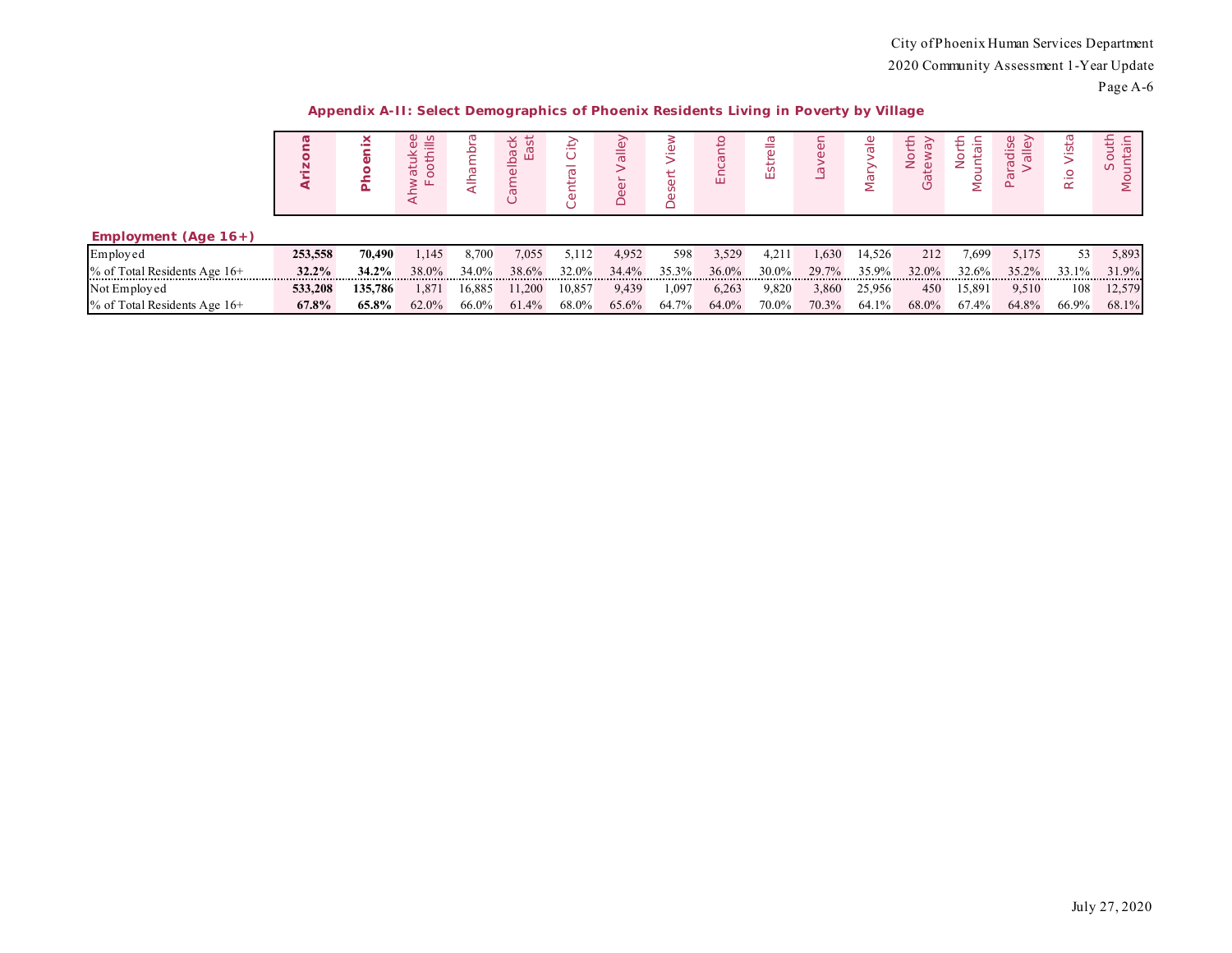## Appendix A-II: Select Demographics of Phoenix Residents Living in Poverty by Village

| Employment (Age 16+) | Arizona | Phoenix | Ahwatukee Foothills | Alhambra | Camelback East | Central City | Deer Valley | Desert View | Encanto | Estrella | Laveen | Maryvale | North Gateway | North Mountain | Paradise Valley | Rio Vista | South Mountain |
|---|---|---|---|---|---|---|---|---|---|---|---|---|---|---|---|---|---|
| Employed | **253,558** | **70,490** | 1,145 | 8,700 | 7,055 | 5,112 | 4,952 | 598 | 3,529 | 4,211 | 1,630 | 14,526 | 212 | 7,699 | 5,175 | 53 | 5,893 |
| % of Total Residents Age 16+ | **32.2%** | **34.2%** | 38.0% | 34.0% | 38.6% | 32.0% | 34.4% | 35.3% | 36.0% | 30.0% | 29.7% | 35.9% | 32.0% | 32.6% | 35.2% | 33.1% | 31.9% |
| Not Employed | **533,208** | **135,786** | 1,871 | 16,885 | 11,200 | 10,857 | 9,439 | 1,097 | 6,263 | 9,820 | 3,860 | 25,956 | 450 | 15,891 | 9,510 | 108 | 12,579 |
| % of Total Residents Age 16+ | **67.8%** | **65.8%** | 62.0% | 66.0% | 61.4% | 68.0% | 65.6% | 64.7% | 64.0% | 70.0% | 70.3% | 64.1% | 68.0% | 67.4% | 64.8% | 66.9% | 68.1% |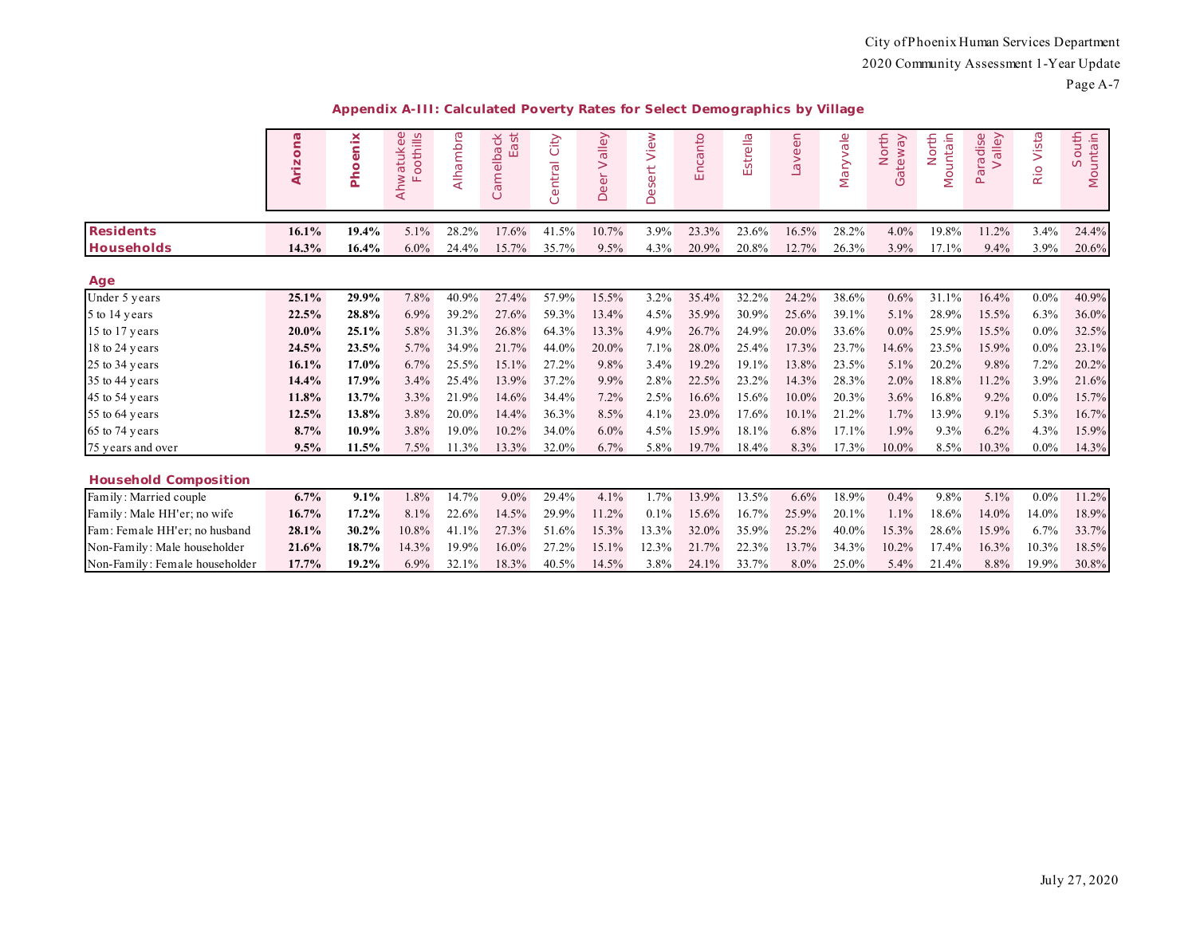## Appendix A-III: Calculated Poverty Rates for Select Demographics by Village

| | **Arizona** | **Phoenix** | Ahwatukee Foothills | Alhambra | Camelback East | Central City | Deer Valley | Desert View | Encanto | Estrella | Laveen | Maryvale | North Gateway | North Mountain | Paradise Valley | Rio Vista | South Mountain |
|---|---|---|---|---|---|---|---|---|---|---|---|---|---|---|---|---|---|
| **Residents** | **16.1%** | **19.4%** | 5.1% | 28.2% | 17.6% | 41.5% | 10.7% | 3.9% | 23.3% | 23.6% | 16.5% | 28.2% | 4.0% | 19.8% | 11.2% | 3.4% | 24.4% |
| **Households** | **14.3%** | **16.4%** | 6.0% | 24.4% | 15.7% | 35.7% | 9.5% | 4.3% | 20.9% | 20.8% | 12.7% | 26.3% | 3.9% | 17.1% | 9.4% | 3.9% | 20.6% |
| **Age** | | | | | | | | | | | | | | | | | |
| Under 5 years | **25.1%** | **29.9%** | 7.8% | 40.9% | 27.4% | 57.9% | 15.5% | 3.2% | 35.4% | 32.2% | 24.2% | 38.6% | 0.6% | 31.1% | 16.4% | 0.0% | 40.9% |
| 5 to 14 years | **22.5%** | **28.8%** | 6.9% | 39.2% | 27.6% | 59.3% | 13.4% | 4.5% | 35.9% | 30.9% | 25.6% | 39.1% | 5.1% | 28.9% | 15.5% | 6.3% | 36.0% |
| 15 to 17 years | **20.0%** | **25.1%** | 5.8% | 31.3% | 26.8% | 64.3% | 13.3% | 4.9% | 26.7% | 24.9% | 20.0% | 33.6% | 0.0% | 25.9% | 15.5% | 0.0% | 32.5% |
| 18 to 24 years | **24.5%** | **23.5%** | 5.7% | 34.9% | 21.7% | 44.0% | 20.0% | 7.1% | 28.0% | 25.4% | 17.3% | 23.7% | 14.6% | 23.5% | 15.9% | 0.0% | 23.1% |
| 25 to 34 years | **16.1%** | **17.0%** | 6.7% | 25.5% | 15.1% | 27.2% | 9.8% | 3.4% | 19.2% | 19.1% | 13.8% | 23.5% | 5.1% | 20.2% | 9.8% | 7.2% | 20.2% |
| 35 to 44 years | **14.4%** | **17.9%** | 3.4% | 25.4% | 13.9% | 37.2% | 9.9% | 2.8% | 22.5% | 23.2% | 14.3% | 28.3% | 2.0% | 18.8% | 11.2% | 3.9% | 21.6% |
| 45 to 54 years | **11.8%** | **13.7%** | 3.3% | 21.9% | 14.6% | 34.4% | 7.2% | 2.5% | 16.6% | 15.6% | 10.0% | 20.3% | 3.6% | 16.8% | 9.2% | 0.0% | 15.7% |
| 55 to 64 years | **12.5%** | **13.8%** | 3.8% | 20.0% | 14.4% | 36.3% | 8.5% | 4.1% | 23.0% | 17.6% | 10.1% | 21.2% | 1.7% | 13.9% | 9.1% | 5.3% | 16.7% |
| 65 to 74 years | **8.7%** | **10.9%** | 3.8% | 19.0% | 10.2% | 34.0% | 6.0% | 4.5% | 15.9% | 18.1% | 6.8% | 17.1% | 1.9% | 9.3% | 6.2% | 4.3% | 15.9% |
| 75 years and over | **9.5%** | **11.5%** | 7.5% | 11.3% | 13.3% | 32.0% | 6.7% | 5.8% | 19.7% | 18.4% | 8.3% | 17.3% | 10.0% | 8.5% | 10.3% | 0.0% | 14.3% |
| **Household Composition** | | | | | | | | | | | | | | | | | |
| Family: Married couple | **6.7%** | **9.1%** | 1.8% | 14.7% | 9.0% | 29.4% | 4.1% | 1.7% | 13.9% | 13.5% | 6.6% | 18.9% | 0.4% | 9.8% | 5.1% | 0.0% | 11.2% |
| Family: Male HH'er; no wife | **16.7%** | **17.2%** | 8.1% | 22.6% | 14.5% | 29.9% | 11.2% | 0.1% | 15.6% | 16.7% | 25.9% | 20.1% | 1.1% | 18.6% | 14.0% | 14.0% | 18.9% |
| Fam: Female HH'er; no husband | **28.1%** | **30.2%** | 10.8% | 41.1% | 27.3% | 51.6% | 15.3% | 13.3% | 32.0% | 35.9% | 25.2% | 40.0% | 15.3% | 28.6% | 15.9% | 6.7% | 33.7% |
| Non-Family: Male householder | **21.6%** | **18.7%** | 14.3% | 19.9% | 16.0% | 27.2% | 15.1% | 12.3% | 21.7% | 22.3% | 13.7% | 34.3% | 10.2% | 17.4% | 16.3% | 10.3% | 18.5% |
| Non-Family: Female householder | **17.7%** | **19.2%** | 6.9% | 32.1% | 18.3% | 40.5% | 14.5% | 3.8% | 24.1% | 33.7% | 8.0% | 25.0% | 5.4% | 21.4% | 8.8% | 19.9% | 30.8% |

July 27, 2020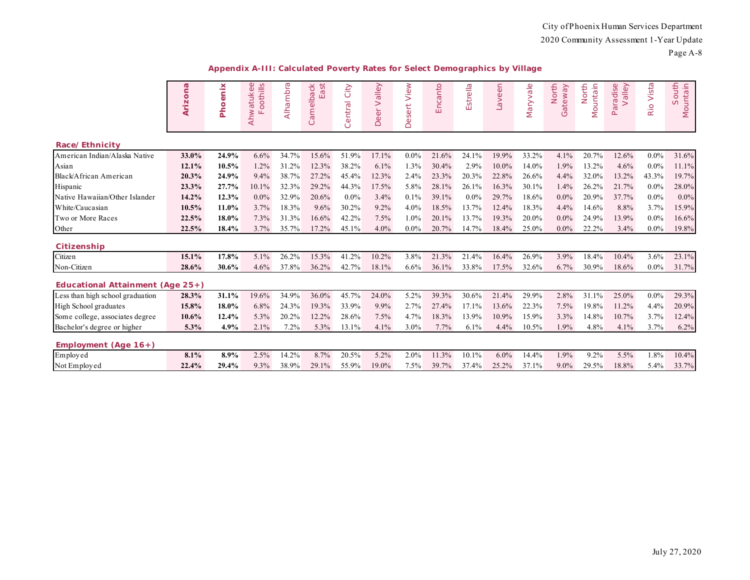## Appendix A-III: Calculated Poverty Rates for Select Demographics by Village

| | Arizona | Phoenix | Ahwatukee Foothills | Alhambra | Camelback East | Central City | Deer Valley | Desert View | Encanto | Estrella | Laveen | Maryvale | North Gateway | North Mountain | Paradise Valley | Rio Vista | South Mountain |
|---|---|---|---|---|---|---|---|---|---|---|---|---|---|---|---|---|---|
| **Race/ Ethnicity** | | | | | | | | | | | | | | | | | |
| American Indian/Alaska Native | **33.0%** | **24.9%** | 6.6% | 34.7% | 15.6% | 51.9% | 17.1% | 0.0% | 21.6% | 24.1% | 19.9% | 33.2% | 4.1% | 20.7% | 12.6% | 0.0% | 31.6% |
| Asian | **12.1%** | **10.5%** | 1.2% | 31.2% | 12.3% | 38.2% | 6.1% | 1.3% | 30.4% | 2.9% | 10.0% | 14.0% | 1.9% | 13.2% | 4.6% | 0.0% | 11.1% |
| Black/African American | **20.3%** | **24.9%** | 9.4% | 38.7% | 27.2% | 45.4% | 12.3% | 2.4% | 23.3% | 20.3% | 22.8% | 26.6% | 4.4% | 32.0% | 13.2% | 43.3% | 19.7% |
| Hispanic | **23.3%** | **27.7%** | 10.1% | 32.3% | 29.2% | 44.3% | 17.5% | 5.8% | 28.1% | 26.1% | 16.3% | 30.1% | 1.4% | 26.2% | 21.7% | 0.0% | 28.0% |
| Native Hawaiian/Other Islander | **14.2%** | **12.3%** | 0.0% | 32.9% | 20.6% | 0.0% | 3.4% | 0.1% | 39.1% | 0.0% | 29.7% | 18.6% | 0.0% | 20.9% | 37.7% | 0.0% | 0.0% |
| White/Caucasian | **10.5%** | **11.0%** | 3.7% | 18.3% | 9.6% | 30.2% | 9.2% | 4.0% | 18.5% | 13.7% | 12.4% | 18.3% | 4.4% | 14.6% | 8.8% | 3.7% | 15.9% |
| Two or More Races | **22.5%** | **18.0%** | 7.3% | 31.3% | 16.6% | 42.2% | 7.5% | 1.0% | 20.1% | 13.7% | 19.3% | 20.0% | 0.0% | 24.9% | 13.9% | 0.0% | 16.6% |
| Other | **22.5%** | **18.4%** | 3.7% | 35.7% | 17.2% | 45.1% | 4.0% | 0.0% | 20.7% | 14.7% | 18.4% | 25.0% | 0.0% | 22.2% | 3.4% | 0.0% | 19.8% |
| **Citizenship** | | | | | | | | | | | | | | | | | |
| Citizen | **15.1%** | **17.8%** | 5.1% | 26.2% | 15.3% | 41.2% | 10.2% | 3.8% | 21.3% | 21.4% | 16.4% | 26.9% | 3.9% | 18.4% | 10.4% | 3.6% | 23.1% |
| Non-Citizen | **28.6%** | **30.6%** | 4.6% | 37.8% | 36.2% | 42.7% | 18.1% | 6.6% | 36.1% | 33.8% | 17.5% | 32.6% | 6.7% | 30.9% | 18.6% | 0.0% | 31.7% |
| **Educational Attainment (Age 25+)** | | | | | | | | | | | | | | | | | |
| Less than high school graduation | **28.3%** | **31.1%** | 19.6% | 34.9% | 36.0% | 45.7% | 24.0% | 5.2% | 39.3% | 30.6% | 21.4% | 29.9% | 2.8% | 31.1% | 25.0% | 0.0% | 29.3% |
| High School graduates | **15.8%** | **18.0%** | 6.8% | 24.3% | 19.3% | 33.9% | 9.9% | 2.7% | 27.4% | 17.1% | 13.6% | 22.3% | 7.5% | 19.8% | 11.2% | 4.4% | 20.9% |
| Some college, associates degree | **10.6%** | **12.4%** | 5.3% | 20.2% | 12.2% | 28.6% | 7.5% | 4.7% | 18.3% | 13.9% | 10.9% | 15.9% | 3.3% | 14.8% | 10.7% | 3.7% | 12.4% |
| Bachelor's degree or higher | **5.3%** | **4.9%** | 2.1% | 7.2% | 5.3% | 13.1% | 4.1% | 3.0% | 7.7% | 6.1% | 4.4% | 10.5% | 1.9% | 4.8% | 4.1% | 3.7% | 6.2% |
| **Employment (Age 16+)** | | | | | | | | | | | | | | | | | |
| Employed | **8.1%** | **8.9%** | 2.5% | 14.2% | 8.7% | 20.5% | 5.2% | 2.0% | 11.3% | 10.1% | 6.0% | 14.4% | 1.9% | 9.2% | 5.5% | 1.8% | 10.4% |
| Not Employed | **22.4%** | **29.4%** | 9.3% | 38.9% | 29.1% | 55.9% | 19.0% | 7.5% | 39.7% | 37.4% | 25.2% | 37.1% | 9.0% | 29.5% | 18.8% | 5.4% | 33.7% |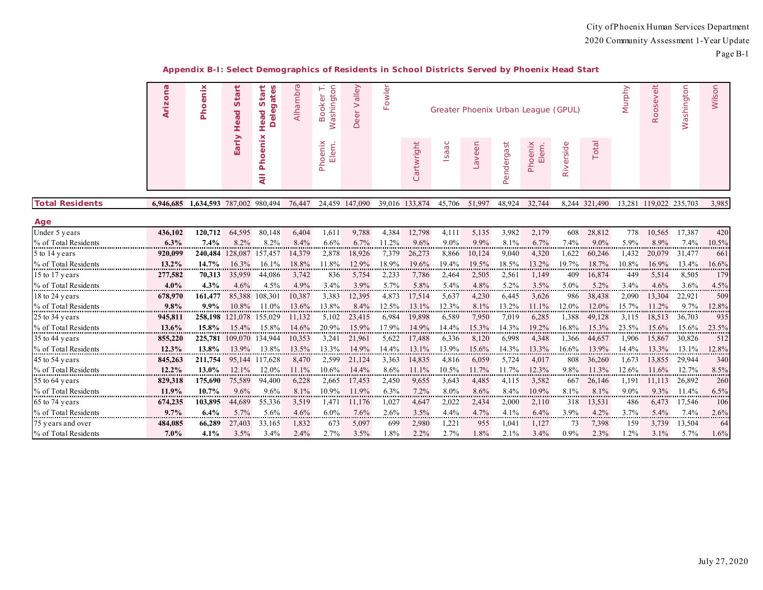## Appendix B-I: Select Demographics of Residents in School Districts Served by Phoenix Head Start

| | Arizona | Phoenix | Early Head Start | All Phoenix Head Start Delegates | Alhambra | Booker T. Washington | Deer Valley | Fowler | Greater Phoenix Urban League (GPUL) | | | | | | | Murphy | Roosevelt | Washington | Wilson |
|---|---|---|---|---|---|---|---|---|---|---|---|---|---|---|---|---|---|---|---|
| | | | | | | Phoenix Elem. | | | Cartwright | Isaac | Laveen | Pendergast | Phoenix Elem. | Riverside | Total | | | | |
| **Total Residents** | **6,946,685** | **1,634,593** | 787,002 | 980,494 | 76,447 | 24,459 | 147,090 | 39,016 | 133,874 | 45,706 | 51,997 | 48,924 | 32,744 | 8,244 | 321,490 | 13,281 | 119,022 | 235,703 | 3,985 |
| **Age** | | | | | | | | | | | | | | | | | | | |
| Under 5 years | **436,102** | **120,712** | 64,595 | 80,148 | 6,404 | 1,611 | 9,788 | 4,384 | 12,798 | 4,111 | 5,135 | 3,982 | 2,179 | 608 | 28,812 | 778 | 10,565 | 17,387 | 420 |
| % of Total Residents | **6.3%** | **7.4%** | 8.2% | 8.2% | 8.4% | 6.6% | 6.7% | 11.2% | 9.6% | 9.0% | 9.9% | 8.1% | 6.7% | 7.4% | 9.0% | 5.9% | 8.9% | 7.4% | 10.5% |
| 5 to 14 years | **920,099** | **240,484** | 128,087 | 157,457 | 14,379 | 2,878 | 18,926 | 7,379 | 26,273 | 8,866 | 10,124 | 9,040 | 4,320 | 1,622 | 60,246 | 1,432 | 20,079 | 31,477 | 661 |
| % of Total Residents | **13.2%** | **14.7%** | 16.3% | 16.1% | 18.8% | 11.8% | 12.9% | 18.9% | 19.6% | 19.4% | 19.5% | 18.5% | 13.2% | 19.7% | 18.7% | 10.8% | 16.9% | 13.4% | 16.6% |
| 15 to 17 years | **277,582** | **70,313** | 35,959 | 44,086 | 3,742 | 836 | 5,754 | 2,233 | 7,786 | 2,464 | 2,505 | 2,561 | 1,149 | 409 | 16,874 | 449 | 5,514 | 8,505 | 179 |
| % of Total Residents | **4.0%** | **4.3%** | 4.6% | 4.5% | 4.9% | 3.4% | 3.9% | 5.7% | 5.8% | 5.4% | 4.8% | 5.2% | 3.5% | 5.0% | 5.2% | 3.4% | 4.6% | 3.6% | 4.5% |
| 18 to 24 years | **678,970** | **161,477** | 85,388 | 108,301 | 10,387 | 3,383 | 12,395 | 4,873 | 17,514 | 5,637 | 4,230 | 6,445 | 3,626 | 986 | 38,438 | 2,090 | 13,304 | 22,921 | 509 |
| % of Total Residents | **9.8%** | **9.9%** | 10.8% | 11.0% | 13.6% | 13.8% | 8.4% | 12.5% | 13.1% | 12.3% | 8.1% | 13.2% | 11.1% | 12.0% | 12.0% | 15.7% | 11.2% | 9.7% | 12.8% |
| 25 to 34 years | **945,811** | **258,198** | 121,078 | 155,029 | 11,132 | 5,102 | 23,415 | 6,984 | 19,898 | 6,589 | 7,950 | 7,019 | 6,285 | 1,388 | 49,128 | 3,115 | 18,513 | 36,703 | 935 |
| % of Total Residents | **13.6%** | **15.8%** | 15.4% | 15.8% | 14.6% | 20.9% | 15.9% | 17.9% | 14.9% | 14.4% | 15.3% | 14.3% | 19.2% | 16.8% | 15.3% | 23.5% | 15.6% | 15.6% | 23.5% |
| 35 to 44 years | **855,220** | **225,781** | 109,070 | 134,944 | 10,353 | 3,241 | 21,961 | 5,622 | 17,488 | 6,336 | 8,120 | 6,998 | 4,348 | 1,366 | 44,657 | 1,906 | 15,867 | 30,826 | 512 |
| % of Total Residents | **12.3%** | **13.8%** | 13.9% | 13.8% | 13.5% | 13.3% | 14.9% | 14.4% | 13.1% | 13.9% | 15.6% | 14.3% | 13.3% | 16.6% | 13.9% | 14.4% | 13.3% | 13.1% | 12.8% |
| 45 to 54 years | **845,263** | **211,754** | 95,144 | 117,628 | 8,470 | 2,599 | 21,124 | 3,363 | 14,835 | 4,816 | 6,059 | 5,724 | 4,017 | 808 | 36,260 | 1,673 | 13,855 | 29,944 | 340 |
| % of Total Residents | **12.2%** | **13.0%** | 12.1% | 12.0% | 11.1% | 10.6% | 14.4% | 8.6% | 11.1% | 10.5% | 11.7% | 11.7% | 12.3% | 9.8% | 11.3% | 12.6% | 11.6% | 12.7% | 8.5% |
| 55 to 64 years | **829,318** | **175,690** | 75,589 | 94,400 | 6,228 | 2,665 | 17,453 | 2,450 | 9,655 | 3,643 | 4,485 | 4,115 | 3,582 | 667 | 26,146 | 1,191 | 11,113 | 26,892 | 260 |
| % of Total Residents | **11.9%** | **10.7%** | 9.6% | 9.6% | 8.1% | 10.9% | 11.9% | 6.3% | 7.2% | 8.0% | 8.6% | 8.4% | 10.9% | 8.1% | 8.1% | 9.0% | 9.3% | 11.4% | 6.5% |
| 65 to 74 years | **674,235** | **103,895** | 44,689 | 55,336 | 3,519 | 1,471 | 11,176 | 1,027 | 4,647 | 2,022 | 2,434 | 2,000 | 2,110 | 318 | 13,531 | 486 | 6,473 | 17,546 | 106 |
| % of Total Residents | **9.7%** | **6.4%** | 5.7% | 5.6% | 4.6% | 6.0% | 7.6% | 2.6% | 3.5% | 4.4% | 4.7% | 4.1% | 6.4% | 3.9% | 4.2% | 3.7% | 5.4% | 7.4% | 2.6% |
| 75 years and over | **484,085** | **66,289** | 27,403 | 33,165 | 1,832 | 673 | 5,097 | 699 | 2,980 | 1,221 | 955 | 1,041 | 1,127 | 73 | 7,398 | 159 | 3,739 | 13,504 | 64 |
| % of Total Residents | **7.0%** | **4.1%** | 3.5% | 3.4% | 2.4% | 2.7% | 3.5% | 1.8% | 2.2% | 2.7% | 1.8% | 2.1% | 3.4% | 0.9% | 2.3% | 1.2% | 3.1% | 5.7% | 1.6% |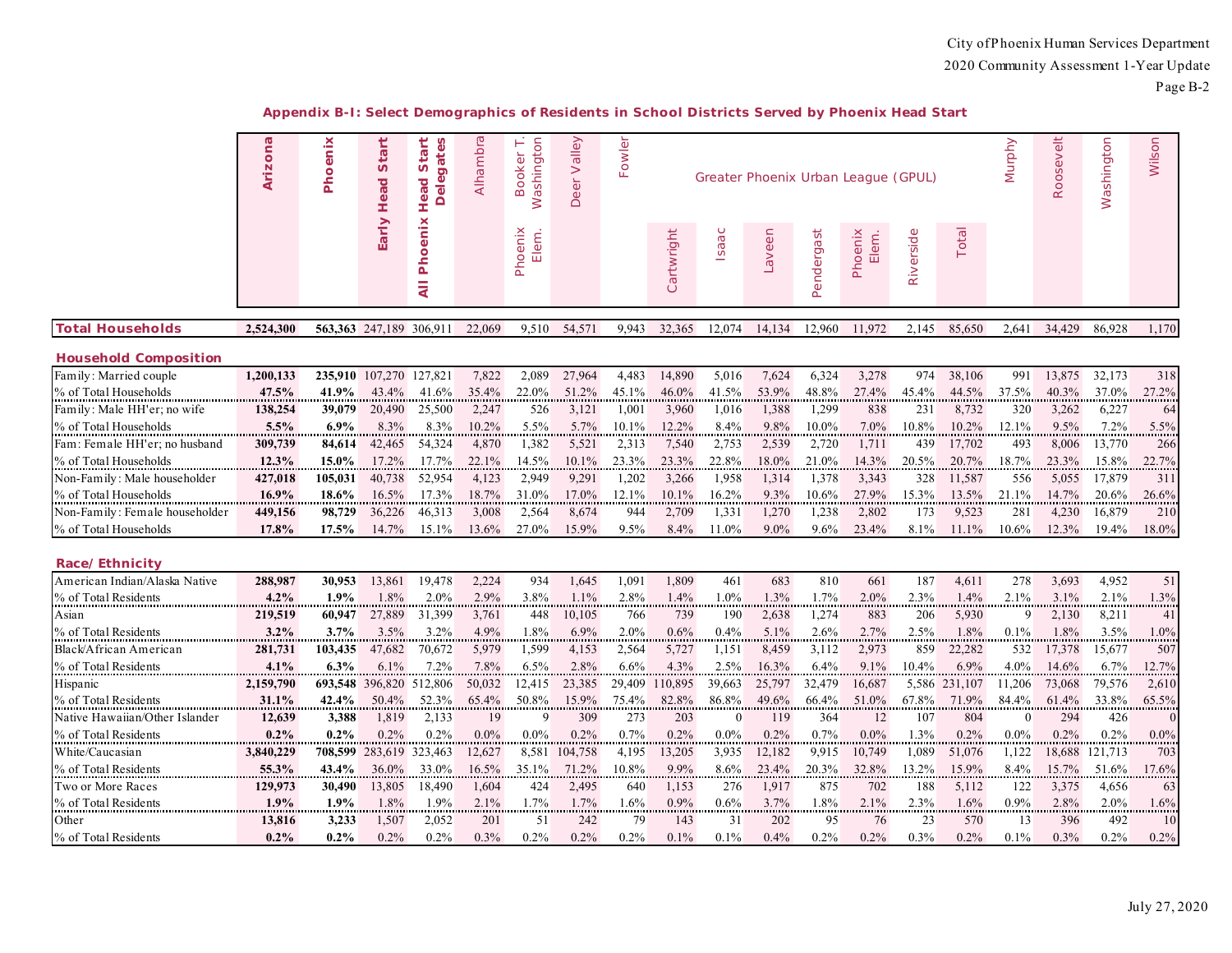## Appendix B-I: Select Demographics of Residents in School Districts Served by Phoenix Head Start

| | Arizona | Phoenix | Early Head Start | All Phoenix Head Start Delegates | Alhambra | Booker T. Washington | Deer Valley | Fowler | Greater Phoenix Urban League (GPUL) | | | | | | | Murphy | Roosevelt | Washington | Wilson |
|---|---|---|---|---|---|---|---|---|---|---|---|---|---|---|---|---|---|---|---|
| | | | | | | Phoenix Elem. | | | Cartwright | Isaac | Laveen | Pendergast | Phoenix Elem. | Riverside | Total | | | | |
| **Total Households** | **2,524,300** | **563,363** | 247,189 | 306,911 | 22,069 | 9,510 | 54,571 | 9,943 | 32,365 | 12,074 | 14,134 | 12,960 | 11,972 | 2,145 | 85,650 | 2,641 | 34,429 | 86,928 | 1,170 |
| **Household Composition** | | | | | | | | | | | | | | | | | | | |
| Family: Married couple | **1,200,133** | **235,910** | 107,270 | 127,821 | 7,822 | 2,089 | 27,964 | 4,483 | 14,890 | 5,016 | 7,624 | 6,324 | 3,278 | 974 | 38,106 | 991 | 13,875 | 32,173 | 318 |
| % of Total Households | **47.5%** | **41.9%** | 43.4% | 41.6% | 35.4% | 22.0% | 51.2% | 45.1% | 46.0% | 41.5% | 53.9% | 48.8% | 27.4% | 45.4% | 44.5% | 37.5% | 40.3% | 37.0% | 27.2% |
| Family: Male HH'er; no wife | **138,254** | **39,079** | 20,490 | 25,500 | 2,247 | 526 | 3,121 | 1,001 | 3,960 | 1,016 | 1,388 | 1,299 | 838 | 231 | 8,732 | 320 | 3,262 | 6,227 | 64 |
| % of Total Households | **5.5%** | **6.9%** | 8.3% | 8.3% | 10.2% | 5.5% | 5.7% | 10.1% | 12.2% | 8.4% | 9.8% | 10.0% | 7.0% | 10.8% | 10.2% | 12.1% | 9.5% | 7.2% | 5.5% |
| Fam: Female HH'er; no husband | **309,739** | **84,614** | 42,465 | 54,324 | 4,870 | 1,382 | 5,521 | 2,313 | 7,540 | 2,753 | 2,539 | 2,720 | 1,711 | 439 | 17,702 | 493 | 8,006 | 13,770 | 266 |
| % of Total Households | **12.3%** | **15.0%** | 17.2% | 17.7% | 22.1% | 14.5% | 10.1% | 23.3% | 23.3% | 22.8% | 18.0% | 21.0% | 14.3% | 20.5% | 20.7% | 18.7% | 23.3% | 15.8% | 22.7% |
| Non-Family: Male householder | **427,018** | **105,031** | 40,738 | 52,954 | 4,123 | 2,949 | 9,291 | 1,202 | 3,266 | 1,958 | 1,314 | 1,378 | 3,343 | 328 | 11,587 | 556 | 5,055 | 17,879 | 311 |
| % of Total Households | **16.9%** | **18.6%** | 16.5% | 17.3% | 18.7% | 31.0% | 17.0% | 12.1% | 10.1% | 16.2% | 9.3% | 10.6% | 27.9% | 15.3% | 13.5% | 21.1% | 14.7% | 20.6% | 26.6% |
| Non-Family: Female householder | **449,156** | **98,729** | 36,226 | 46,313 | 3,008 | 2,564 | 8,674 | 944 | 2,709 | 1,331 | 1,270 | 1,238 | 2,802 | 173 | 9,523 | 281 | 4,230 | 16,879 | 210 |
| % of Total Households | **17.8%** | **17.5%** | 14.7% | 15.1% | 13.6% | 27.0% | 15.9% | 9.5% | 8.4% | 11.0% | 9.0% | 9.6% | 23.4% | 8.1% | 11.1% | 10.6% | 12.3% | 19.4% | 18.0% |
| **Race/ Ethnicity** | | | | | | | | | | | | | | | | | | | |
| American Indian/Alaska Native | **288,987** | **30,953** | 13,861 | 19,478 | 2,224 | 934 | 1,645 | 1,091 | 1,809 | 461 | 683 | 810 | 661 | 187 | 4,611 | 278 | 3,693 | 4,952 | 51 |
| % of Total Residents | **4.2%** | **1.9%** | 1.8% | 2.0% | 2.9% | 3.8% | 1.1% | 2.8% | 1.4% | 1.0% | 1.3% | 1.7% | 2.0% | 2.3% | 1.4% | 2.1% | 3.1% | 2.1% | 1.3% |
| Asian | **219,519** | **60,947** | 27,889 | 31,399 | 3,761 | 448 | 10,105 | 766 | 739 | 190 | 2,638 | 1,274 | 883 | 206 | 5,930 | 9 | 2,130 | 8,211 | 41 |
| % of Total Residents | **3.2%** | **3.7%** | 3.5% | 3.2% | 4.9% | 1.8% | 6.9% | 2.0% | 0.6% | 0.4% | 5.1% | 2.6% | 2.7% | 2.5% | 1.8% | 0.1% | 1.8% | 3.5% | 1.0% |
| Black/African American | **281,731** | **103,435** | 47,682 | 70,672 | 5,979 | 1,599 | 4,153 | 2,564 | 5,727 | 1,151 | 8,459 | 3,112 | 2,973 | 859 | 22,282 | 532 | 17,378 | 15,677 | 507 |
| % of Total Residents | **4.1%** | **6.3%** | 6.1% | 7.2% | 7.8% | 6.5% | 2.8% | 6.6% | 4.3% | 2.5% | 16.3% | 6.4% | 9.1% | 10.4% | 6.9% | 4.0% | 14.6% | 6.7% | 12.7% |
| Hispanic | **2,159,790** | **693,548** | 396,820 | 512,806 | 50,032 | 12,415 | 23,385 | 29,409 | 110,895 | 39,663 | 25,797 | 32,479 | 16,687 | 5,586 | 231,107 | 11,206 | 73,068 | 79,576 | 2,610 |
| % of Total Residents | **31.1%** | **42.4%** | 50.4% | 52.3% | 65.4% | 50.8% | 15.9% | 75.4% | 82.8% | 86.8% | 49.6% | 66.4% | 51.0% | 67.8% | 71.9% | 84.4% | 61.4% | 33.8% | 65.5% |
| Native Hawaiian/Other Islander | **12,639** | **3,388** | 1,819 | 2,133 | 19 | 9 | 309 | 273 | 203 | 0 | 119 | 364 | 12 | 107 | 804 | 0 | 294 | 426 | 0 |
| % of Total Residents | **0.2%** | **0.2%** | 0.2% | 0.2% | 0.0% | 0.0% | 0.2% | 0.7% | 0.2% | 0.0% | 0.2% | 0.7% | 0.0% | 1.3% | 0.2% | 0.0% | 0.2% | 0.2% | 0.0% |
| White/Caucasian | **3,840,229** | **708,599** | 283,619 | 323,463 | 12,627 | 8,581 | 104,758 | 4,195 | 13,205 | 3,935 | 12,182 | 9,915 | 10,749 | 1,089 | 51,076 | 1,122 | 18,688 | 121,713 | 703 |
| % of Total Residents | **55.3%** | **43.4%** | 36.0% | 33.0% | 16.5% | 35.1% | 71.2% | 10.8% | 9.9% | 8.6% | 23.4% | 20.3% | 32.8% | 13.2% | 15.9% | 8.4% | 15.7% | 51.6% | 17.6% |
| Two or More Races | **129,973** | **30,490** | 13,805 | 18,490 | 1,604 | 424 | 2,495 | 640 | 1,153 | 276 | 1,917 | 875 | 702 | 188 | 5,112 | 122 | 3,375 | 4,656 | 63 |
| % of Total Residents | **1.9%** | **1.9%** | 1.8% | 1.9% | 2.1% | 1.7% | 1.7% | 1.6% | 0.9% | 0.6% | 3.7% | 1.8% | 2.1% | 2.3% | 1.6% | 0.9% | 2.8% | 2.0% | 1.6% |
| Other | **13,816** | **3,233** | 1,507 | 2,052 | 201 | 51 | 242 | 79 | 143 | 31 | 202 | 95 | 76 | 23 | 570 | 13 | 396 | 492 | 10 |
| % of Total Residents | **0.2%** | **0.2%** | 0.2% | 0.2% | 0.3% | 0.2% | 0.2% | 0.2% | 0.1% | 0.1% | 0.4% | 0.2% | 0.2% | 0.3% | 0.2% | 0.1% | 0.3% | 0.2% | 0.2% |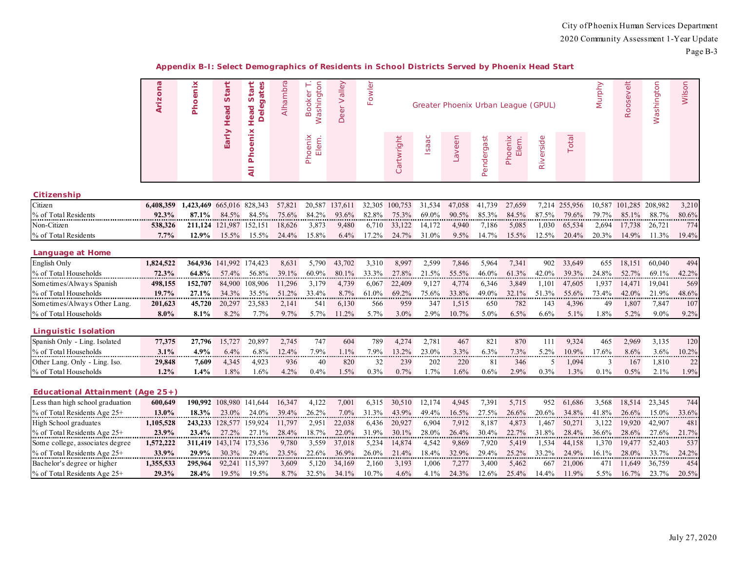## Appendix B-I: Select Demographics of Residents in School Districts Served by Phoenix Head Start

| | Arizona | Phoenix | Early Head Start | All Phoenix Head Start Delegates | Alhambra | Booker T. Washington | Deer Valley | Fowler | Greater Phoenix Urban League (GPUL) | | | | | | | Murphy | Roosevelt | Washington | Wilson |
|---|---|---|---|---|---|---|---|---|---|---|---|---|---|---|---|---|---|---|---|
| | | | | | | Phoenix Elem. | | | Cartwright | Isaac | Laveen | Pendergast | Phoenix Elem. | Riverside | Total | | | | |
| **Citizenship** | | | | | | | | | | | | | | | | | | | |
| Citizen | **6,408,359** | **1,423,469** | 665,016 | 828,343 | 57,821 | 20,587 | 137,611 | 32,305 | 100,753 | 31,534 | 47,058 | 41,739 | 27,659 | 7,214 | 255,956 | 10,587 | 101,285 | 208,982 | 3,210 |
| % of Total Residents | **92.3%** | **87.1%** | 84.5% | 84.5% | 75.6% | 84.2% | 93.6% | 82.8% | 75.3% | 69.0% | 90.5% | 85.3% | 84.5% | 87.5% | 79.6% | 79.7% | 85.1% | 88.7% | 80.6% |
| Non-Citizen | **538,326** | **211,124** | 121,987 | 152,151 | 18,626 | 3,873 | 9,480 | 6,710 | 33,122 | 14,172 | 4,940 | 7,186 | 5,085 | 1,030 | 65,534 | 2,694 | 17,738 | 26,721 | 774 |
| % of Total Residents | **7.7%** | **12.9%** | 15.5% | 15.5% | 24.4% | 15.8% | 6.4% | 17.2% | 24.7% | 31.0% | 9.5% | 14.7% | 15.5% | 12.5% | 20.4% | 20.3% | 14.9% | 11.3% | 19.4% |
| **Language at Home** | | | | | | | | | | | | | | | | | | | |
| English Only | **1,824,522** | **364,936** | 141,992 | 174,423 | 8,631 | 5,790 | 43,702 | 3,310 | 8,997 | 2,599 | 7,846 | 5,964 | 7,341 | 902 | 33,649 | 655 | 18,151 | 60,040 | 494 |
| % of Total Households | **72.3%** | **64.8%** | 57.4% | 56.8% | 39.1% | 60.9% | 80.1% | 33.3% | 27.8% | 21.5% | 55.5% | 46.0% | 61.3% | 42.0% | 39.3% | 24.8% | 52.7% | 69.1% | 42.2% |
| Sometimes/Always Spanish | **498,155** | **152,707** | 84,900 | 108,906 | 11,296 | 3,179 | 4,739 | 6,067 | 22,409 | 9,127 | 4,774 | 6,346 | 3,849 | 1,101 | 47,605 | 1,937 | 14,471 | 19,041 | 569 |
| % of Total Households | **19.7%** | **27.1%** | 34.3% | 35.5% | 51.2% | 33.4% | 8.7% | 61.0% | 69.2% | 75.6% | 33.8% | 49.0% | 32.1% | 51.3% | 55.6% | 73.4% | 42.0% | 21.9% | 48.6% |
| Sometimes/Always Other Lang. | **201,623** | **45,720** | 20,297 | 23,583 | 2,141 | 541 | 6,130 | 566 | 959 | 347 | 1,515 | 650 | 782 | 143 | 4,396 | 49 | 1,807 | 7,847 | 107 |
| % of Total Households | **8.0%** | **8.1%** | 8.2% | 7.7% | 9.7% | 5.7% | 11.2% | 5.7% | 3.0% | 2.9% | 10.7% | 5.0% | 6.5% | 6.6% | 5.1% | 1.8% | 5.2% | 9.0% | 9.2% |
| **Linguistic Isolation** | | | | | | | | | | | | | | | | | | | |
| Spanish Only - Ling. Isolated | **77,375** | **27,796** | 15,727 | 20,897 | 2,745 | 747 | 604 | 789 | 4,274 | 2,781 | 467 | 821 | 870 | 111 | 9,324 | 465 | 2,969 | 3,135 | 120 |
| % of Total Households | **3.1%** | **4.9%** | 6.4% | 6.8% | 12.4% | 7.9% | 1.1% | 7.9% | 13.2% | 23.0% | 3.3% | 6.3% | 7.3% | 5.2% | 10.9% | 17.6% | 8.6% | 3.6% | 10.2% |
| Other Lang. Only - Ling. Iso. | **29,848** | **7,609** | 4,345 | 4,923 | 936 | 40 | 820 | 32 | 239 | 202 | 220 | 81 | 346 | 5 | 1,094 | 3 | 167 | 1,810 | 22 |
| % of Total Households | **1.2%** | **1.4%** | 1.8% | 1.6% | 4.2% | 0.4% | 1.5% | 0.3% | 0.7% | 1.7% | 1.6% | 0.6% | 2.9% | 0.3% | 1.3% | 0.1% | 0.5% | 2.1% | 1.9% |
| **Educational Attainment (Age 25+)** | | | | | | | | | | | | | | | | | | | |
| Less than high school graduation | **600,649** | **190,992** | 108,980 | 141,644 | 16,347 | 4,122 | 7,001 | 6,315 | 30,510 | 12,174 | 4,945 | 7,391 | 5,715 | 952 | 61,686 | 3,568 | 18,514 | 23,345 | 744 |
| % of Total Residents Age 25+ | **13.0%** | **18.3%** | 23.0% | 24.0% | 39.4% | 26.2% | 7.0% | 31.3% | 43.9% | 49.4% | 16.5% | 27.5% | 26.6% | 20.6% | 34.8% | 41.8% | 26.6% | 15.0% | 33.6% |
| High School graduates | **1,105,528** | **243,233** | 128,577 | 159,924 | 11,797 | 2,951 | 22,038 | 6,436 | 20,927 | 6,904 | 7,912 | 8,187 | 4,873 | 1,467 | 50,271 | 3,122 | 19,920 | 42,907 | 481 |
| % of Total Residents Age 25+ | **23.9%** | **23.4%** | 27.2% | 27.1% | 28.4% | 18.7% | 22.0% | 31.9% | 30.1% | 28.0% | 26.4% | 30.4% | 22.7% | 31.8% | 28.4% | 36.6% | 28.6% | 27.6% | 21.7% |
| Some college, associates degree | **1,572,222** | **311,419** | 143,174 | 173,536 | 9,780 | 3,559 | 37,018 | 5,234 | 14,874 | 4,542 | 9,869 | 7,920 | 5,419 | 1,534 | 44,158 | 1,370 | 19,477 | 52,403 | 537 |
| % of Total Residents Age 25+ | **33.9%** | **29.9%** | 30.3% | 29.4% | 23.5% | 22.6% | 36.9% | 26.0% | 21.4% | 18.4% | 32.9% | 29.4% | 25.2% | 33.2% | 24.9% | 16.1% | 28.0% | 33.7% | 24.2% |
| Bachelor's degree or higher | **1,355,533** | **295,964** | 92,241 | 115,397 | 3,609 | 5,120 | 34,169 | 2,160 | 3,193 | 1,006 | 7,277 | 3,400 | 5,462 | 667 | 21,006 | 471 | 11,649 | 36,759 | 454 |
| % of Total Residents Age 25+ | **29.3%** | **28.4%** | 19.5% | 19.5% | 8.7% | 32.5% | 34.1% | 10.7% | 4.6% | 4.1% | 24.3% | 12.6% | 25.4% | 14.4% | 11.9% | 5.5% | 16.7% | 23.7% | 20.5% |

July 27, 2020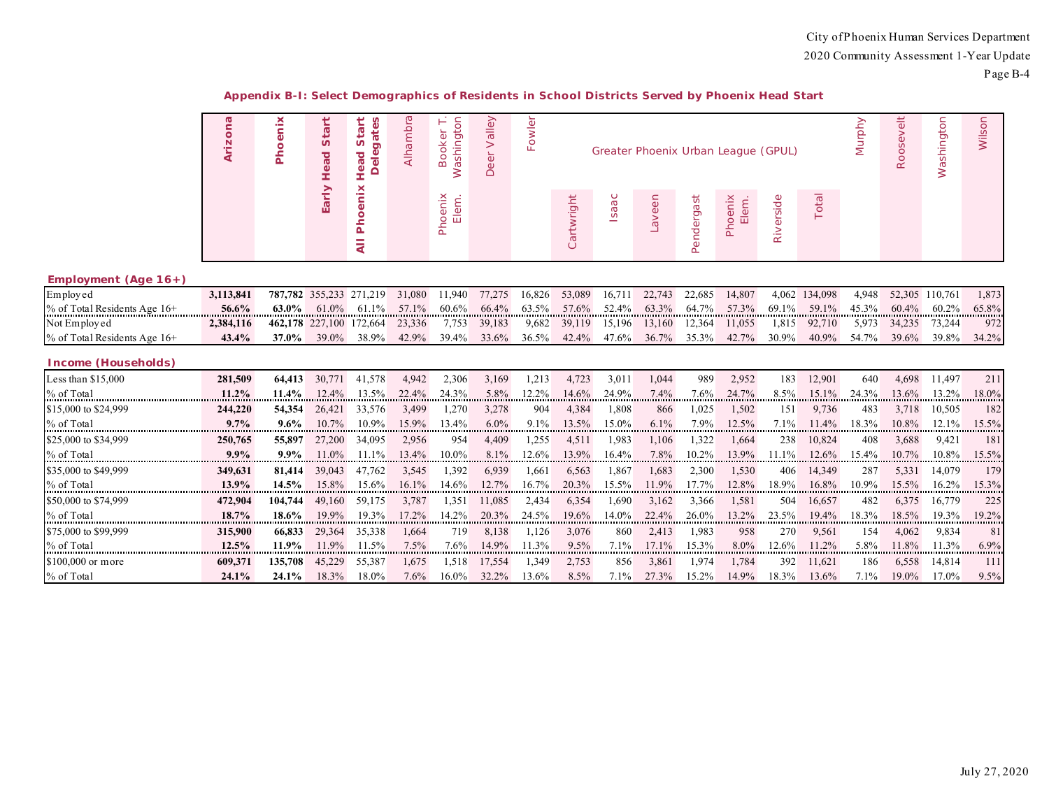## Appendix B-I: Select Demographics of Residents in School Districts Served by Phoenix Head Start

| | Arizona | Phoenix | Early Head Start | All Phoenix Head Start Delegates | Alhambra | Booker T. Washington | Deer Valley | Fowler | Greater Phoenix Urban League (GPUL) | | | | | | | Murphy | Roosevelt | Washington | Wilson |
|---|---|---|---|---|---|---|---|---|---|---|---|---|---|---|---|---|---|---|---|
| | | | | | | Phoenix Elem. | | | Cartwright | Isaac | Laveen | Pendergast | Phoenix Elem. | Riverside | Total | | | | |
| **Employment (Age 16+)** | | | | | | | | | | | | | | | | | | | |
| Employed | **3,113,841** | **787,782** | 355,233 | 271,219 | 31,080 | 11,940 | 77,275 | 16,826 | 53,089 | 16,711 | 22,743 | 22,685 | 14,807 | 4,062 | 134,098 | 4,948 | 52,305 | 110,761 | 1,873 |
| % of Total Residents Age 16+ | **56.6%** | **63.0%** | 61.0% | 61.1% | 57.1% | 60.6% | 66.4% | 63.5% | 57.6% | 52.4% | 63.3% | 64.7% | 57.3% | 69.1% | 59.1% | 45.3% | 60.4% | 60.2% | 65.8% |
| Not Employed | **2,384,116** | **462,178** | 227,100 | 172,664 | 23,336 | 7,753 | 39,183 | 9,682 | 39,119 | 15,196 | 13,160 | 12,364 | 11,055 | 1,815 | 92,710 | 5,973 | 34,235 | 73,244 | 972 |
| % of Total Residents Age 16+ | **43.4%** | **37.0%** | 39.0% | 38.9% | 42.9% | 39.4% | 33.6% | 36.5% | 42.4% | 47.6% | 36.7% | 35.3% | 42.7% | 30.9% | 40.9% | 54.7% | 39.6% | 39.8% | 34.2% |
| **Income (Households)** | | | | | | | | | | | | | | | | | | | |
| Less than $15,000 | **281,509** | **64,413** | 30,771 | 41,578 | 4,942 | 2,306 | 3,169 | 1,213 | 4,723 | 3,011 | 1,044 | 989 | 2,952 | 183 | 12,901 | 640 | 4,698 | 11,497 | 211 |
| % of Total | **11.2%** | **11.4%** | 12.4% | 13.5% | 22.4% | 24.3% | 5.8% | 12.2% | 14.6% | 24.9% | 7.4% | 7.6% | 24.7% | 8.5% | 15.1% | 24.3% | 13.6% | 13.2% | 18.0% |
| $15,000 to $24,999 | **244,220** | **54,354** | 26,421 | 33,576 | 3,499 | 1,270 | 3,278 | 904 | 4,384 | 1,808 | 866 | 1,025 | 1,502 | 151 | 9,736 | 483 | 3,718 | 10,505 | 182 |
| % of Total | **9.7%** | **9.6%** | 10.7% | 10.9% | 15.9% | 13.4% | 6.0% | 9.1% | 13.5% | 15.0% | 6.1% | 7.9% | 12.5% | 7.1% | 11.4% | 18.3% | 10.8% | 12.1% | 15.5% |
| $25,000 to $34,999 | **250,765** | **55,897** | 27,200 | 34,095 | 2,956 | 954 | 4,409 | 1,255 | 4,511 | 1,983 | 1,106 | 1,322 | 1,664 | 238 | 10,824 | 408 | 3,688 | 9,421 | 181 |
| % of Total | **9.9%** | **9.9%** | 11.0% | 11.1% | 13.4% | 10.0% | 8.1% | 12.6% | 13.9% | 16.4% | 7.8% | 10.2% | 13.9% | 11.1% | 12.6% | 15.4% | 10.7% | 10.8% | 15.5% |
| $35,000 to $49,999 | **349,631** | **81,414** | 39,043 | 47,762 | 3,545 | 1,392 | 6,939 | 1,661 | 6,563 | 1,867 | 1,683 | 2,300 | 1,530 | 406 | 14,349 | 287 | 5,331 | 14,079 | 179 |
| % of Total | **13.9%** | **14.5%** | 15.8% | 15.6% | 16.1% | 14.6% | 12.7% | 16.7% | 20.3% | 15.5% | 11.9% | 17.7% | 12.8% | 18.9% | 16.8% | 10.9% | 15.5% | 16.2% | 15.3% |
| $50,000 to $74,999 | **472,904** | **104,744** | 49,160 | 59,175 | 3,787 | 1,351 | 11,085 | 2,434 | 6,354 | 1,690 | 3,162 | 3,366 | 1,581 | 504 | 16,657 | 482 | 6,375 | 16,779 | 225 |
| % of Total | **18.7%** | **18.6%** | 19.9% | 19.3% | 17.2% | 14.2% | 20.3% | 24.5% | 19.6% | 14.0% | 22.4% | 26.0% | 13.2% | 23.5% | 19.4% | 18.3% | 18.5% | 19.3% | 19.2% |
| $75,000 to $99,999 | **315,900** | **66,833** | 29,364 | 35,338 | 1,664 | 719 | 8,138 | 1,126 | 3,076 | 860 | 2,413 | 1,983 | 958 | 270 | 9,561 | 154 | 4,062 | 9,834 | 81 |
| % of Total | **12.5%** | **11.9%** | 11.9% | 11.5% | 7.5% | 7.6% | 14.9% | 11.3% | 9.5% | 7.1% | 17.1% | 15.3% | 8.0% | 12.6% | 11.2% | 5.8% | 11.8% | 11.3% | 6.9% |
| $100,000 or more | **609,371** | **135,708** | 45,229 | 55,387 | 1,675 | 1,518 | 17,554 | 1,349 | 2,753 | 856 | 3,861 | 1,974 | 1,784 | 392 | 11,621 | 186 | 6,558 | 14,814 | 111 |
| % of Total | **24.1%** | **24.1%** | 18.3% | 18.0% | 7.6% | 16.0% | 32.2% | 13.6% | 8.5% | 7.1% | 27.3% | 15.2% | 14.9% | 18.3% | 13.6% | 7.1% | 19.0% | 17.0% | 9.5% |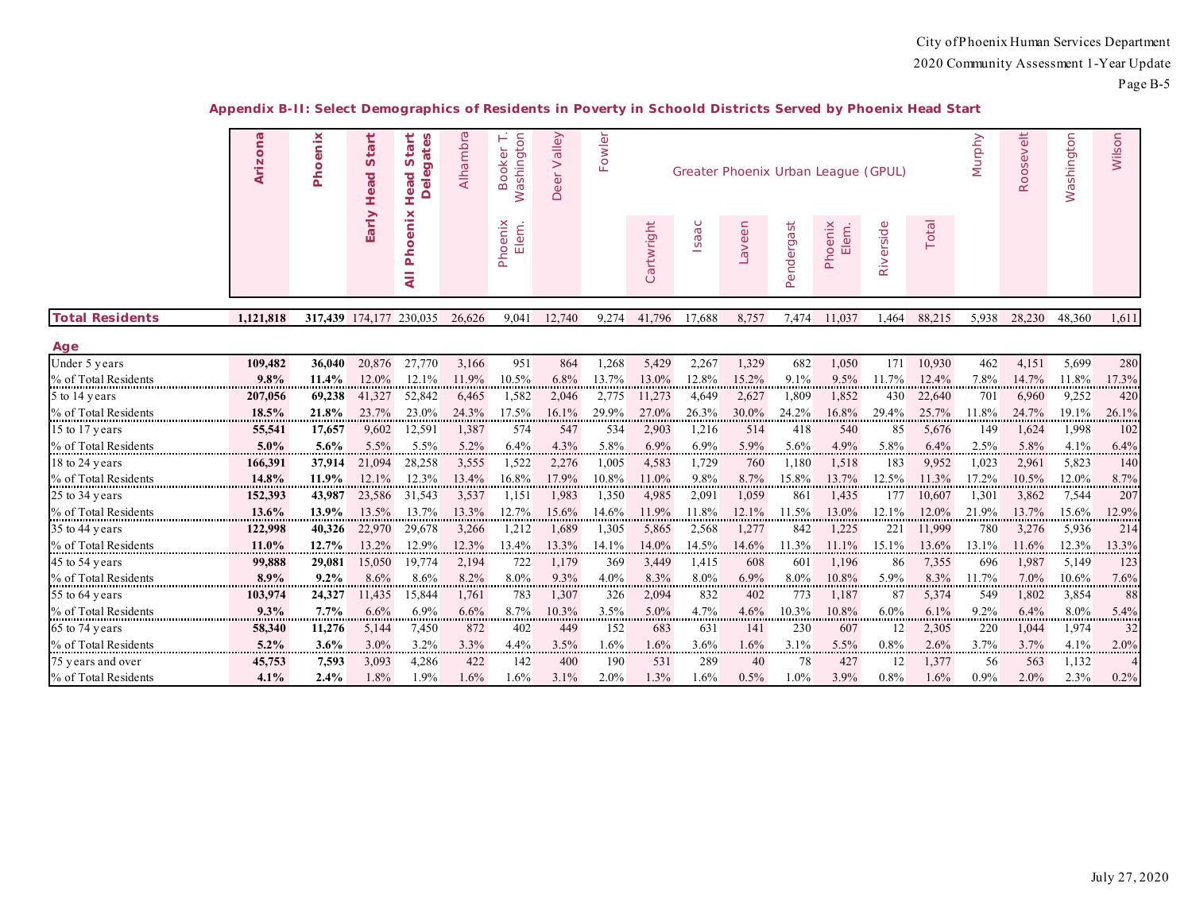## Appendix B-II: Select Demographics of Residents in Poverty in Schoold Districts Served by Phoenix Head Start

| | Arizona | Phoenix | Early Head Start | All Phoenix Head Start Delegates | Alhambra | Booker T. Washington | Deer Valley | Fowler | Greater Phoenix Urban League (GPUL) | | | | | | | Murphy | Roosevelt | Washington | Wilson |
|---|---|---|---|---|---|---|---|---|---|---|---|---|---|---|---|---|---|---|---|
| | | | | | | Phoenix Elem. | | | Cartwright | Isaac | Laveen | Pendergast | Phoenix Elem. | Riverside | Total | | | | |
| **Total Residents** | **1,121,818** | **317,439** | 174,177 | 230,035 | 26,626 | 9,041 | 12,740 | 9,274 | 41,796 | 17,688 | 8,757 | 7,474 | 11,037 | 1,464 | 88,215 | 5,938 | 28,230 | 48,360 | 1,611 |
| **Age** | | | | | | | | | | | | | | | | | | | |
| Under 5 years | **109,482** | **36,040** | 20,876 | 27,770 | 3,166 | 951 | 864 | 1,268 | 5,429 | 2,267 | 1,329 | 682 | 1,050 | 171 | 10,930 | 462 | 4,151 | 5,699 | 280 |
| % of Total Residents | **9.8%** | **11.4%** | 12.0% | 12.1% | 11.9% | 10.5% | 6.8% | 13.7% | 13.0% | 12.8% | 15.2% | 9.1% | 9.5% | 11.7% | 12.4% | 7.8% | 14.7% | 11.8% | 17.3% |
| 5 to 14 years | **207,056** | **69,238** | 41,327 | 52,842 | 6,465 | 1,582 | 2,046 | 2,775 | 11,273 | 4,649 | 2,627 | 1,809 | 1,852 | 430 | 22,640 | 701 | 6,960 | 9,252 | 420 |
| % of Total Residents | **18.5%** | **21.8%** | 23.7% | 23.0% | 24.3% | 17.5% | 16.1% | 29.9% | 27.0% | 26.3% | 30.0% | 24.2% | 16.8% | 29.4% | 25.7% | 11.8% | 24.7% | 19.1% | 26.1% |
| 15 to 17 years | **55,541** | **17,657** | 9,602 | 12,591 | 1,387 | 574 | 547 | 534 | 2,903 | 1,216 | 514 | 418 | 540 | 85 | 5,676 | 149 | 1,624 | 1,998 | 102 |
| % of Total Residents | **5.0%** | **5.6%** | 5.5% | 5.5% | 5.2% | 6.4% | 4.3% | 5.8% | 6.9% | 6.9% | 5.9% | 5.6% | 4.9% | 5.8% | 6.4% | 2.5% | 5.8% | 4.1% | 6.4% |
| 18 to 24 years | **166,391** | **37,914** | 21,094 | 28,258 | 3,555 | 1,522 | 2,276 | 1,005 | 4,583 | 1,729 | 760 | 1,180 | 1,518 | 183 | 9,952 | 1,023 | 2,961 | 5,823 | 140 |
| % of Total Residents | **14.8%** | **11.9%** | 12.1% | 12.3% | 13.4% | 16.8% | 17.9% | 10.8% | 11.0% | 9.8% | 8.7% | 15.8% | 13.7% | 12.5% | 11.3% | 17.2% | 10.5% | 12.0% | 8.7% |
| 25 to 34 years | **152,393** | **43,987** | 23,586 | 31,543 | 3,537 | 1,151 | 1,983 | 1,350 | 4,985 | 2,091 | 1,059 | 861 | 1,435 | 177 | 10,607 | 1,301 | 3,862 | 7,544 | 207 |
| % of Total Residents | **13.6%** | **13.9%** | 13.5% | 13.7% | 13.3% | 12.7% | 15.6% | 14.6% | 11.9% | 11.8% | 12.1% | 11.5% | 13.0% | 12.1% | 12.0% | 21.9% | 13.7% | 15.6% | 12.9% |
| 35 to 44 years | **122,998** | **40,326** | 22,970 | 29,678 | 3,266 | 1,212 | 1,689 | 1,305 | 5,865 | 2,568 | 1,277 | 842 | 1,225 | 221 | 11,999 | 780 | 3,276 | 5,936 | 214 |
| % of Total Residents | **11.0%** | **12.7%** | 13.2% | 12.9% | 12.3% | 13.4% | 13.3% | 14.1% | 14.0% | 14.5% | 14.6% | 11.3% | 11.1% | 15.1% | 13.6% | 13.1% | 11.6% | 12.3% | 13.3% |
| 45 to 54 years | **99,888** | **29,081** | 15,050 | 19,774 | 2,194 | 722 | 1,179 | 369 | 3,449 | 1,415 | 608 | 601 | 1,196 | 86 | 7,355 | 696 | 1,987 | 5,149 | 123 |
| % of Total Residents | **8.9%** | **9.2%** | 8.6% | 8.6% | 8.2% | 8.0% | 9.3% | 4.0% | 8.3% | 8.0% | 6.9% | 8.0% | 10.8% | 5.9% | 8.3% | 11.7% | 7.0% | 10.6% | 7.6% |
| 55 to 64 years | **103,974** | **24,327** | 11,435 | 15,844 | 1,761 | 783 | 1,307 | 326 | 2,094 | 832 | 402 | 773 | 1,187 | 87 | 5,374 | 549 | 1,802 | 3,854 | 88 |
| % of Total Residents | **9.3%** | **7.7%** | 6.6% | 6.9% | 6.6% | 8.7% | 10.3% | 3.5% | 5.0% | 4.7% | 4.6% | 10.3% | 10.8% | 6.0% | 6.1% | 9.2% | 6.4% | 8.0% | 5.4% |
| 65 to 74 years | **58,340** | **11,276** | 5,144 | 7,450 | 872 | 402 | 449 | 152 | 683 | 631 | 141 | 230 | 607 | 12 | 2,305 | 220 | 1,044 | 1,974 | 32 |
| % of Total Residents | **5.2%** | **3.6%** | 3.0% | 3.2% | 3.3% | 4.4% | 3.5% | 1.6% | 1.6% | 3.6% | 1.6% | 3.1% | 5.5% | 0.8% | 2.6% | 3.7% | 3.7% | 4.1% | 2.0% |
| 75 years and over | **45,753** | **7,593** | 3,093 | 4,286 | 422 | 142 | 400 | 190 | 531 | 289 | 40 | 78 | 427 | 12 | 1,377 | 56 | 563 | 1,132 | 4 |
| % of Total Residents | **4.1%** | **2.4%** | 1.8% | 1.9% | 1.6% | 1.6% | 3.1% | 2.0% | 1.3% | 1.6% | 0.5% | 1.0% | 3.9% | 0.8% | 1.6% | 0.9% | 2.0% | 2.3% | 0.2% |

July 27, 2020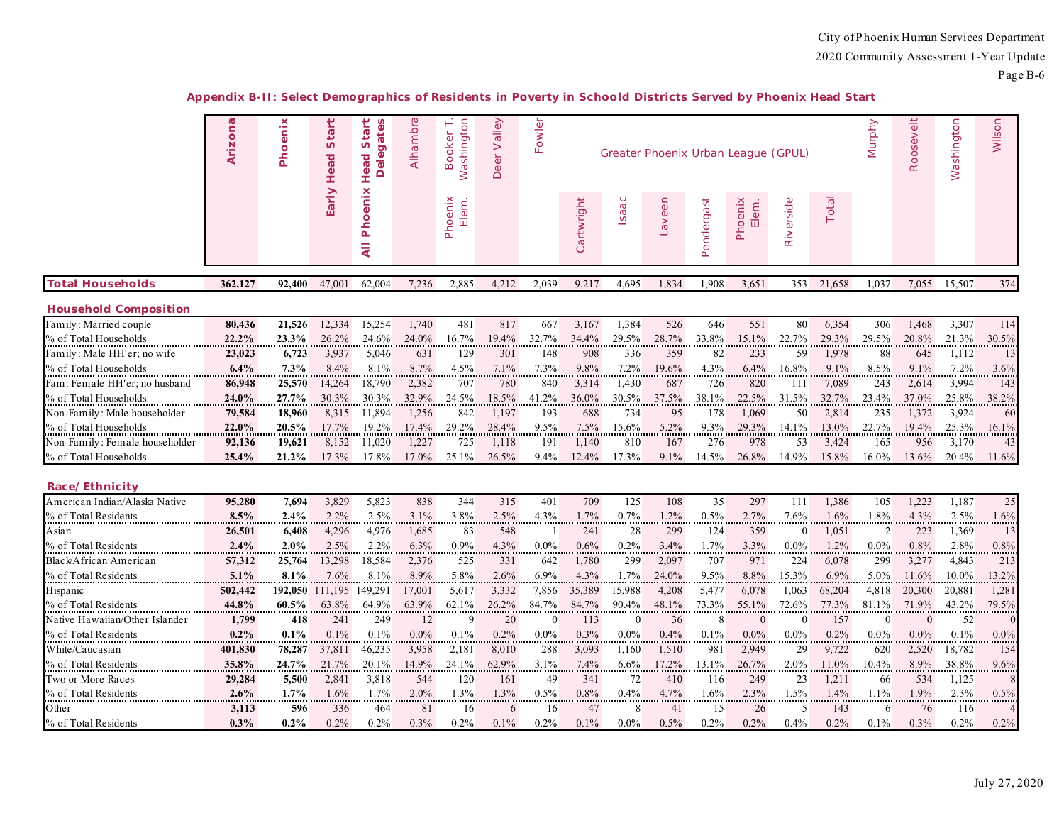## Appendix B-II: Select Demographics of Residents in Poverty in Schoold Districts Served by Phoenix Head Start

| | Arizona | Phoenix | Early Head Start | All Phoenix Head Start Delegates | Alhambra | Booker T. Washington | Deer Valley | Fowler | Greater Phoenix Urban League (GPUL) | | | | | | | Murphy | Roosevelt | Washington | Wilson |
|---|---|---|---|---|---|---|---|---|---|---|---|---|---|---|---|---|---|---|---|
| | | | | | | Phoenix Elem. | | | Cartwright | Isaac | Laveen | Pendergast | Phoenix Elem. | Riverside | Total | | | | |
| **Total Households** | **362,127** | **92,400** | 47,001 | 62,004 | 7,236 | 2,885 | 4,212 | 2,039 | 9,217 | 4,695 | 1,834 | 1,908 | 3,651 | 353 | 21,658 | 1,037 | 7,055 | 15,507 | 374 |
| **Household Composition** | | | | | | | | | | | | | | | | | | | |
| Family: Married couple | **80,436** | **21,526** | 12,334 | 15,254 | 1,740 | 481 | 817 | 667 | 3,167 | 1,384 | 526 | 646 | 551 | 80 | 6,354 | 306 | 1,468 | 3,307 | 114 |
| % of Total Households | **22.2%** | **23.3%** | 26.2% | 24.6% | 24.0% | 16.7% | 19.4% | 32.7% | 34.4% | 29.5% | 28.7% | 33.8% | 15.1% | 22.7% | 29.3% | 29.5% | 20.8% | 21.3% | 30.5% |
| Family: Male HH'er; no wife | **23,023** | **6,723** | 3,937 | 5,046 | 631 | 129 | 301 | 148 | 908 | 336 | 359 | 82 | 233 | 59 | 1,978 | 88 | 645 | 1,112 | 13 |
| % of Total Households | **6.4%** | **7.3%** | 8.4% | 8.1% | 8.7% | 4.5% | 7.1% | 7.3% | 9.8% | 7.2% | 19.6% | 4.3% | 6.4% | 16.8% | 9.1% | 8.5% | 9.1% | 7.2% | 3.6% |
| Fam: Female HH'er; no husband | **86,948** | **25,570** | 14,264 | 18,790 | 2,382 | 707 | 780 | 840 | 3,314 | 1,430 | 687 | 726 | 820 | 111 | 7,089 | 243 | 2,614 | 3,994 | 143 |
| % of Total Households | **24.0%** | **27.7%** | 30.3% | 30.3% | 32.9% | 24.5% | 18.5% | 41.2% | 36.0% | 30.5% | 37.5% | 38.1% | 22.5% | 31.5% | 32.7% | 23.4% | 37.0% | 25.8% | 38.2% |
| Non-Family: Male householder | **79,584** | **18,960** | 8,315 | 11,894 | 1,256 | 842 | 1,197 | 193 | 688 | 734 | 95 | 178 | 1,069 | 50 | 2,814 | 235 | 1,372 | 3,924 | 60 |
| % of Total Households | **22.0%** | **20.5%** | 17.7% | 19.2% | 17.4% | 29.2% | 28.4% | 9.5% | 7.5% | 15.6% | 5.2% | 9.3% | 29.3% | 14.1% | 13.0% | 22.7% | 19.4% | 25.3% | 16.1% |
| Non-Family: Female householder | **92,136** | **19,621** | 8,152 | 11,020 | 1,227 | 725 | 1,118 | 191 | 1,140 | 810 | 167 | 276 | 978 | 53 | 3,424 | 165 | 956 | 3,170 | 43 |
| % of Total Households | **25.4%** | **21.2%** | 17.3% | 17.8% | 17.0% | 25.1% | 26.5% | 9.4% | 12.4% | 17.3% | 9.1% | 14.5% | 26.8% | 14.9% | 15.8% | 16.0% | 13.6% | 20.4% | 11.6% |
| **Race/ Ethnicity** | | | | | | | | | | | | | | | | | | | |
| American Indian/Alaska Native | **95,280** | **7,694** | 3,829 | 5,823 | 838 | 344 | 315 | 401 | 709 | 125 | 108 | 35 | 297 | 111 | 1,386 | 105 | 1,223 | 1,187 | 25 |
| % of Total Residents | **8.5%** | **2.4%** | 2.2% | 2.5% | 3.1% | 3.8% | 2.5% | 4.3% | 1.7% | 0.7% | 1.2% | 0.5% | 2.7% | 7.6% | 1.6% | 1.8% | 4.3% | 2.5% | 1.6% |
| Asian | **26,501** | **6,408** | 4,296 | 4,976 | 1,685 | 83 | 548 | 1 | 241 | 28 | 299 | 124 | 359 | 0 | 1,051 | 2 | 223 | 1,369 | 13 |
| % of Total Residents | **2.4%** | **2.0%** | 2.5% | 2.2% | 6.3% | 0.9% | 4.3% | 0.0% | 0.6% | 0.2% | 3.4% | 1.7% | 3.3% | 0.0% | 1.2% | 0.0% | 0.8% | 2.8% | 0.8% |
| Black/African American | **57,312** | **25,764** | 13,298 | 18,584 | 2,376 | 525 | 331 | 642 | 1,780 | 299 | 2,097 | 707 | 971 | 224 | 6,078 | 299 | 3,277 | 4,843 | 213 |
| % of Total Residents | **5.1%** | **8.1%** | 7.6% | 8.1% | 8.9% | 5.8% | 2.6% | 6.9% | 4.3% | 1.7% | 24.0% | 9.5% | 8.8% | 15.3% | 6.9% | 5.0% | 11.6% | 10.0% | 13.2% |
| Hispanic | **502,442** | **192,050** | 111,195 | 149,291 | 17,001 | 5,617 | 3,332 | 7,856 | 35,389 | 15,988 | 4,208 | 5,477 | 6,078 | 1,063 | 68,204 | 4,818 | 20,300 | 20,881 | 1,281 |
| % of Total Residents | **44.8%** | **60.5%** | 63.8% | 64.9% | 63.9% | 62.1% | 26.2% | 84.7% | 84.7% | 90.4% | 48.1% | 73.3% | 55.1% | 72.6% | 77.3% | 81.1% | 71.9% | 43.2% | 79.5% |
| Native Hawaiian/Other Islander | **1,799** | **418** | 241 | 249 | 12 | 9 | 20 | 0 | 113 | 0 | 36 | 8 | 0 | 0 | 157 | 0 | 0 | 52 | 0 |
| % of Total Residents | **0.2%** | **0.1%** | 0.1% | 0.1% | 0.0% | 0.1% | 0.2% | 0.0% | 0.3% | 0.0% | 0.4% | 0.1% | 0.0% | 0.0% | 0.2% | 0.0% | 0.0% | 0.1% | 0.0% |
| White/Caucasian | **401,830** | **78,287** | 37,811 | 46,235 | 3,958 | 2,181 | 8,010 | 288 | 3,093 | 1,160 | 1,510 | 981 | 2,949 | 29 | 9,722 | 620 | 2,520 | 18,782 | 154 |
| % of Total Residents | **35.8%** | **24.7%** | 21.7% | 20.1% | 14.9% | 24.1% | 62.9% | 3.1% | 7.4% | 6.6% | 17.2% | 13.1% | 26.7% | 2.0% | 11.0% | 10.4% | 8.9% | 38.8% | 9.6% |
| Two or More Races | **29,284** | **5,500** | 2,841 | 3,818 | 544 | 120 | 161 | 49 | 341 | 72 | 410 | 116 | 249 | 23 | 1,211 | 66 | 534 | 1,125 | 8 |
| % of Total Residents | **2.6%** | **1.7%** | 1.6% | 1.7% | 2.0% | 1.3% | 1.3% | 0.5% | 0.8% | 0.4% | 4.7% | 1.6% | 2.3% | 1.5% | 1.4% | 1.1% | 1.9% | 2.3% | 0.5% |
| Other | **3,113** | **596** | 336 | 464 | 81 | 16 | 6 | 16 | 47 | 8 | 41 | 15 | 26 | 5 | 143 | 6 | 76 | 116 | 4 |
| % of Total Residents | **0.3%** | **0.2%** | 0.2% | 0.2% | 0.3% | 0.2% | 0.1% | 0.2% | 0.1% | 0.0% | 0.5% | 0.2% | 0.2% | 0.4% | 0.2% | 0.1% | 0.3% | 0.2% | 0.2% |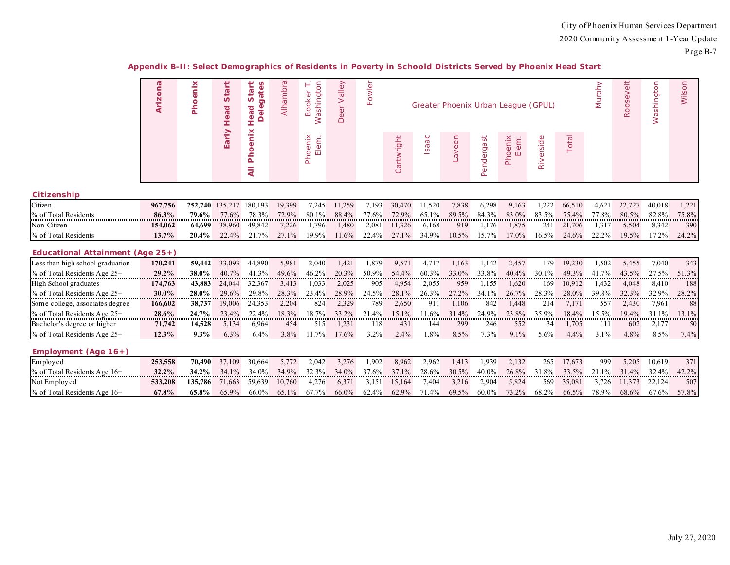## Appendix B-II: Select Demographics of Residents in Poverty in Schoold Districts Served by Phoenix Head Start

| | Arizona | Phoenix | Early Head Start | All Phoenix Head Start Delegates | Alhambra | Booker T. Washington | Deer Valley | Fowler | Greater Phoenix Urban League (GPUL) | | | | | | | Murphy | Roosevelt | Washington | Wilson |
|---|---|---|---|---|---|---|---|---|---|---|---|---|---|---|---|---|---|---|---|
| | | | | | | Phoenix Elem. | | | Cartwright | Isaac | Laveen | Pendergast | Phoenix Elem. | Riverside | Total | | | | |
| **Citizenship** | | | | | | | | | | | | | | | | | | | |
| Citizen | **967,756** | **252,740** | 135,217 | 180,193 | 19,399 | 7,245 | 11,259 | 7,193 | 30,470 | 11,520 | 7,838 | 6,298 | 9,163 | 1,222 | 66,510 | 4,621 | 22,727 | 40,018 | 1,221 |
| % of Total Residents | **86.3%** | **79.6%** | 77.6% | 78.3% | 72.9% | 80.1% | 88.4% | 77.6% | 72.9% | 65.1% | 89.5% | 84.3% | 83.0% | 83.5% | 75.4% | 77.8% | 80.5% | 82.8% | 75.8% |
| Non-Citizen | **154,062** | **64,699** | 38,960 | 49,842 | 7,226 | 1,796 | 1,480 | 2,081 | 11,326 | 6,168 | 919 | 1,176 | 1,875 | 241 | 21,706 | 1,317 | 5,504 | 8,342 | 390 |
| % of Total Residents | **13.7%** | **20.4%** | 22.4% | 21.7% | 27.1% | 19.9% | 11.6% | 22.4% | 27.1% | 34.9% | 10.5% | 15.7% | 17.0% | 16.5% | 24.6% | 22.2% | 19.5% | 17.2% | 24.2% |
| **Educational Attainment (Age 25+)** | | | | | | | | | | | | | | | | | | | |
| Less than high school graduation | **170,241** | **59,442** | 33,093 | 44,890 | 5,981 | 2,040 | 1,421 | 1,879 | 9,571 | 4,717 | 1,163 | 1,142 | 2,457 | 179 | 19,230 | 1,502 | 5,455 | 7,040 | 343 |
| % of Total Residents Age 25+ | **29.2%** | **38.0%** | 40.7% | 41.3% | 49.6% | 46.2% | 20.3% | 50.9% | 54.4% | 60.3% | 33.0% | 33.8% | 40.4% | 30.1% | 49.3% | 41.7% | 43.5% | 27.5% | 51.3% |
| High School graduates | **174,763** | **43,883** | 24,044 | 32,367 | 3,413 | 1,033 | 2,025 | 905 | 4,954 | 2,055 | 959 | 1,155 | 1,620 | 169 | 10,912 | 1,432 | 4,048 | 8,410 | 188 |
| % of Total Residents Age 25+ | **30.0%** | **28.0%** | 29.6% | 29.8% | 28.3% | 23.4% | 28.9% | 24.5% | 28.1% | 26.3% | 27.2% | 34.1% | 26.7% | 28.3% | 28.0% | 39.8% | 32.3% | 32.9% | 28.2% |
| Some college, associates degree | **166,602** | **38,737** | 19,006 | 24,353 | 2,204 | 824 | 2,329 | 789 | 2,650 | 911 | 1,106 | 842 | 1,448 | 214 | 7,171 | 557 | 2,430 | 7,961 | 88 |
| % of Total Residents Age 25+ | **28.6%** | **24.7%** | 23.4% | 22.4% | 18.3% | 18.7% | 33.2% | 21.4% | 15.1% | 11.6% | 31.4% | 24.9% | 23.8% | 35.9% | 18.4% | 15.5% | 19.4% | 31.1% | 13.1% |
| Bachelor's degree or higher | **71,742** | **14,528** | 5,134 | 6,964 | 454 | 515 | 1,231 | 118 | 431 | 144 | 299 | 246 | 552 | 34 | 1,705 | 111 | 602 | 2,177 | 50 |
| % of Total Residents Age 25+ | **12.3%** | **9.3%** | 6.3% | 6.4% | 3.8% | 11.7% | 17.6% | 3.2% | 2.4% | 1.8% | 8.5% | 7.3% | 9.1% | 5.6% | 4.4% | 3.1% | 4.8% | 8.5% | 7.4% |
| **Employment (Age 16+)** | | | | | | | | | | | | | | | | | | | |
| Employed | **253,558** | **70,490** | 37,109 | 30,664 | 5,772 | 2,042 | 3,276 | 1,902 | 8,962 | 2,962 | 1,413 | 1,939 | 2,132 | 265 | 17,673 | 999 | 5,205 | 10,619 | 371 |
| % of Total Residents Age 16+ | **32.2%** | **34.2%** | 34.1% | 34.0% | 34.9% | 32.3% | 34.0% | 37.6% | 37.1% | 28.6% | 30.5% | 40.0% | 26.8% | 31.8% | 33.5% | 21.1% | 31.4% | 32.4% | 42.2% |
| Not Employed | **533,208** | **135,786** | 71,663 | 59,639 | 10,760 | 4,276 | 6,371 | 3,151 | 15,164 | 7,404 | 3,216 | 2,904 | 5,824 | 569 | 35,081 | 3,726 | 11,373 | 22,124 | 507 |
| % of Total Residents Age 16+ | **67.8%** | **65.8%** | 65.9% | 66.0% | 65.1% | 67.7% | 66.0% | 62.4% | 62.9% | 71.4% | 69.5% | 60.0% | 73.2% | 68.2% | 66.5% | 78.9% | 68.6% | 67.6% | 57.8% |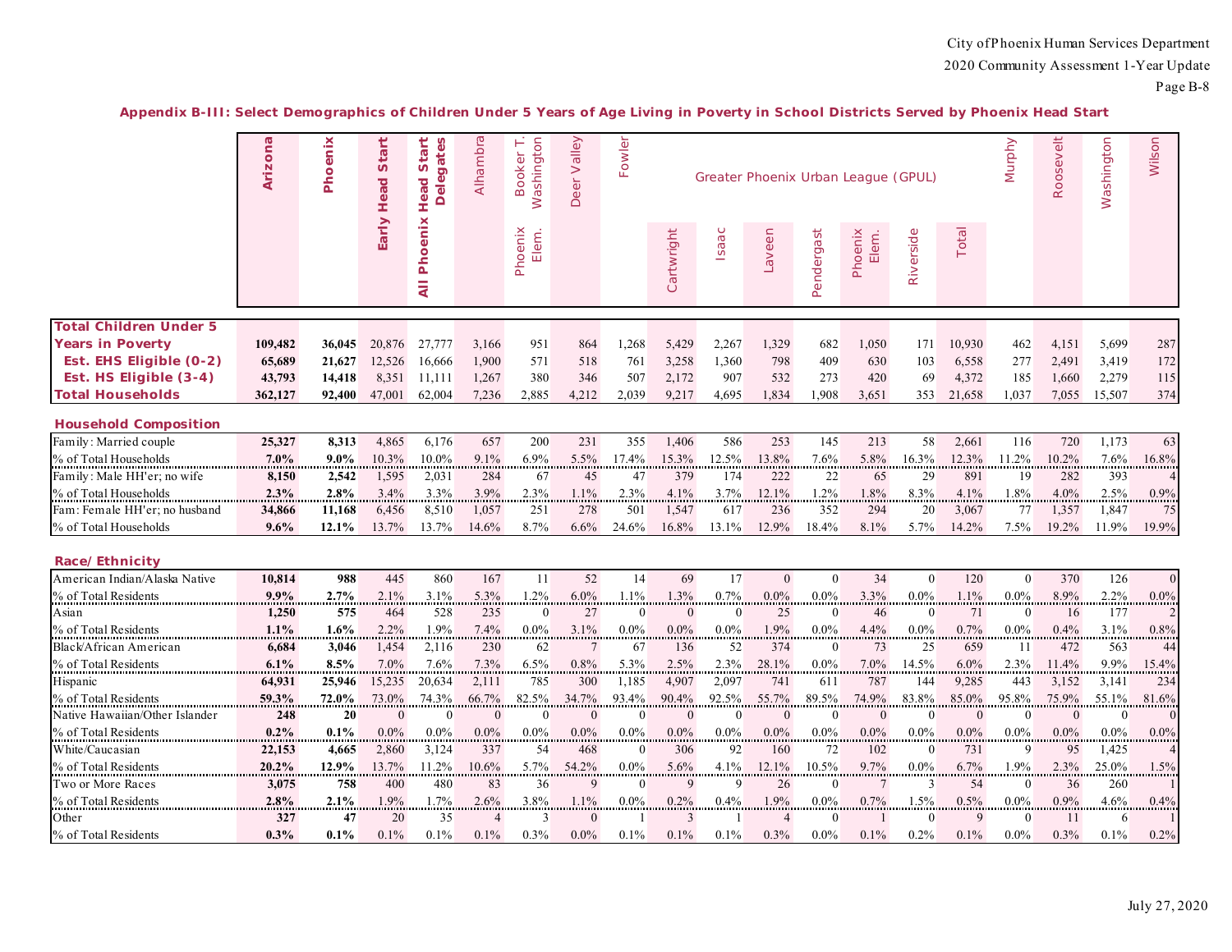## Appendix B-III: Select Demographics of Children Under 5 Years of Age Living in Poverty in School Districts Served by Phoenix Head Start

| | Arizona | Phoenix | Early Head Start | All Phoenix Head Start Delegates | Alhambra | Booker T. Washington | Deer Valley | Fowler | Greater Phoenix Urban League (GPUL) | | | | | | | Murphy | Roosevelt | Washington | Wilson |
|---|---|---|---|---|---|---|---|---|---|---|---|---|---|---|---|---|---|---|---|
| | | | | | | Phoenix Elem. | | | Cartwright | Isaac | Laveen | Pendergast | Phoenix Elem. | Riverside | Total | | | | |
| **Total Children Under 5 Years in Poverty** | **109,482** | **36,045** | 20,876 | 27,777 | 3,166 | 951 | 864 | 1,268 | 5,429 | 2,267 | 1,329 | 682 | 1,050 | 171 | 10,930 | 462 | 4,151 | 5,699 | 287 |
| **Est. EHS Eligible (0-2)** | **65,689** | **21,627** | 12,526 | 16,666 | 1,900 | 571 | 518 | 761 | 3,258 | 1,360 | 798 | 409 | 630 | 103 | 6,558 | 277 | 2,491 | 3,419 | 172 |
| **Est. HS Eligible (3-4)** | **43,793** | **14,418** | 8,351 | 11,111 | 1,267 | 380 | 346 | 507 | 2,172 | 907 | 532 | 273 | 420 | 69 | 4,372 | 185 | 1,660 | 2,279 | 115 |
| **Total Households** | **362,127** | **92,400** | 47,001 | 62,004 | 7,236 | 2,885 | 4,212 | 2,039 | 9,217 | 4,695 | 1,834 | 1,908 | 3,651 | 353 | 21,658 | 1,037 | 7,055 | 15,507 | 374 |
| **Household Composition** | | | | | | | | | | | | | | | | | | | |
| Family: Married couple | **25,327** | **8,313** | 4,865 | 6,176 | 657 | 200 | 231 | 355 | 1,406 | 586 | 253 | 145 | 213 | 58 | 2,661 | 116 | 720 | 1,173 | 63 |
| % of Total Households | **7.0%** | **9.0%** | 10.3% | 10.0% | 9.1% | 6.9% | 5.5% | 17.4% | 15.3% | 12.5% | 13.8% | 7.6% | 5.8% | 16.3% | 12.3% | 11.2% | 10.2% | 7.6% | 16.8% |
| Family: Male HH'er; no wife | **8,150** | **2,542** | 1,595 | 2,031 | 284 | 67 | 45 | 47 | 379 | 174 | 222 | 22 | 65 | 29 | 891 | 19 | 282 | 393 | 4 |
| % of Total Households | **2.3%** | **2.8%** | 3.4% | 3.3% | 3.9% | 2.3% | 1.1% | 2.3% | 4.1% | 3.7% | 12.1% | 1.2% | 1.8% | 8.3% | 4.1% | 1.8% | 4.0% | 2.5% | 0.9% |
| Fam: Female HH'er; no husband | **34,866** | **11,168** | 6,456 | 8,510 | 1,057 | 251 | 278 | 501 | 1,547 | 617 | 236 | 352 | 294 | 20 | 3,067 | 77 | 1,357 | 1,847 | 75 |
| % of Total Households | **9.6%** | **12.1%** | 13.7% | 13.7% | 14.6% | 8.7% | 6.6% | 24.6% | 16.8% | 13.1% | 12.9% | 18.4% | 8.1% | 5.7% | 14.2% | 7.5% | 19.2% | 11.9% | 19.9% |
| **Race/ Ethnicity** | | | | | | | | | | | | | | | | | | | |
| American Indian/Alaska Native | **10,814** | **988** | 445 | 860 | 167 | 11 | 52 | 14 | 69 | 17 | 0 | 0 | 34 | 0 | 120 | 0 | 370 | 126 | 0 |
| % of Total Residents | **9.9%** | **2.7%** | 2.1% | 3.1% | 5.3% | 1.2% | 6.0% | 1.1% | 1.3% | 0.7% | 0.0% | 0.0% | 3.3% | 0.0% | 1.1% | 0.0% | 8.9% | 2.2% | 0.0% |
| Asian | **1,250** | **575** | 464 | 528 | 235 | 0 | 27 | 0 | 0 | 0 | 25 | 0 | 46 | 0 | 71 | 0 | 16 | 177 | 2 |
| % of Total Residents | **1.1%** | **1.6%** | 2.2% | 1.9% | 7.4% | 0.0% | 3.1% | 0.0% | 0.0% | 0.0% | 1.9% | 0.0% | 4.4% | 0.0% | 0.7% | 0.0% | 0.4% | 3.1% | 0.8% |
| Black/African American | **6,684** | **3,046** | 1,454 | 2,116 | 230 | 62 | 7 | 67 | 136 | 52 | 374 | 0 | 73 | 25 | 659 | 11 | 472 | 563 | 44 |
| % of Total Residents | **6.1%** | **8.5%** | 7.0% | 7.6% | 7.3% | 6.5% | 0.8% | 5.3% | 2.5% | 2.3% | 28.1% | 0.0% | 7.0% | 14.5% | 6.0% | 2.3% | 11.4% | 9.9% | 15.4% |
| Hispanic | **64,931** | **25,946** | 15,235 | 20,634 | 2,111 | 785 | 300 | 1,185 | 4,907 | 2,097 | 741 | 611 | 787 | 144 | 9,285 | 443 | 3,152 | 3,141 | 234 |
| % of Total Residents | **59.3%** | **72.0%** | 73.0% | 74.3% | 66.7% | 82.5% | 34.7% | 93.4% | 90.4% | 92.5% | 55.7% | 89.5% | 74.9% | 83.8% | 85.0% | 95.8% | 75.9% | 55.1% | 81.6% |
| Native Hawaiian/Other Islander | **248** | **20** | 0 | 0 | 0 | 0 | 0 | 0 | 0 | 0 | 0 | 0 | 0 | 0 | 0 | 0 | 0 | 0 | 0 |
| % of Total Residents | **0.2%** | **0.1%** | 0.0% | 0.0% | 0.0% | 0.0% | 0.0% | 0.0% | 0.0% | 0.0% | 0.0% | 0.0% | 0.0% | 0.0% | 0.0% | 0.0% | 0.0% | 0.0% | 0.0% |
| White/Caucasian | **22,153** | **4,665** | 2,860 | 3,124 | 337 | 54 | 468 | 0 | 306 | 92 | 160 | 72 | 102 | 0 | 731 | 9 | 95 | 1,425 | 4 |
| % of Total Residents | **20.2%** | **12.9%** | 13.7% | 11.2% | 10.6% | 5.7% | 54.2% | 0.0% | 5.6% | 4.1% | 12.1% | 10.5% | 9.7% | 0.0% | 6.7% | 1.9% | 2.3% | 25.0% | 1.5% |
| Two or More Races | **3,075** | **758** | 400 | 480 | 83 | 36 | 9 | 0 | 9 | 9 | 26 | 0 | 7 | 3 | 54 | 0 | 36 | 260 | 1 |
| % of Total Residents | **2.8%** | **2.1%** | 1.9% | 1.7% | 2.6% | 3.8% | 1.1% | 0.0% | 0.2% | 0.4% | 1.9% | 0.0% | 0.7% | 1.5% | 0.5% | 0.0% | 0.9% | 4.6% | 0.4% |
| Other | **327** | **47** | 20 | 35 | 4 | 3 | 0 | 1 | 3 | 1 | 4 | 0 | 1 | 0 | 9 | 0 | 11 | 6 | 1 |
| % of Total Residents | **0.3%** | **0.1%** | 0.1% | 0.1% | 0.1% | 0.3% | 0.0% | 0.1% | 0.1% | 0.1% | 0.3% | 0.0% | 0.1% | 0.2% | 0.1% | 0.0% | 0.3% | 0.1% | 0.2% |